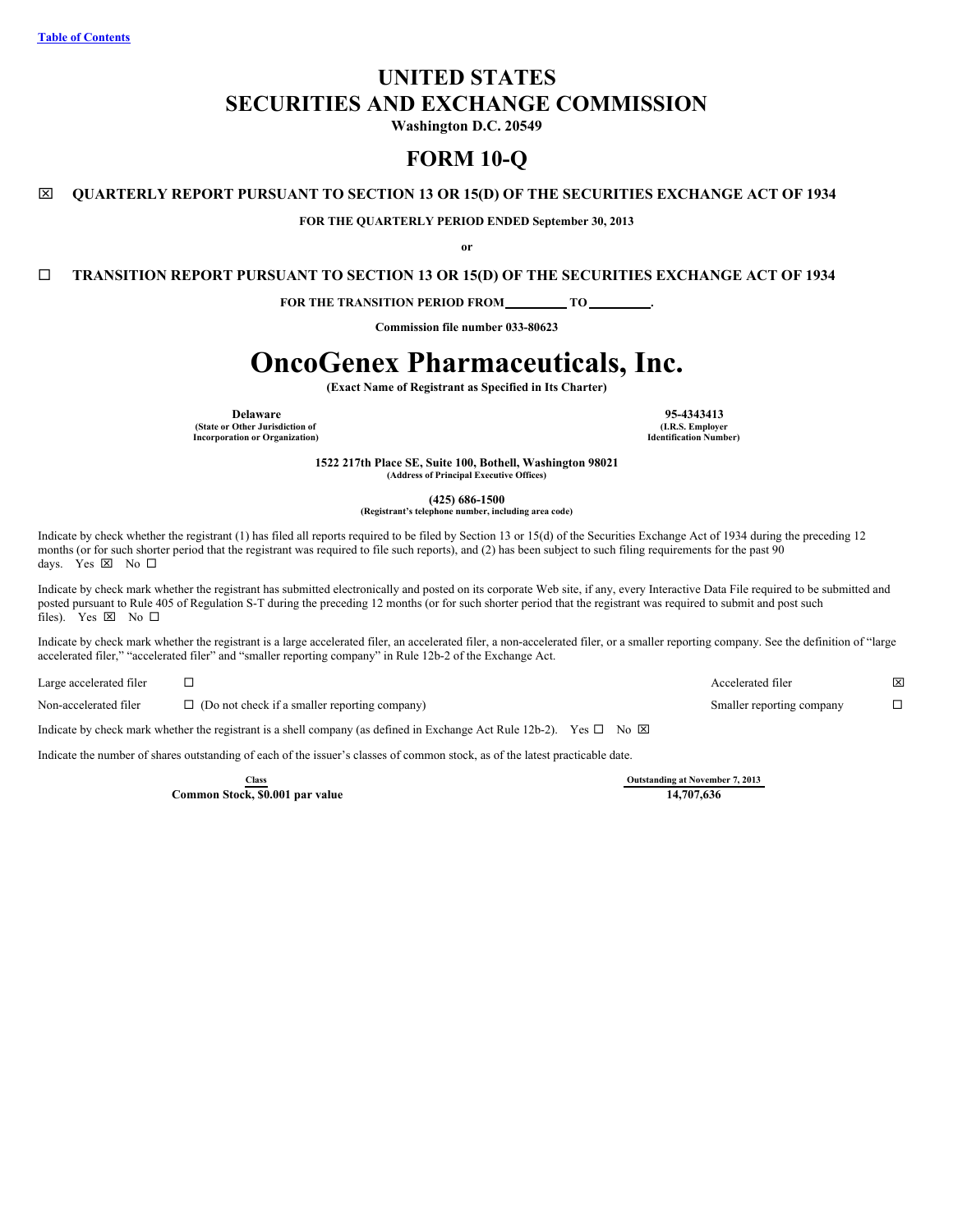[Table of Contents](#)

# UNITED STATES
# SECURITIES AND EXCHANGE COMMISSION

**Washington D.C. 20549**

# FORM 10-Q

☒ **QUARTERLY REPORT PURSUANT TO SECTION 13 OR 15(D) OF THE SECURITIES EXCHANGE ACT OF 1934**

**FOR THE QUARTERLY PERIOD ENDED September 30, 2013**

**or**

☐ **TRANSITION REPORT PURSUANT TO SECTION 13 OR 15(D) OF THE SECURITIES EXCHANGE ACT OF 1934**

**FOR THE TRANSITION PERIOD FROM \_\_\_\_\_\_\_\_\_ TO \_\_\_\_\_\_\_\_\_.**

**Commission file number 033-80623**

# OncoGenex Pharmaceuticals, Inc.

**(Exact Name of Registrant as Specified in Its Charter)**

| **Delaware** | **95-4343413** |
|---|---|
| **(State or Other Jurisdiction of Incorporation or Organization)** | **(I.R.S. Employer Identification Number)** |

**1522 217th Place SE, Suite 100, Bothell, Washington 98021**
**(Address of Principal Executive Offices)**

**(425) 686-1500**
**(Registrant's telephone number, including area code)**

Indicate by check whether the registrant (1) has filed all reports required to be filed by Section 13 or 15(d) of the Securities Exchange Act of 1934 during the preceding 12 months (or for such shorter period that the registrant was required to file such reports), and (2) has been subject to such filing requirements for the past 90 days. Yes ☒ No ☐

Indicate by check mark whether the registrant has submitted electronically and posted on its corporate Web site, if any, every Interactive Data File required to be submitted and posted pursuant to Rule 405 of Regulation S-T during the preceding 12 months (or for such shorter period that the registrant was required to submit and post such files). Yes ☒ No ☐

Indicate by check mark whether the registrant is a large accelerated filer, an accelerated filer, a non-accelerated filer, or a smaller reporting company. See the definition of "large accelerated filer," "accelerated filer" and "smaller reporting company" in Rule 12b-2 of the Exchange Act.

| | | | |
|---|---|---|---|
| Large accelerated filer | ☐ | Accelerated filer | ☒ |
| Non-accelerated filer | ☐ (Do not check if a smaller reporting company) | Smaller reporting company | ☐ |

Indicate by check mark whether the registrant is a shell company (as defined in Exchange Act Rule 12b-2). Yes ☐ No ☒

Indicate the number of shares outstanding of each of the issuer's classes of common stock, as of the latest practicable date.

| Class | Outstanding at November 7, 2013 |
|---|---|
| **Common Stock, $0.001 par value** | **14,707,636** |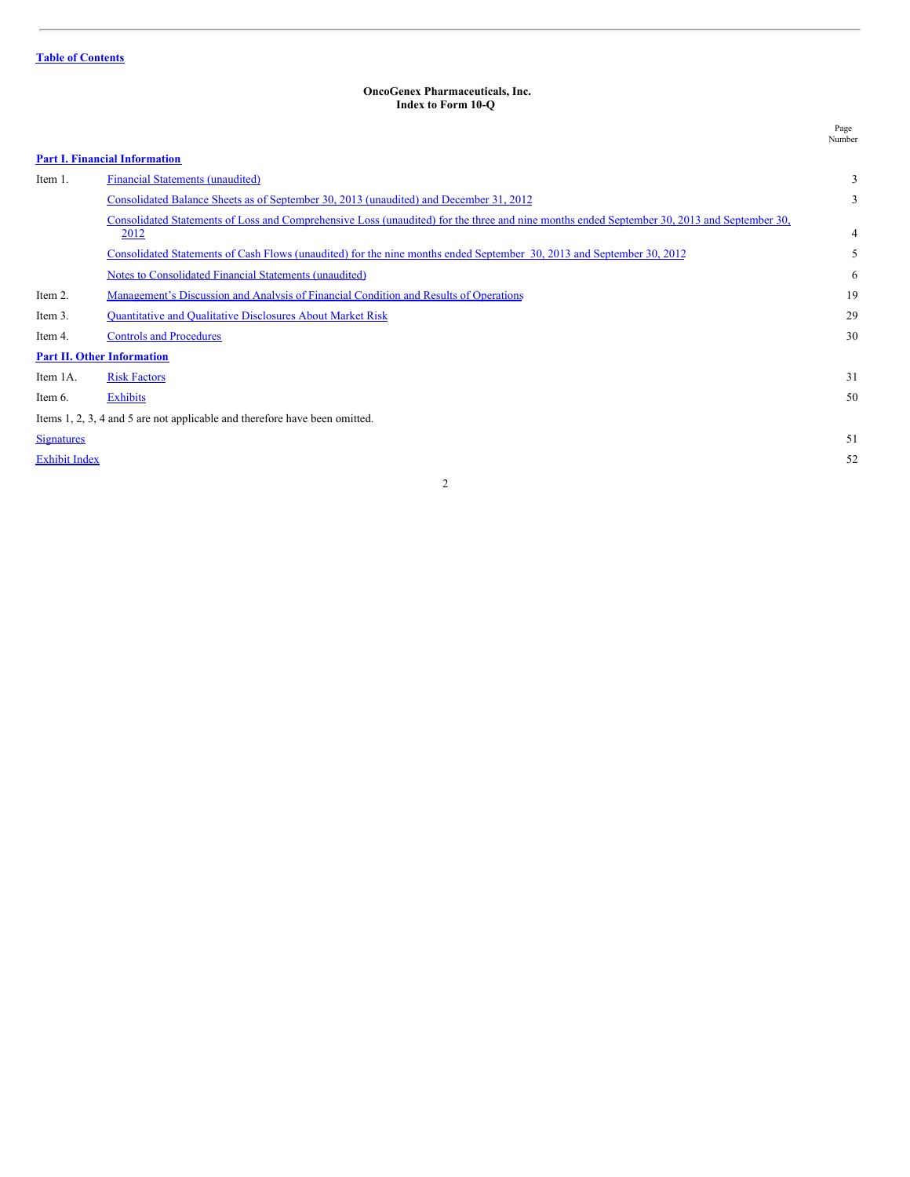[Table of Contents](#)

**OncoGenex Pharmaceuticals, Inc.**
**Index to Form 10-Q**

| | | Page Number |
|---|---|---|
| **Part I. Financial Information** | | |
| Item 1. | Financial Statements (unaudited) | 3 |
| | Consolidated Balance Sheets as of September 30, 2013 (unaudited) and December 31, 2012 | 3 |
| | Consolidated Statements of Loss and Comprehensive Loss (unaudited) for the three and nine months ended September 30, 2013 and September 30, 2012 | 4 |
| | Consolidated Statements of Cash Flows (unaudited) for the nine months ended September 30, 2013 and September 30, 2012 | 5 |
| | Notes to Consolidated Financial Statements (unaudited) | 6 |
| Item 2. | Management's Discussion and Analysis of Financial Condition and Results of Operations | 19 |
| Item 3. | Quantitative and Qualitative Disclosures About Market Risk | 29 |
| Item 4. | Controls and Procedures | 30 |
| **Part II. Other Information** | | |
| Item 1A. | Risk Factors | 31 |
| Item 6. | Exhibits | 50 |
| Items 1, 2, 3, 4 and 5 are not applicable and therefore have been omitted. | | |
| Signatures | | 51 |
| Exhibit Index | | 52 |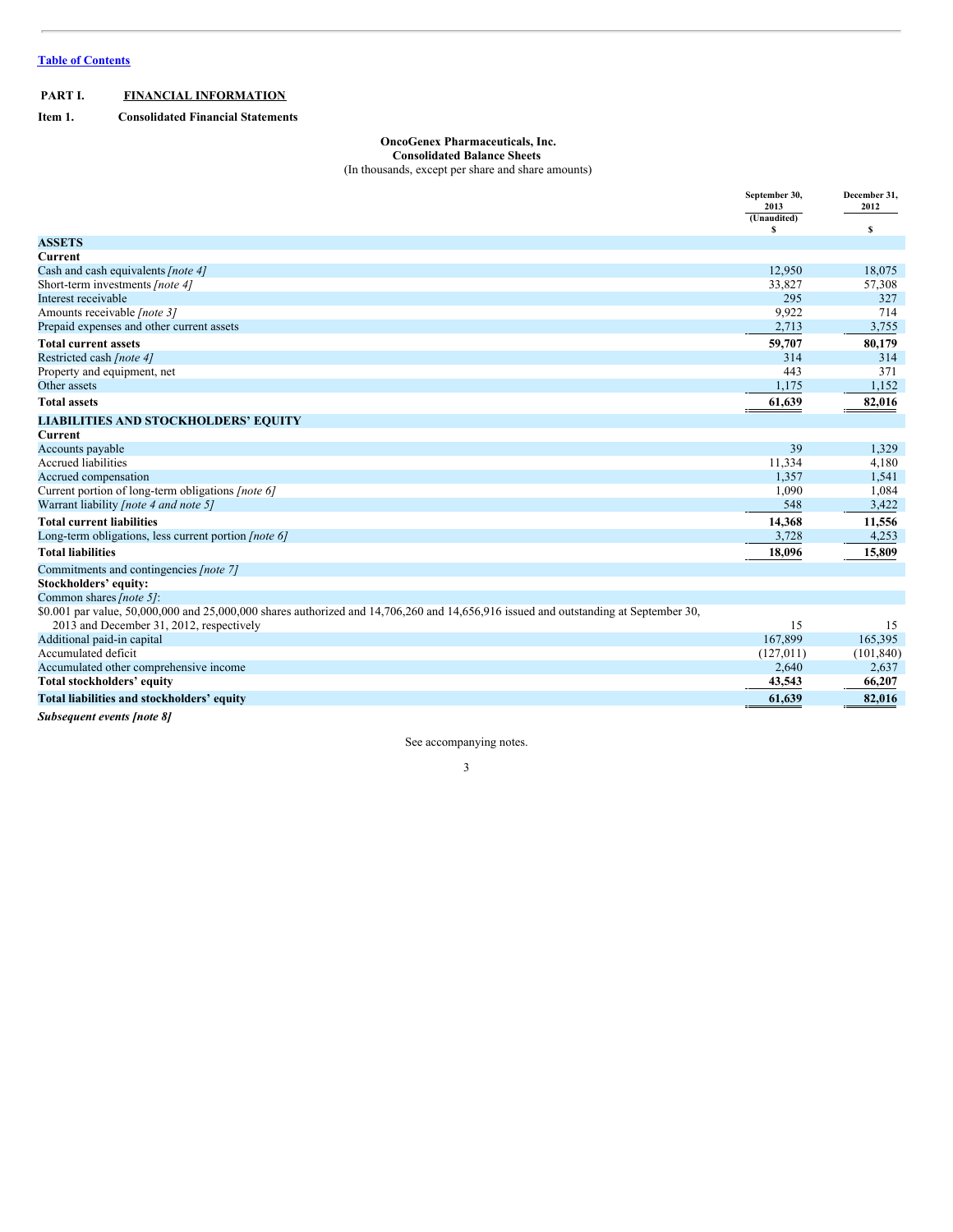[Table of Contents](#)

**PART I. FINANCIAL INFORMATION**

**Item 1. Consolidated Financial Statements**

**OncoGenex Pharmaceuticals, Inc.**
**Consolidated Balance Sheets**
(In thousands, except per share and share amounts)

| | September 30, 2013 (Unaudited) $ | December 31, 2012 $ |
|---|---|---|
| **ASSETS** | | |
| **Current** | | |
| Cash and cash equivalents *[note 4]* | 12,950 | 18,075 |
| Short-term investments *[note 4]* | 33,827 | 57,308 |
| Interest receivable | 295 | 327 |
| Amounts receivable *[note 3]* | 9,922 | 714 |
| Prepaid expenses and other current assets | 2,713 | 3,755 |
| **Total current assets** | **59,707** | **80,179** |
| Restricted cash *[note 4]* | 314 | 314 |
| Property and equipment, net | 443 | 371 |
| Other assets | 1,175 | 1,152 |
| **Total assets** | **61,639** | **82,016** |
| **LIABILITIES AND STOCKHOLDERS' EQUITY** | | |
| **Current** | | |
| Accounts payable | 39 | 1,329 |
| Accrued liabilities | 11,334 | 4,180 |
| Accrued compensation | 1,357 | 1,541 |
| Current portion of long-term obligations *[note 6]* | 1,090 | 1,084 |
| Warrant liability *[note 4 and note 5]* | 548 | 3,422 |
| **Total current liabilities** | **14,368** | **11,556** |
| Long-term obligations, less current portion *[note 6]* | 3,728 | 4,253 |
| **Total liabilities** | **18,096** | **15,809** |
| Commitments and contingencies *[note 7]* | | |
| **Stockholders' equity:** | | |
| Common shares *[note 5]*: | | |
| $0.001 par value, 50,000,000 and 25,000,000 shares authorized and 14,706,260 and 14,656,916 issued and outstanding at September 30, 2013 and December 31, 2012, respectively | 15 | 15 |
| Additional paid-in capital | 167,899 | 165,395 |
| Accumulated deficit | (127,011) | (101,840) |
| Accumulated other comprehensive income | 2,640 | 2,637 |
| **Total stockholders' equity** | **43,543** | **66,207** |
| **Total liabilities and stockholders' equity** | **61,639** | **82,016** |

***Subsequent events [note 8]***

See accompanying notes.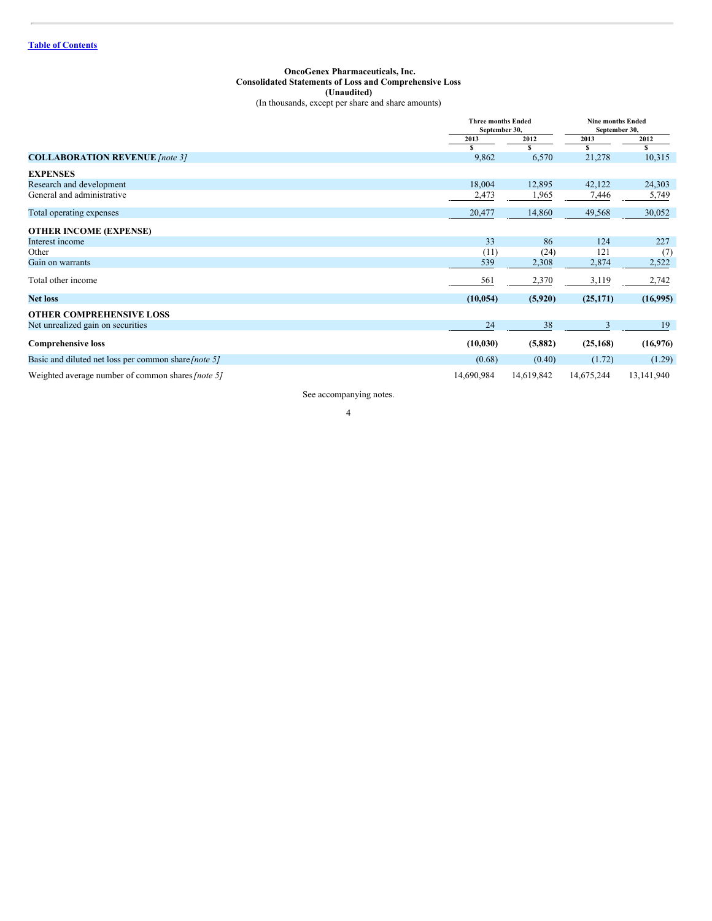[Table of Contents](#)

**OncoGenex Pharmaceuticals, Inc.**
**Consolidated Statements of Loss and Comprehensive Loss**
**(Unaudited)**
(In thousands, except per share and share amounts)

| | Three months Ended September 30, | | Nine months Ended September 30, | |
|---|---|---|---|---|
| | 2013 | 2012 | 2013 | 2012 |
| | $ | $ | $ | $ |
| **COLLABORATION REVENUE** *[note 3]* | 9,862 | 6,570 | 21,278 | 10,315 |
| **EXPENSES** | | | | |
| Research and development | 18,004 | 12,895 | 42,122 | 24,303 |
| General and administrative | 2,473 | 1,965 | 7,446 | 5,749 |
| Total operating expenses | 20,477 | 14,860 | 49,568 | 30,052 |
| **OTHER INCOME (EXPENSE)** | | | | |
| Interest income | 33 | 86 | 124 | 227 |
| Other | (11) | (24) | 121 | (7) |
| Gain on warrants | 539 | 2,308 | 2,874 | 2,522 |
| Total other income | 561 | 2,370 | 3,119 | 2,742 |
| **Net loss** | **(10,054)** | **(5,920)** | **(25,171)** | **(16,995)** |
| **OTHER COMPREHENSIVE LOSS** | | | | |
| Net unrealized gain on securities | 24 | 38 | 3 | 19 |
| **Comprehensive loss** | **(10,030)** | **(5,882)** | **(25,168)** | **(16,976)** |
| Basic and diluted net loss per common share *[note 5]* | (0.68) | (0.40) | (1.72) | (1.29) |
| Weighted average number of common shares *[note 5]* | 14,690,984 | 14,619,842 | 14,675,244 | 13,141,940 |

See accompanying notes.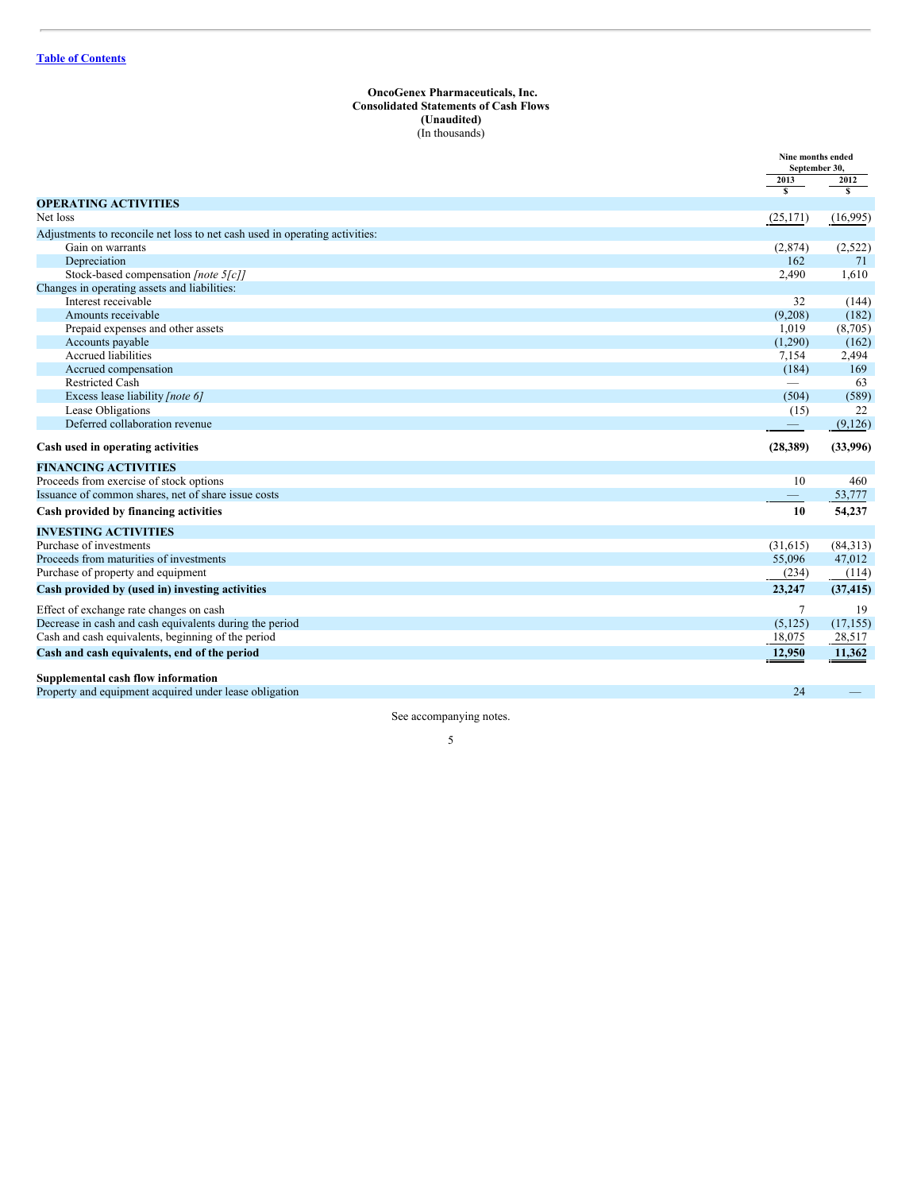[Table of Contents](#)

**OncoGenex Pharmaceuticals, Inc.**
**Consolidated Statements of Cash Flows**
**(Unaudited)**
(In thousands)

| | Nine months ended September 30, | |
|---|---|---|
| | 2013 | 2012 |
| | $ | $ |
| **OPERATING ACTIVITIES** | | |
| Net loss | (25,171) | (16,995) |
| Adjustments to reconcile net loss to net cash used in operating activities: | | |
| Gain on warrants | (2,874) | (2,522) |
| Depreciation | 162 | 71 |
| Stock-based compensation *[note 5[c]]* | 2,490 | 1,610 |
| Changes in operating assets and liabilities: | | |
| Interest receivable | 32 | (144) |
| Amounts receivable | (9,208) | (182) |
| Prepaid expenses and other assets | 1,019 | (8,705) |
| Accounts payable | (1,290) | (162) |
| Accrued liabilities | 7,154 | 2,494 |
| Accrued compensation | (184) | 169 |
| Restricted Cash | — | 63 |
| Excess lease liability *[note 6]* | (504) | (589) |
| Lease Obligations | (15) | 22 |
| Deferred collaboration revenue | — | (9,126) |
| **Cash used in operating activities** | **(28,389)** | **(33,996)** |
| **FINANCING ACTIVITIES** | | |
| Proceeds from exercise of stock options | 10 | 460 |
| Issuance of common shares, net of share issue costs | — | 53,777 |
| **Cash provided by financing activities** | **10** | **54,237** |
| **INVESTING ACTIVITIES** | | |
| Purchase of investments | (31,615) | (84,313) |
| Proceeds from maturities of investments | 55,096 | 47,012 |
| Purchase of property and equipment | (234) | (114) |
| **Cash provided by (used in) investing activities** | **23,247** | **(37,415)** |
| Effect of exchange rate changes on cash | 7 | 19 |
| Decrease in cash and cash equivalents during the period | (5,125) | (17,155) |
| Cash and cash equivalents, beginning of the period | 18,075 | 28,517 |
| **Cash and cash equivalents, end of the period** | **12,950** | **11,362** |
| | | |
| **Supplemental cash flow information** | | |
| Property and equipment acquired under lease obligation | 24 | — |

See accompanying notes.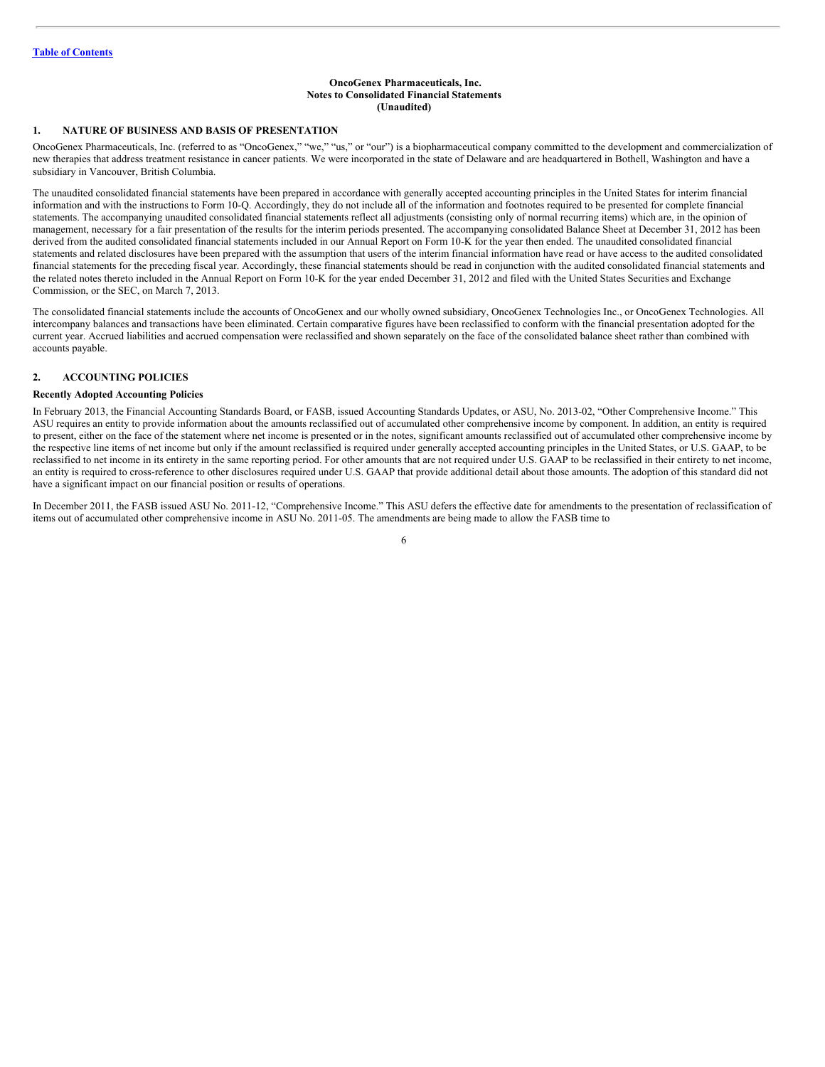**OncoGenex Pharmaceuticals, Inc.**
**Notes to Consolidated Financial Statements**
**(Unaudited)**

## 1. NATURE OF BUSINESS AND BASIS OF PRESENTATION

OncoGenex Pharmaceuticals, Inc. (referred to as "OncoGenex," "we," "us," or "our") is a biopharmaceutical company committed to the development and commercialization of new therapies that address treatment resistance in cancer patients. We were incorporated in the state of Delaware and are headquartered in Bothell, Washington and have a subsidiary in Vancouver, British Columbia.

The unaudited consolidated financial statements have been prepared in accordance with generally accepted accounting principles in the United States for interim financial information and with the instructions to Form 10-Q. Accordingly, they do not include all of the information and footnotes required to be presented for complete financial statements. The accompanying unaudited consolidated financial statements reflect all adjustments (consisting only of normal recurring items) which are, in the opinion of management, necessary for a fair presentation of the results for the interim periods presented. The accompanying consolidated Balance Sheet at December 31, 2012 has been derived from the audited consolidated financial statements included in our Annual Report on Form 10-K for the year then ended. The unaudited consolidated financial statements and related disclosures have been prepared with the assumption that users of the interim financial information have read or have access to the audited consolidated financial statements for the preceding fiscal year. Accordingly, these financial statements should be read in conjunction with the audited consolidated financial statements and the related notes thereto included in the Annual Report on Form 10-K for the year ended December 31, 2012 and filed with the United States Securities and Exchange Commission, or the SEC, on March 7, 2013.

The consolidated financial statements include the accounts of OncoGenex and our wholly owned subsidiary, OncoGenex Technologies Inc., or OncoGenex Technologies. All intercompany balances and transactions have been eliminated. Certain comparative figures have been reclassified to conform with the financial presentation adopted for the current year. Accrued liabilities and accrued compensation were reclassified and shown separately on the face of the consolidated balance sheet rather than combined with accounts payable.

## 2. ACCOUNTING POLICIES

### Recently Adopted Accounting Policies

In February 2013, the Financial Accounting Standards Board, or FASB, issued Accounting Standards Updates, or ASU, No. 2013-02, "Other Comprehensive Income." This ASU requires an entity to provide information about the amounts reclassified out of accumulated other comprehensive income by component. In addition, an entity is required to present, either on the face of the statement where net income is presented or in the notes, significant amounts reclassified out of accumulated other comprehensive income by the respective line items of net income but only if the amount reclassified is required under generally accepted accounting principles in the United States, or U.S. GAAP, to be reclassified to net income in its entirety in the same reporting period. For other amounts that are not required under U.S. GAAP to be reclassified in their entirety to net income, an entity is required to cross-reference to other disclosures required under U.S. GAAP that provide additional detail about those amounts. The adoption of this standard did not have a significant impact on our financial position or results of operations.

In December 2011, the FASB issued ASU No. 2011-12, "Comprehensive Income." This ASU defers the effective date for amendments to the presentation of reclassification of items out of accumulated other comprehensive income in ASU No. 2011-05. The amendments are being made to allow the FASB time to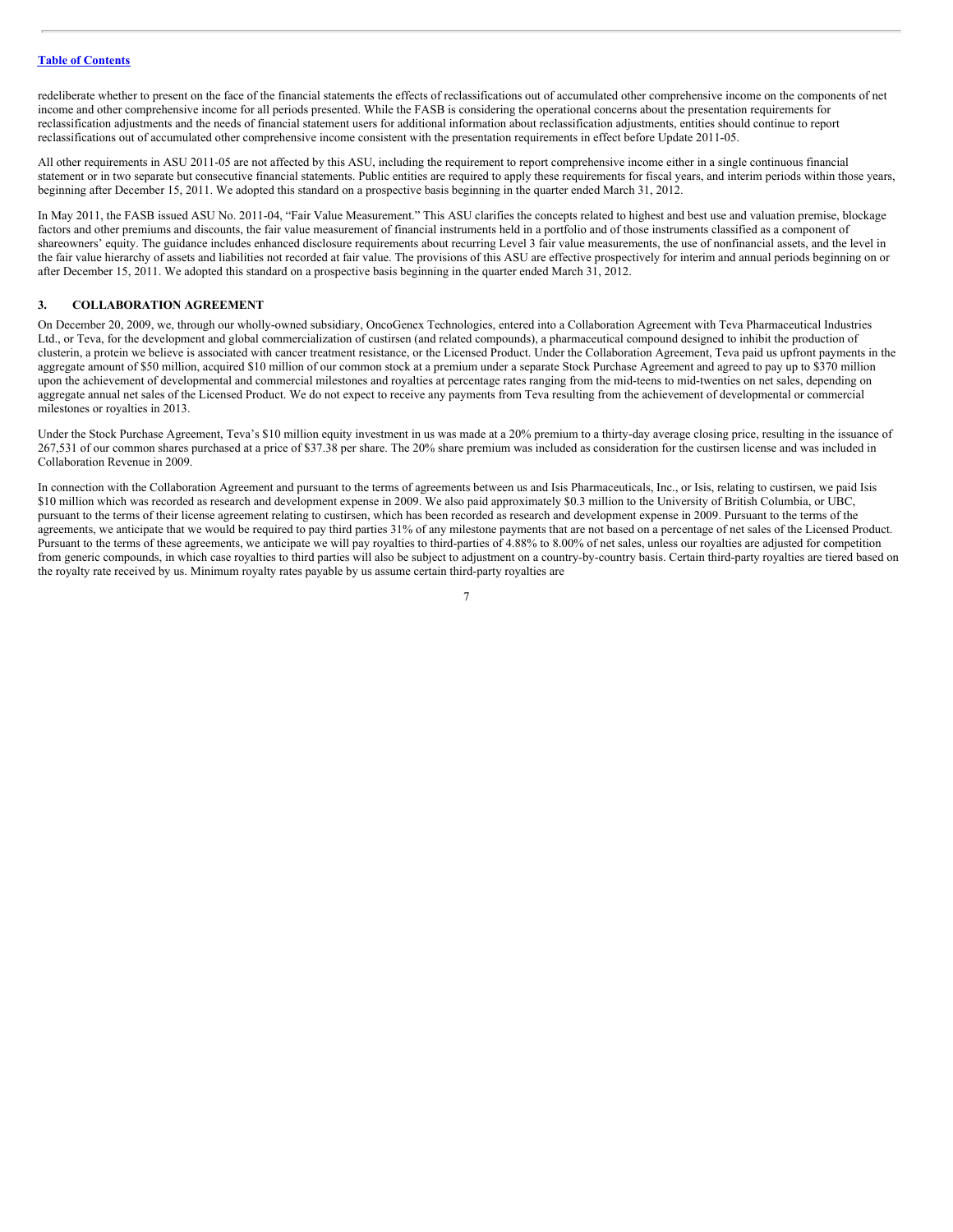redeliberate whether to present on the face of the financial statements the effects of reclassifications out of accumulated other comprehensive income on the components of net income and other comprehensive income for all periods presented. While the FASB is considering the operational concerns about the presentation requirements for reclassification adjustments and the needs of financial statement users for additional information about reclassification adjustments, entities should continue to report reclassifications out of accumulated other comprehensive income consistent with the presentation requirements in effect before Update 2011-05.

All other requirements in ASU 2011-05 are not affected by this ASU, including the requirement to report comprehensive income either in a single continuous financial statement or in two separate but consecutive financial statements. Public entities are required to apply these requirements for fiscal years, and interim periods within those years, beginning after December 15, 2011. We adopted this standard on a prospective basis beginning in the quarter ended March 31, 2012.

In May 2011, the FASB issued ASU No. 2011-04, "Fair Value Measurement." This ASU clarifies the concepts related to highest and best use and valuation premise, blockage factors and other premiums and discounts, the fair value measurement of financial instruments held in a portfolio and of those instruments classified as a component of shareowners' equity. The guidance includes enhanced disclosure requirements about recurring Level 3 fair value measurements, the use of nonfinancial assets, and the level in the fair value hierarchy of assets and liabilities not recorded at fair value. The provisions of this ASU are effective prospectively for interim and annual periods beginning on or after December 15, 2011. We adopted this standard on a prospective basis beginning in the quarter ended March 31, 2012.

## 3. COLLABORATION AGREEMENT

On December 20, 2009, we, through our wholly-owned subsidiary, OncoGenex Technologies, entered into a Collaboration Agreement with Teva Pharmaceutical Industries Ltd., or Teva, for the development and global commercialization of custirsen (and related compounds), a pharmaceutical compound designed to inhibit the production of clusterin, a protein we believe is associated with cancer treatment resistance, or the Licensed Product. Under the Collaboration Agreement, Teva paid us upfront payments in the aggregate amount of $50 million, acquired $10 million of our common stock at a premium under a separate Stock Purchase Agreement and agreed to pay up to $370 million upon the achievement of developmental and commercial milestones and royalties at percentage rates ranging from the mid-teens to mid-twenties on net sales, depending on aggregate annual net sales of the Licensed Product. We do not expect to receive any payments from Teva resulting from the achievement of developmental or commercial milestones or royalties in 2013.

Under the Stock Purchase Agreement, Teva's $10 million equity investment in us was made at a 20% premium to a thirty-day average closing price, resulting in the issuance of 267,531 of our common shares purchased at a price of $37.38 per share. The 20% share premium was included as consideration for the custirsen license and was included in Collaboration Revenue in 2009.

In connection with the Collaboration Agreement and pursuant to the terms of agreements between us and Isis Pharmaceuticals, Inc., or Isis, relating to custirsen, we paid Isis $10 million which was recorded as research and development expense in 2009. We also paid approximately $0.3 million to the University of British Columbia, or UBC, pursuant to the terms of their license agreement relating to custirsen, which has been recorded as research and development expense in 2009. Pursuant to the terms of the agreements, we anticipate that we would be required to pay third parties 31% of any milestone payments that are not based on a percentage of net sales of the Licensed Product. Pursuant to the terms of these agreements, we anticipate we will pay royalties to third-parties of 4.88% to 8.00% of net sales, unless our royalties are adjusted for competition from generic compounds, in which case royalties to third parties will also be subject to adjustment on a country-by-country basis. Certain third-party royalties are tiered based on the royalty rate received by us. Minimum royalty rates payable by us assume certain third-party royalties are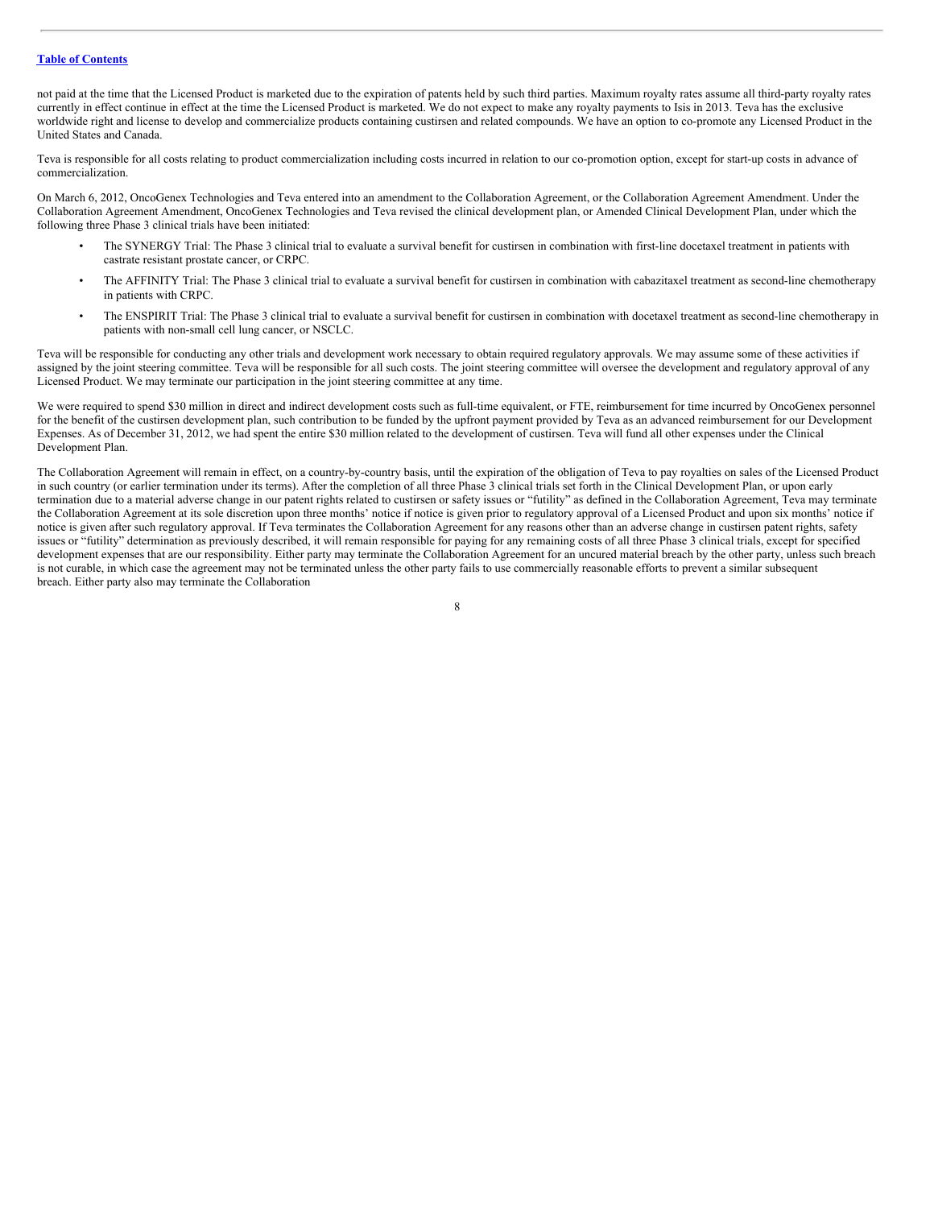not paid at the time that the Licensed Product is marketed due to the expiration of patents held by such third parties. Maximum royalty rates assume all third-party royalty rates currently in effect continue in effect at the time the Licensed Product is marketed. We do not expect to make any royalty payments to Isis in 2013. Teva has the exclusive worldwide right and license to develop and commercialize products containing custirsen and related compounds. We have an option to co-promote any Licensed Product in the United States and Canada.

Teva is responsible for all costs relating to product commercialization including costs incurred in relation to our co-promotion option, except for start-up costs in advance of commercialization.

On March 6, 2012, OncoGenex Technologies and Teva entered into an amendment to the Collaboration Agreement, or the Collaboration Agreement Amendment. Under the Collaboration Agreement Amendment, OncoGenex Technologies and Teva revised the clinical development plan, or Amended Clinical Development Plan, under which the following three Phase 3 clinical trials have been initiated:

- The SYNERGY Trial: The Phase 3 clinical trial to evaluate a survival benefit for custirsen in combination with first-line docetaxel treatment in patients with castrate resistant prostate cancer, or CRPC.
- The AFFINITY Trial: The Phase 3 clinical trial to evaluate a survival benefit for custirsen in combination with cabazitaxel treatment as second-line chemotherapy in patients with CRPC.
- The ENSPIRIT Trial: The Phase 3 clinical trial to evaluate a survival benefit for custirsen in combination with docetaxel treatment as second-line chemotherapy in patients with non-small cell lung cancer, or NSCLC.

Teva will be responsible for conducting any other trials and development work necessary to obtain required regulatory approvals. We may assume some of these activities if assigned by the joint steering committee. Teva will be responsible for all such costs. The joint steering committee will oversee the development and regulatory approval of any Licensed Product. We may terminate our participation in the joint steering committee at any time.

We were required to spend $30 million in direct and indirect development costs such as full-time equivalent, or FTE, reimbursement for time incurred by OncoGenex personnel for the benefit of the custirsen development plan, such contribution to be funded by the upfront payment provided by Teva as an advanced reimbursement for our Development Expenses. As of December 31, 2012, we had spent the entire $30 million related to the development of custirsen. Teva will fund all other expenses under the Clinical Development Plan.

The Collaboration Agreement will remain in effect, on a country-by-country basis, until the expiration of the obligation of Teva to pay royalties on sales of the Licensed Product in such country (or earlier termination under its terms). After the completion of all three Phase 3 clinical trials set forth in the Clinical Development Plan, or upon early termination due to a material adverse change in our patent rights related to custirsen or safety issues or "futility" as defined in the Collaboration Agreement, Teva may terminate the Collaboration Agreement at its sole discretion upon three months' notice if notice is given prior to regulatory approval of a Licensed Product and upon six months' notice if notice is given after such regulatory approval. If Teva terminates the Collaboration Agreement for any reasons other than an adverse change in custirsen patent rights, safety issues or "futility" determination as previously described, it will remain responsible for paying for any remaining costs of all three Phase 3 clinical trials, except for specified development expenses that are our responsibility. Either party may terminate the Collaboration Agreement for an uncured material breach by the other party, unless such breach is not curable, in which case the agreement may not be terminated unless the other party fails to use commercially reasonable efforts to prevent a similar subsequent breach. Either party also may terminate the Collaboration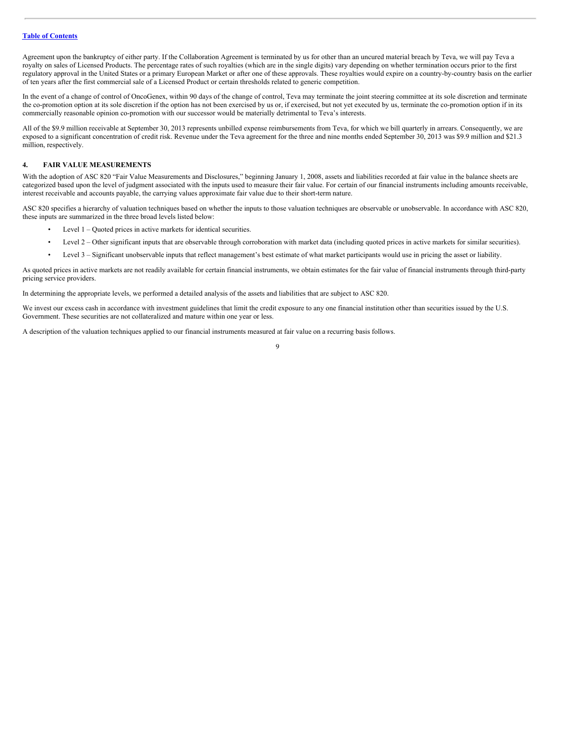Agreement upon the bankruptcy of either party. If the Collaboration Agreement is terminated by us for other than an uncured material breach by Teva, we will pay Teva a royalty on sales of Licensed Products. The percentage rates of such royalties (which are in the single digits) vary depending on whether termination occurs prior to the first regulatory approval in the United States or a primary European Market or after one of these approvals. These royalties would expire on a country-by-country basis on the earlier of ten years after the first commercial sale of a Licensed Product or certain thresholds related to generic competition.

In the event of a change of control of OncoGenex, within 90 days of the change of control, Teva may terminate the joint steering committee at its sole discretion and terminate the co-promotion option at its sole discretion if the option has not been exercised by us or, if exercised, but not yet executed by us, terminate the co-promotion option if in its commercially reasonable opinion co-promotion with our successor would be materially detrimental to Teva's interests.

All of the $9.9 million receivable at September 30, 2013 represents unbilled expense reimbursements from Teva, for which we bill quarterly in arrears. Consequently, we are exposed to a significant concentration of credit risk. Revenue under the Teva agreement for the three and nine months ended September 30, 2013 was $9.9 million and $21.3 million, respectively.

## 4. FAIR VALUE MEASUREMENTS

With the adoption of ASC 820 "Fair Value Measurements and Disclosures," beginning January 1, 2008, assets and liabilities recorded at fair value in the balance sheets are categorized based upon the level of judgment associated with the inputs used to measure their fair value. For certain of our financial instruments including amounts receivable, interest receivable and accounts payable, the carrying values approximate fair value due to their short-term nature.

ASC 820 specifies a hierarchy of valuation techniques based on whether the inputs to those valuation techniques are observable or unobservable. In accordance with ASC 820, these inputs are summarized in the three broad levels listed below:

- Level 1 – Quoted prices in active markets for identical securities.
- Level 2 – Other significant inputs that are observable through corroboration with market data (including quoted prices in active markets for similar securities).
- Level 3 – Significant unobservable inputs that reflect management's best estimate of what market participants would use in pricing the asset or liability.

As quoted prices in active markets are not readily available for certain financial instruments, we obtain estimates for the fair value of financial instruments through third-party pricing service providers.

In determining the appropriate levels, we performed a detailed analysis of the assets and liabilities that are subject to ASC 820.

We invest our excess cash in accordance with investment guidelines that limit the credit exposure to any one financial institution other than securities issued by the U.S. Government. These securities are not collateralized and mature within one year or less.

A description of the valuation techniques applied to our financial instruments measured at fair value on a recurring basis follows.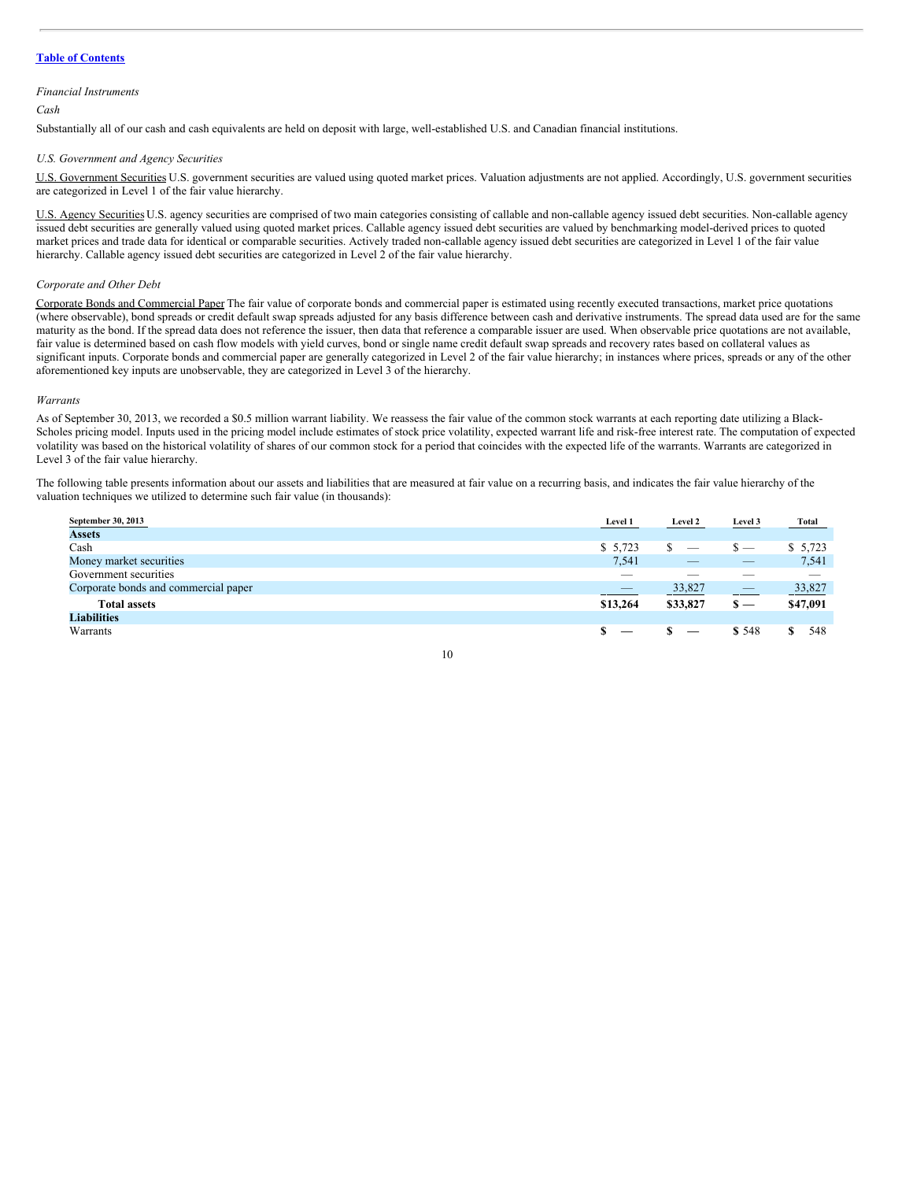[Table of Contents](#)

*Financial Instruments*

*Cash*

Substantially all of our cash and cash equivalents are held on deposit with large, well-established U.S. and Canadian financial institutions.

*U.S. Government and Agency Securities*

U.S. Government Securities U.S. government securities are valued using quoted market prices. Valuation adjustments are not applied. Accordingly, U.S. government securities are categorized in Level 1 of the fair value hierarchy.

U.S. Agency Securities U.S. agency securities are comprised of two main categories consisting of callable and non-callable agency issued debt securities. Non-callable agency issued debt securities are generally valued using quoted market prices. Callable agency issued debt securities are valued by benchmarking model-derived prices to quoted market prices and trade data for identical or comparable securities. Actively traded non-callable agency issued debt securities are categorized in Level 1 of the fair value hierarchy. Callable agency issued debt securities are categorized in Level 2 of the fair value hierarchy.

*Corporate and Other Debt*

Corporate Bonds and Commercial Paper The fair value of corporate bonds and commercial paper is estimated using recently executed transactions, market price quotations (where observable), bond spreads or credit default swap spreads adjusted for any basis difference between cash and derivative instruments. The spread data used are for the same maturity as the bond. If the spread data does not reference the issuer, then data that reference a comparable issuer are used. When observable price quotations are not available, fair value is determined based on cash flow models with yield curves, bond or single name credit default swap spreads and recovery rates based on collateral values as significant inputs. Corporate bonds and commercial paper are generally categorized in Level 2 of the fair value hierarchy; in instances where prices, spreads or any of the other aforementioned key inputs are unobservable, they are categorized in Level 3 of the hierarchy.

*Warrants*

As of September 30, 2013, we recorded a $0.5 million warrant liability. We reassess the fair value of the common stock warrants at each reporting date utilizing a Black-Scholes pricing model. Inputs used in the pricing model include estimates of stock price volatility, expected warrant life and risk-free interest rate. The computation of expected volatility was based on the historical volatility of shares of our common stock for a period that coincides with the expected life of the warrants. Warrants are categorized in Level 3 of the fair value hierarchy.

The following table presents information about our assets and liabilities that are measured at fair value on a recurring basis, and indicates the fair value hierarchy of the valuation techniques we utilized to determine such fair value (in thousands):

| September 30, 2013 | Level 1 | Level 2 | Level 3 | Total |
|---|---|---|---|---|
| **Assets** | | | | |
| Cash | $ 5,723 | $ — | $ — | $ 5,723 |
| Money market securities | 7,541 | — | — | 7,541 |
| Government securities | — | — | — | — |
| Corporate bonds and commercial paper | — | 33,827 | — | 33,827 |
| **Total assets** | **$13,264** | **$33,827** | **$ —** | **$47,091** |
| **Liabilities** | | | | |
| Warrants | **$** — | **$** — | **$** 548 | **$** 548 |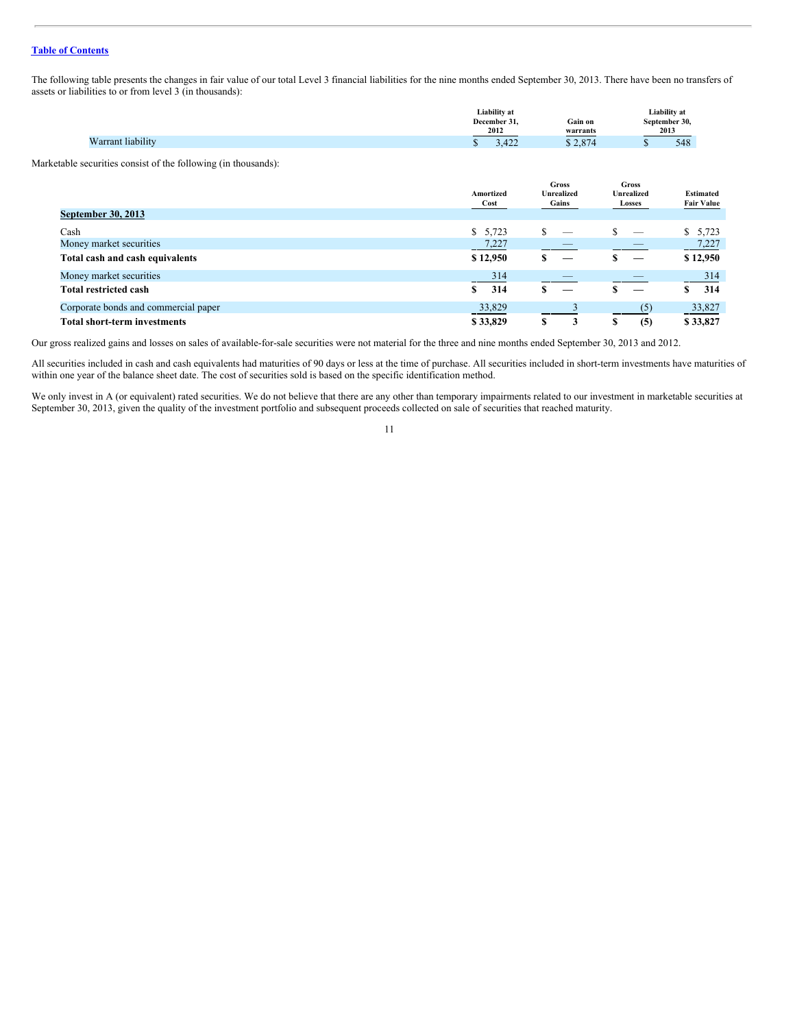[Table of Contents](#)

The following table presents the changes in fair value of our total Level 3 financial liabilities for the nine months ended September 30, 2013. There have been no transfers of assets or liabilities to or from level 3 (in thousands):

| | Liability at December 31, 2012 | Gain on warrants | Liability at September 30, 2013 |
|---|---|---|---|
| Warrant liability | $ 3,422 | $ 2,874 | $ 548 |

Marketable securities consist of the following (in thousands):

| | Amortized Cost | Gross Unrealized Gains | Gross Unrealized Losses | Estimated Fair Value |
|---|---|---|---|---|
| **September 30, 2013** | | | | |
| Cash | $ 5,723 | $ — | $ — | $ 5,723 |
| Money market securities | 7,227 | — | — | 7,227 |
| **Total cash and cash equivalents** | **$ 12,950** | **$ —** | **$ —** | **$ 12,950** |
| Money market securities | 314 | — | — | 314 |
| **Total restricted cash** | **$ 314** | **$ —** | **$ —** | **$ 314** |
| Corporate bonds and commercial paper | 33,829 | 3 | (5) | 33,827 |
| **Total short-term investments** | **$ 33,829** | **$ 3** | **$ (5)** | **$ 33,827** |

Our gross realized gains and losses on sales of available-for-sale securities were not material for the three and nine months ended September 30, 2013 and 2012.

All securities included in cash and cash equivalents had maturities of 90 days or less at the time of purchase. All securities included in short-term investments have maturities of within one year of the balance sheet date. The cost of securities sold is based on the specific identification method.

We only invest in A (or equivalent) rated securities. We do not believe that there are any other than temporary impairments related to our investment in marketable securities at September 30, 2013, given the quality of the investment portfolio and subsequent proceeds collected on sale of securities that reached maturity.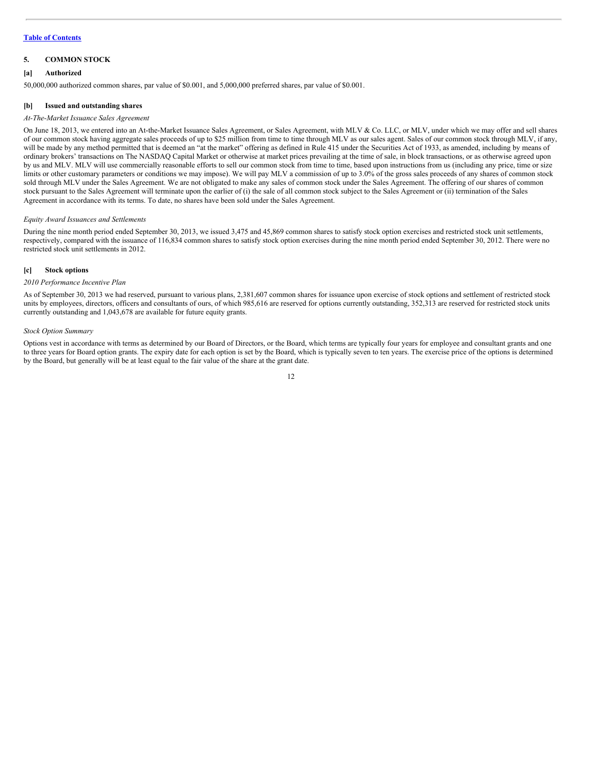## 5. COMMON STOCK

### [a] Authorized

50,000,000 authorized common shares, par value of $0.001, and 5,000,000 preferred shares, par value of $0.001.

### [b] Issued and outstanding shares

*At-The-Market Issuance Sales Agreement*

On June 18, 2013, we entered into an At-the-Market Issuance Sales Agreement, or Sales Agreement, with MLV & Co. LLC, or MLV, under which we may offer and sell shares of our common stock having aggregate sales proceeds of up to $25 million from time to time through MLV as our sales agent. Sales of our common stock through MLV, if any, will be made by any method permitted that is deemed an "at the market" offering as defined in Rule 415 under the Securities Act of 1933, as amended, including by means of ordinary brokers' transactions on The NASDAQ Capital Market or otherwise at market prices prevailing at the time of sale, in block transactions, or as otherwise agreed upon by us and MLV. MLV will use commercially reasonable efforts to sell our common stock from time to time, based upon instructions from us (including any price, time or size limits or other customary parameters or conditions we may impose). We will pay MLV a commission of up to 3.0% of the gross sales proceeds of any shares of common stock sold through MLV under the Sales Agreement. We are not obligated to make any sales of common stock under the Sales Agreement. The offering of our shares of common stock pursuant to the Sales Agreement will terminate upon the earlier of (i) the sale of all common stock subject to the Sales Agreement or (ii) termination of the Sales Agreement in accordance with its terms. To date, no shares have been sold under the Sales Agreement.

*Equity Award Issuances and Settlements*

During the nine month period ended September 30, 2013, we issued 3,475 and 45,869 common shares to satisfy stock option exercises and restricted stock unit settlements, respectively, compared with the issuance of 116,834 common shares to satisfy stock option exercises during the nine month period ended September 30, 2012. There were no restricted stock unit settlements in 2012.

### [c] Stock options

*2010 Performance Incentive Plan*

As of September 30, 2013 we had reserved, pursuant to various plans, 2,381,607 common shares for issuance upon exercise of stock options and settlement of restricted stock units by employees, directors, officers and consultants of ours, of which 985,616 are reserved for options currently outstanding, 352,313 are reserved for restricted stock units currently outstanding and 1,043,678 are available for future equity grants.

*Stock Option Summary*

Options vest in accordance with terms as determined by our Board of Directors, or the Board, which terms are typically four years for employee and consultant grants and one to three years for Board option grants. The expiry date for each option is set by the Board, which is typically seven to ten years. The exercise price of the options is determined by the Board, but generally will be at least equal to the fair value of the share at the grant date.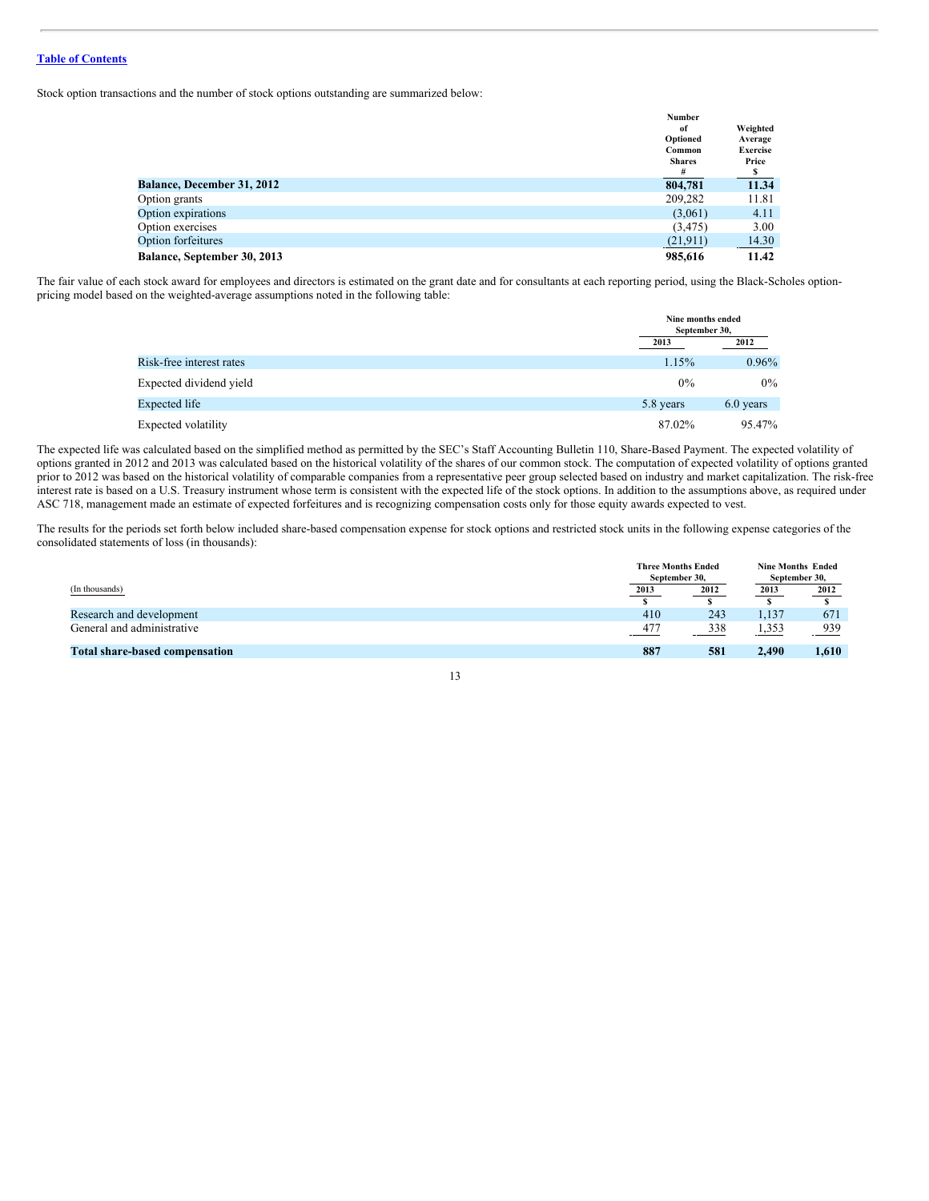Stock option transactions and the number of stock options outstanding are summarized below:

| | Number of Optioned Common Shares # | Weighted Average Exercise Price $ |
|---|---|---|
| **Balance, December 31, 2012** | **804,781** | **11.34** |
| Option grants | 209,282 | 11.81 |
| Option expirations | (3,061) | 4.11 |
| Option exercises | (3,475) | 3.00 |
| Option forfeitures | (21,911) | 14.30 |
| **Balance, September 30, 2013** | **985,616** | **11.42** |

The fair value of each stock award for employees and directors is estimated on the grant date and for consultants at each reporting period, using the Black-Scholes option-pricing model based on the weighted-average assumptions noted in the following table:

| | Nine months ended September 30, | |
|---|---|---|
| | 2013 | 2012 |
| Risk-free interest rates | 1.15% | 0.96% |
| Expected dividend yield | 0% | 0% |
| Expected life | 5.8 years | 6.0 years |
| Expected volatility | 87.02% | 95.47% |

The expected life was calculated based on the simplified method as permitted by the SEC's Staff Accounting Bulletin 110, Share-Based Payment. The expected volatility of options granted in 2012 and 2013 was calculated based on the historical volatility of the shares of our common stock. The computation of expected volatility of options granted prior to 2012 was based on the historical volatility of comparable companies from a representative peer group selected based on industry and market capitalization. The risk-free interest rate is based on a U.S. Treasury instrument whose term is consistent with the expected life of the stock options. In addition to the assumptions above, as required under ASC 718, management made an estimate of expected forfeitures and is recognizing compensation costs only for those equity awards expected to vest.

The results for the periods set forth below included share-based compensation expense for stock options and restricted stock units in the following expense categories of the consolidated statements of loss (in thousands):

| (In thousands) | Three Months Ended September 30, | | Nine Months Ended September 30, | |
|---|---|---|---|---|
| | 2013 | 2012 | 2013 | 2012 |
| | $ | $ | $ | $ |
| Research and development | 410 | 243 | 1,137 | 671 |
| General and administrative | 477 | 338 | 1,353 | 939 |
| **Total share-based compensation** | **887** | **581** | **2,490** | **1,610** |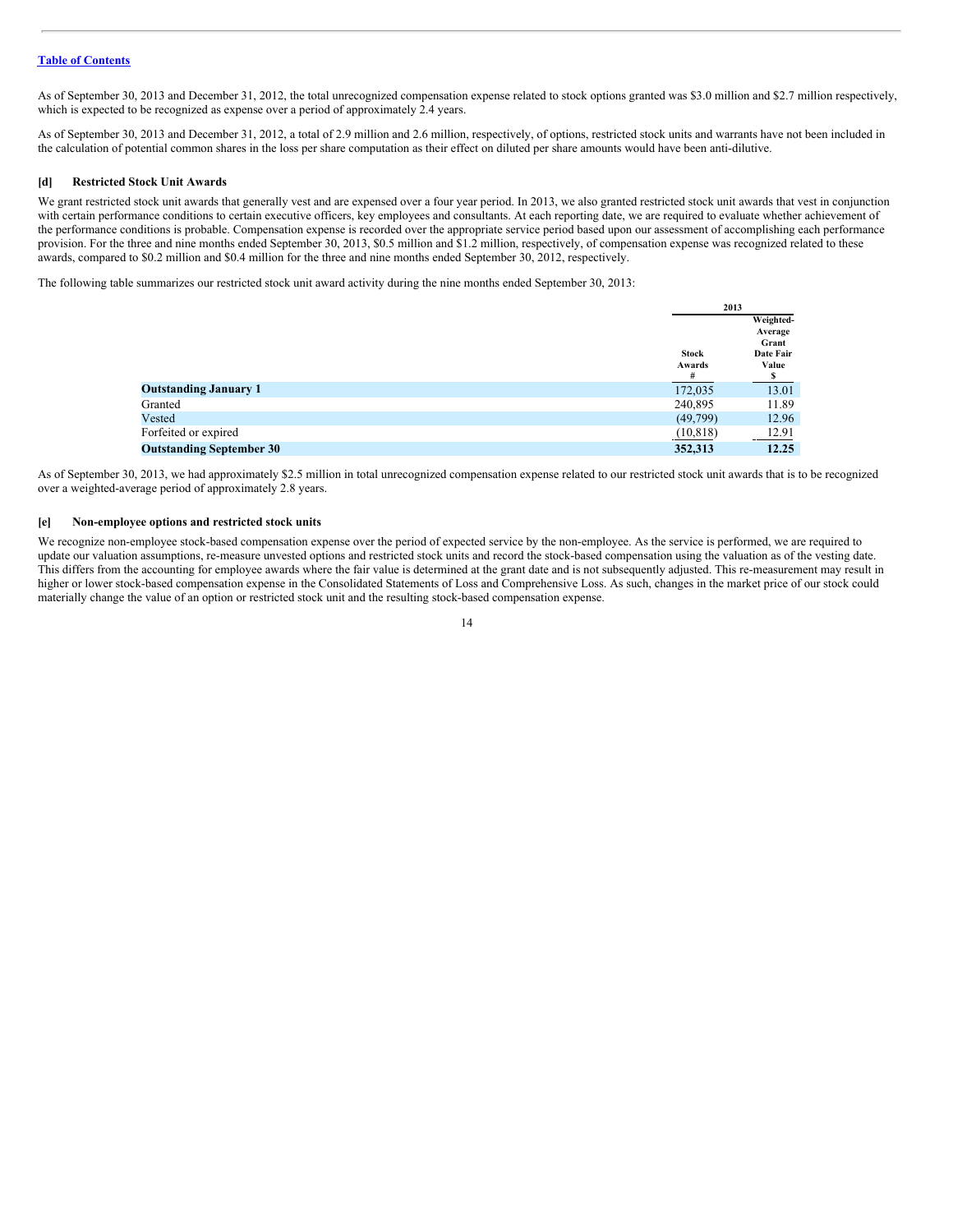Table of Contents

As of September 30, 2013 and December 31, 2012, the total unrecognized compensation expense related to stock options granted was $3.0 million and $2.7 million respectively, which is expected to be recognized as expense over a period of approximately 2.4 years.

As of September 30, 2013 and December 31, 2012, a total of 2.9 million and 2.6 million, respectively, of options, restricted stock units and warrants have not been included in the calculation of potential common shares in the loss per share computation as their effect on diluted per share amounts would have been anti-dilutive.

### [d] Restricted Stock Unit Awards

We grant restricted stock unit awards that generally vest and are expensed over a four year period. In 2013, we also granted restricted stock unit awards that vest in conjunction with certain performance conditions to certain executive officers, key employees and consultants. At each reporting date, we are required to evaluate whether achievement of the performance conditions is probable. Compensation expense is recorded over the appropriate service period based upon our assessment of accomplishing each performance provision. For the three and nine months ended September 30, 2013, $0.5 million and $1.2 million, respectively, of compensation expense was recognized related to these awards, compared to $0.2 million and $0.4 million for the three and nine months ended September 30, 2012, respectively.

The following table summarizes our restricted stock unit award activity during the nine months ended September 30, 2013:

| | 2013 | |
|---|---|---|
| | Stock Awards # | Weighted-Average Grant Date Fair Value $ |
| **Outstanding January 1** | 172,035 | 13.01 |
| Granted | 240,895 | 11.89 |
| Vested | (49,799) | 12.96 |
| Forfeited or expired | (10,818) | 12.91 |
| **Outstanding September 30** | **352,313** | **12.25** |

As of September 30, 2013, we had approximately $2.5 million in total unrecognized compensation expense related to our restricted stock unit awards that is to be recognized over a weighted-average period of approximately 2.8 years.

### [e] Non-employee options and restricted stock units

We recognize non-employee stock-based compensation expense over the period of expected service by the non-employee. As the service is performed, we are required to update our valuation assumptions, re-measure unvested options and restricted stock units and record the stock-based compensation using the valuation as of the vesting date. This differs from the accounting for employee awards where the fair value is determined at the grant date and is not subsequently adjusted. This re-measurement may result in higher or lower stock-based compensation expense in the Consolidated Statements of Loss and Comprehensive Loss. As such, changes in the market price of our stock could materially change the value of an option or restricted stock unit and the resulting stock-based compensation expense.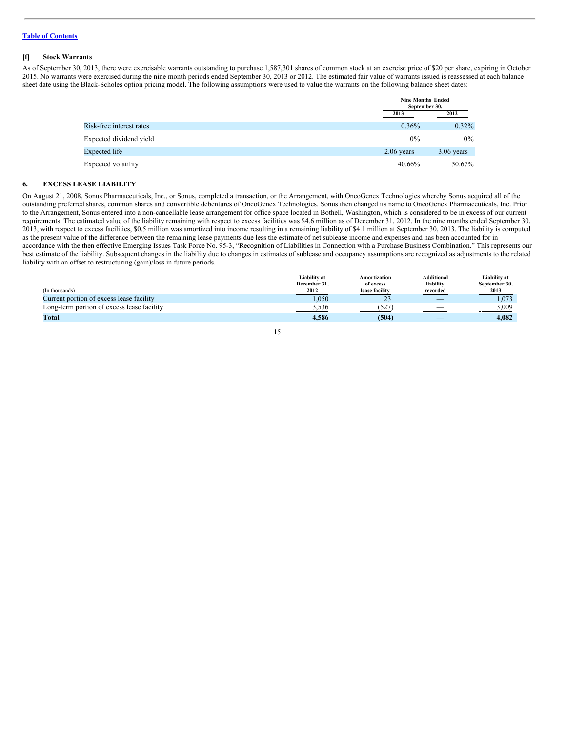[Table of Contents](#)

**[f] Stock Warrants**

As of September 30, 2013, there were exercisable warrants outstanding to purchase 1,587,301 shares of common stock at an exercise price of $20 per share, expiring in October 2015. No warrants were exercised during the nine month periods ended September 30, 2013 or 2012. The estimated fair value of warrants issued is reassessed at each balance sheet date using the Black-Scholes option pricing model. The following assumptions were used to value the warrants on the following balance sheet dates:

| | Nine Months Ended September 30, | |
|---|---|---|
| | 2013 | 2012 |
| Risk-free interest rates | 0.36% | 0.32% |
| Expected dividend yield | 0% | 0% |
| Expected life | 2.06 years | 3.06 years |
| Expected volatility | 40.66% | 50.67% |

## 6. EXCESS LEASE LIABILITY

On August 21, 2008, Sonus Pharmaceuticals, Inc., or Sonus, completed a transaction, or the Arrangement, with OncoGenex Technologies whereby Sonus acquired all of the outstanding preferred shares, common shares and convertible debentures of OncoGenex Technologies. Sonus then changed its name to OncoGenex Pharmaceuticals, Inc. Prior to the Arrangement, Sonus entered into a non-cancellable lease arrangement for office space located in Bothell, Washington, which is considered to be in excess of our current requirements. The estimated value of the liability remaining with respect to excess facilities was $4.6 million as of December 31, 2012. In the nine months ended September 30, 2013, with respect to excess facilities, $0.5 million was amortized into income resulting in a remaining liability of $4.1 million at September 30, 2013. The liability is computed as the present value of the difference between the remaining lease payments due less the estimate of net sublease income and expenses and has been accounted for in accordance with the then effective Emerging Issues Task Force No. 95-3, "Recognition of Liabilities in Connection with a Purchase Business Combination." This represents our best estimate of the liability. Subsequent changes in the liability due to changes in estimates of sublease and occupancy assumptions are recognized as adjustments to the related liability with an offset to restructuring (gain)/loss in future periods.

| (In thousands) | Liability at December 31, 2012 | Amortization of excess lease facility | Additional liability recorded | Liability at September 30, 2013 |
|---|---|---|---|---|
| Current portion of excess lease facility | 1,050 | 23 | — | 1,073 |
| Long-term portion of excess lease facility | 3,536 | (527) | — | 3,009 |
| **Total** | **4,586** | **(504)** | **—** | **4,082** |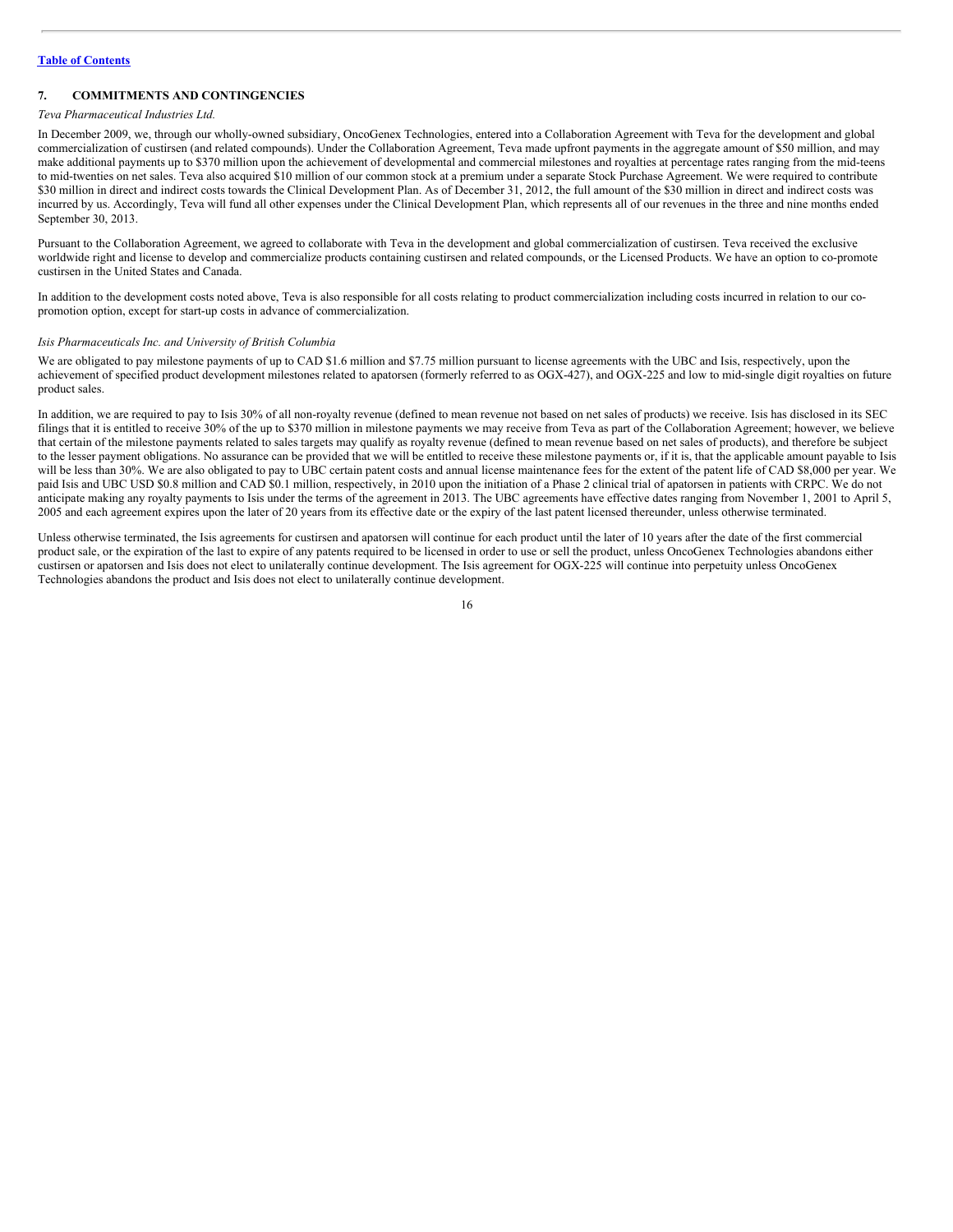## 7. COMMITMENTS AND CONTINGENCIES

*Teva Pharmaceutical Industries Ltd.*

In December 2009, we, through our wholly-owned subsidiary, OncoGenex Technologies, entered into a Collaboration Agreement with Teva for the development and global commercialization of custirsen (and related compounds). Under the Collaboration Agreement, Teva made upfront payments in the aggregate amount of $50 million, and may make additional payments up to $370 million upon the achievement of developmental and commercial milestones and royalties at percentage rates ranging from the mid-teens to mid-twenties on net sales. Teva also acquired $10 million of our common stock at a premium under a separate Stock Purchase Agreement. We were required to contribute $30 million in direct and indirect costs towards the Clinical Development Plan. As of December 31, 2012, the full amount of the $30 million in direct and indirect costs was incurred by us. Accordingly, Teva will fund all other expenses under the Clinical Development Plan, which represents all of our revenues in the three and nine months ended September 30, 2013.

Pursuant to the Collaboration Agreement, we agreed to collaborate with Teva in the development and global commercialization of custirsen. Teva received the exclusive worldwide right and license to develop and commercialize products containing custirsen and related compounds, or the Licensed Products. We have an option to co-promote custirsen in the United States and Canada.

In addition to the development costs noted above, Teva is also responsible for all costs relating to product commercialization including costs incurred in relation to our co-promotion option, except for start-up costs in advance of commercialization.

*Isis Pharmaceuticals Inc. and University of British Columbia*

We are obligated to pay milestone payments of up to CAD $1.6 million and $7.75 million pursuant to license agreements with the UBC and Isis, respectively, upon the achievement of specified product development milestones related to apatorsen (formerly referred to as OGX-427), and OGX-225 and low to mid-single digit royalties on future product sales.

In addition, we are required to pay to Isis 30% of all non-royalty revenue (defined to mean revenue not based on net sales of products) we receive. Isis has disclosed in its SEC filings that it is entitled to receive 30% of the up to $370 million in milestone payments we may receive from Teva as part of the Collaboration Agreement; however, we believe that certain of the milestone payments related to sales targets may qualify as royalty revenue (defined to mean revenue based on net sales of products), and therefore be subject to the lesser payment obligations. No assurance can be provided that we will be entitled to receive these milestone payments or, if it is, that the applicable amount payable to Isis will be less than 30%. We are also obligated to pay to UBC certain patent costs and annual license maintenance fees for the extent of the patent life of CAD $8,000 per year. We paid Isis and UBC USD $0.8 million and CAD $0.1 million, respectively, in 2010 upon the initiation of a Phase 2 clinical trial of apatorsen in patients with CRPC. We do not anticipate making any royalty payments to Isis under the terms of the agreement in 2013. The UBC agreements have effective dates ranging from November 1, 2001 to April 5, 2005 and each agreement expires upon the later of 20 years from its effective date or the expiry of the last patent licensed thereunder, unless otherwise terminated.

Unless otherwise terminated, the Isis agreements for custirsen and apatorsen will continue for each product until the later of 10 years after the date of the first commercial product sale, or the expiration of the last to expire of any patents required to be licensed in order to use or sell the product, unless OncoGenex Technologies abandons either custirsen or apatorsen and Isis does not elect to unilaterally continue development. The Isis agreement for OGX-225 will continue into perpetuity unless OncoGenex Technologies abandons the product and Isis does not elect to unilaterally continue development.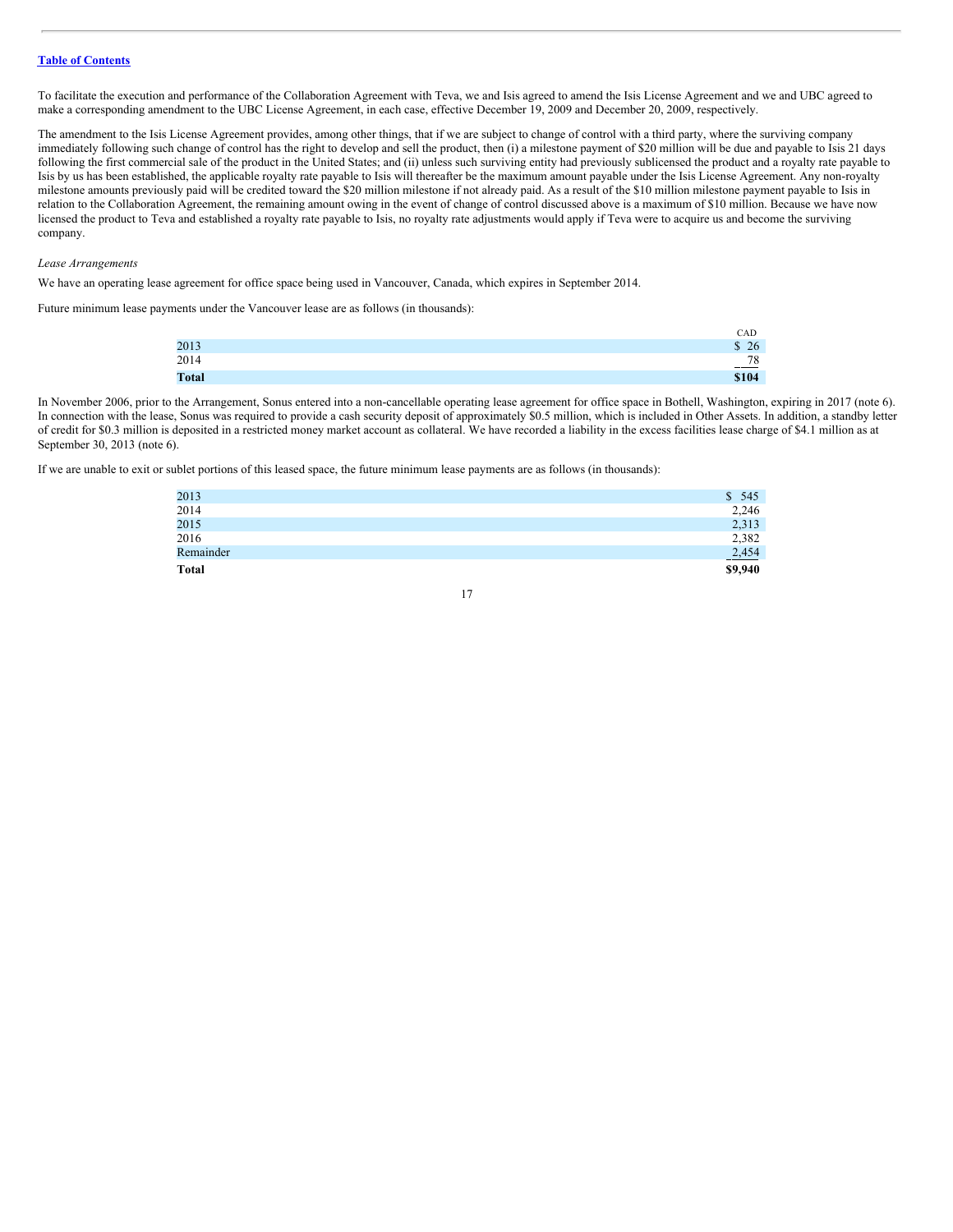To facilitate the execution and performance of the Collaboration Agreement with Teva, we and Isis agreed to amend the Isis License Agreement and we and UBC agreed to make a corresponding amendment to the UBC License Agreement, in each case, effective December 19, 2009 and December 20, 2009, respectively.

The amendment to the Isis License Agreement provides, among other things, that if we are subject to change of control with a third party, where the surviving company immediately following such change of control has the right to develop and sell the product, then (i) a milestone payment of $20 million will be due and payable to Isis 21 days following the first commercial sale of the product in the United States; and (ii) unless such surviving entity had previously sublicensed the product and a royalty rate payable to Isis by us has been established, the applicable royalty rate payable to Isis will thereafter be the maximum amount payable under the Isis License Agreement. Any non-royalty milestone amounts previously paid will be credited toward the $20 million milestone if not already paid. As a result of the $10 million milestone payment payable to Isis in relation to the Collaboration Agreement, the remaining amount owing in the event of change of control discussed above is a maximum of $10 million. Because we have now licensed the product to Teva and established a royalty rate payable to Isis, no royalty rate adjustments would apply if Teva were to acquire us and become the surviving company.

*Lease Arrangements*

We have an operating lease agreement for office space being used in Vancouver, Canada, which expires in September 2014.

Future minimum lease payments under the Vancouver lease are as follows (in thousands):

| | CAD |
|---|---|
| 2013 | $ 26 |
| 2014 | 78 |
| **Total** | **$104** |

In November 2006, prior to the Arrangement, Sonus entered into a non-cancellable operating lease agreement for office space in Bothell, Washington, expiring in 2017 (note 6). In connection with the lease, Sonus was required to provide a cash security deposit of approximately $0.5 million, which is included in Other Assets. In addition, a standby letter of credit for $0.3 million is deposited in a restricted money market account as collateral. We have recorded a liability in the excess facilities lease charge of $4.1 million as at September 30, 2013 (note 6).

If we are unable to exit or sublet portions of this leased space, the future minimum lease payments are as follows (in thousands):

| | |
|---|---|
| 2013 | $ 545 |
| 2014 | 2,246 |
| 2015 | 2,313 |
| 2016 | 2,382 |
| Remainder | 2,454 |
| **Total** | **$9,940** |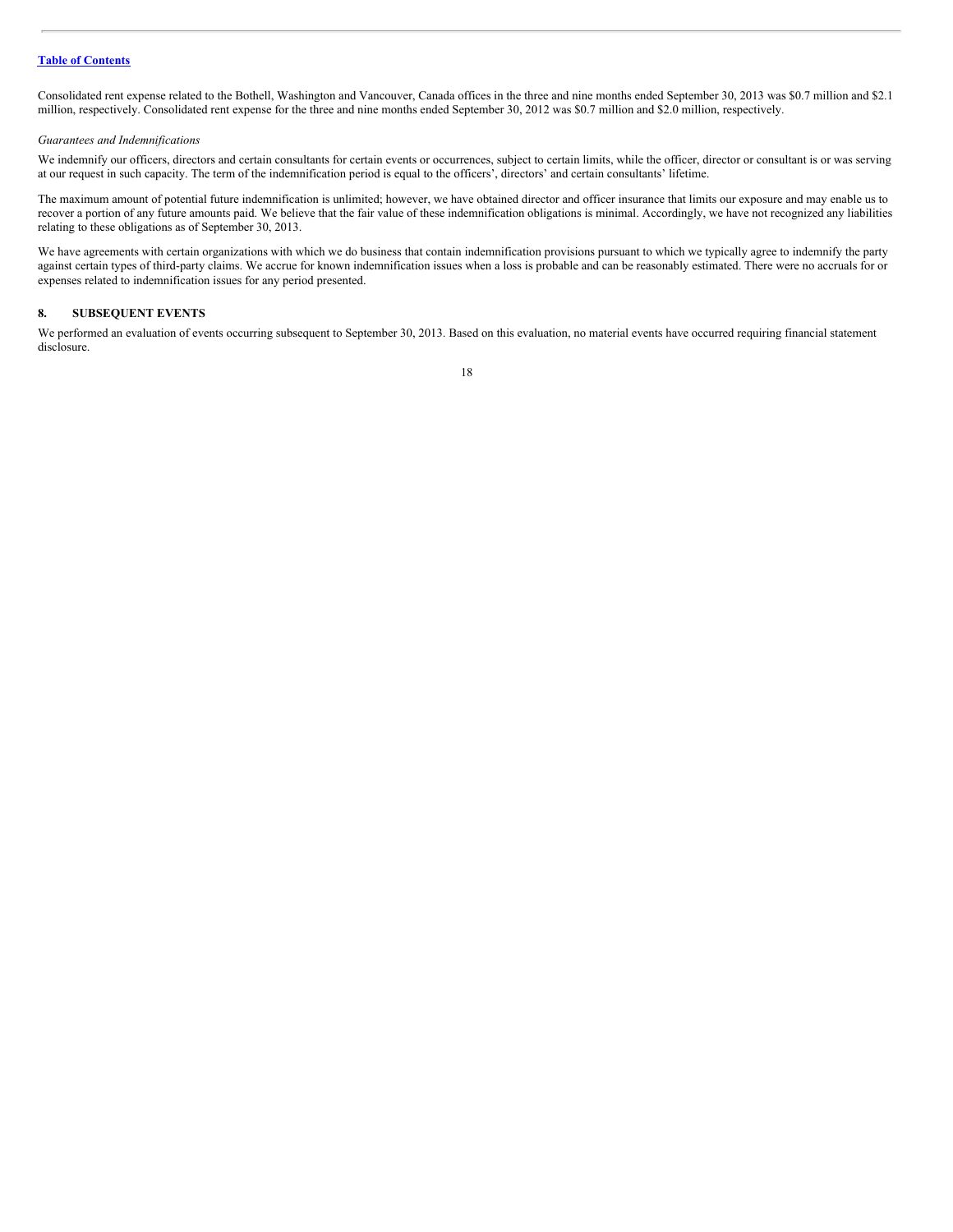Consolidated rent expense related to the Bothell, Washington and Vancouver, Canada offices in the three and nine months ended September 30, 2013 was $0.7 million and $2.1 million, respectively. Consolidated rent expense for the three and nine months ended September 30, 2012 was $0.7 million and $2.0 million, respectively.

*Guarantees and Indemnifications*

We indemnify our officers, directors and certain consultants for certain events or occurrences, subject to certain limits, while the officer, director or consultant is or was serving at our request in such capacity. The term of the indemnification period is equal to the officers', directors' and certain consultants' lifetime.

The maximum amount of potential future indemnification is unlimited; however, we have obtained director and officer insurance that limits our exposure and may enable us to recover a portion of any future amounts paid. We believe that the fair value of these indemnification obligations is minimal. Accordingly, we have not recognized any liabilities relating to these obligations as of September 30, 2013.

We have agreements with certain organizations with which we do business that contain indemnification provisions pursuant to which we typically agree to indemnify the party against certain types of third-party claims. We accrue for known indemnification issues when a loss is probable and can be reasonably estimated. There were no accruals for or expenses related to indemnification issues for any period presented.

## 8. SUBSEQUENT EVENTS

We performed an evaluation of events occurring subsequent to September 30, 2013. Based on this evaluation, no material events have occurred requiring financial statement disclosure.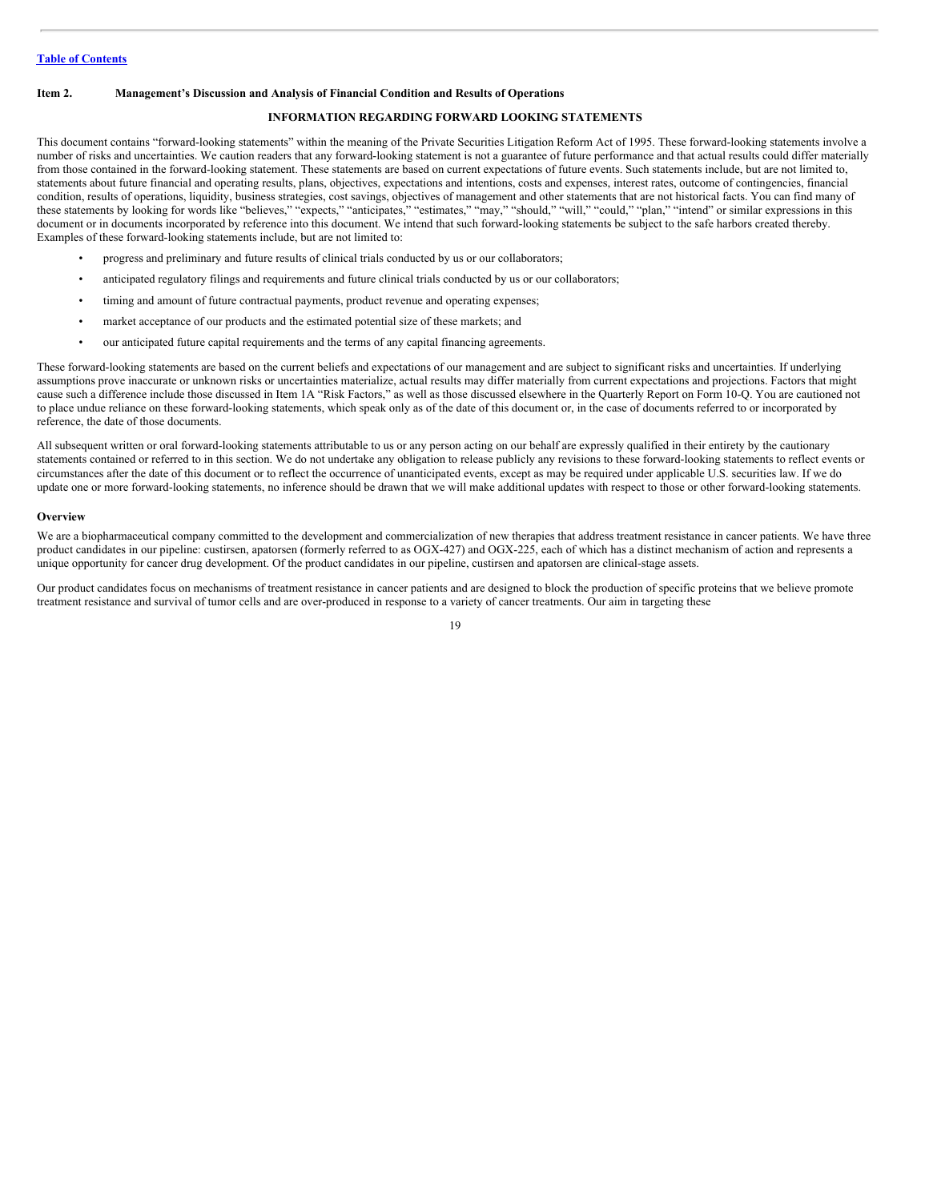## Item 2. Management's Discussion and Analysis of Financial Condition and Results of Operations

### INFORMATION REGARDING FORWARD LOOKING STATEMENTS

This document contains "forward-looking statements" within the meaning of the Private Securities Litigation Reform Act of 1995. These forward-looking statements involve a number of risks and uncertainties. We caution readers that any forward-looking statement is not a guarantee of future performance and that actual results could differ materially from those contained in the forward-looking statement. These statements are based on current expectations of future events. Such statements include, but are not limited to, statements about future financial and operating results, plans, objectives, expectations and intentions, costs and expenses, interest rates, outcome of contingencies, financial condition, results of operations, liquidity, business strategies, cost savings, objectives of management and other statements that are not historical facts. You can find many of these statements by looking for words like "believes," "expects," "anticipates," "estimates," "may," "should," "will," "could," "plan," "intend" or similar expressions in this document or in documents incorporated by reference into this document. We intend that such forward-looking statements be subject to the safe harbors created thereby. Examples of these forward-looking statements include, but are not limited to:

- progress and preliminary and future results of clinical trials conducted by us or our collaborators;
- anticipated regulatory filings and requirements and future clinical trials conducted by us or our collaborators;
- timing and amount of future contractual payments, product revenue and operating expenses;
- market acceptance of our products and the estimated potential size of these markets; and
- our anticipated future capital requirements and the terms of any capital financing agreements.

These forward-looking statements are based on the current beliefs and expectations of our management and are subject to significant risks and uncertainties. If underlying assumptions prove inaccurate or unknown risks or uncertainties materialize, actual results may differ materially from current expectations and projections. Factors that might cause such a difference include those discussed in Item 1A "Risk Factors," as well as those discussed elsewhere in the Quarterly Report on Form 10-Q. You are cautioned not to place undue reliance on these forward-looking statements, which speak only as of the date of this document or, in the case of documents referred to or incorporated by reference, the date of those documents.

All subsequent written or oral forward-looking statements attributable to us or any person acting on our behalf are expressly qualified in their entirety by the cautionary statements contained or referred to in this section. We do not undertake any obligation to release publicly any revisions to these forward-looking statements to reflect events or circumstances after the date of this document or to reflect the occurrence of unanticipated events, except as may be required under applicable U.S. securities law. If we do update one or more forward-looking statements, no inference should be drawn that we will make additional updates with respect to those or other forward-looking statements.

### Overview

We are a biopharmaceutical company committed to the development and commercialization of new therapies that address treatment resistance in cancer patients. We have three product candidates in our pipeline: custirsen, apatorsen (formerly referred to as OGX-427) and OGX-225, each of which has a distinct mechanism of action and represents a unique opportunity for cancer drug development. Of the product candidates in our pipeline, custirsen and apatorsen are clinical-stage assets.

Our product candidates focus on mechanisms of treatment resistance in cancer patients and are designed to block the production of specific proteins that we believe promote treatment resistance and survival of tumor cells and are over-produced in response to a variety of cancer treatments. Our aim in targeting these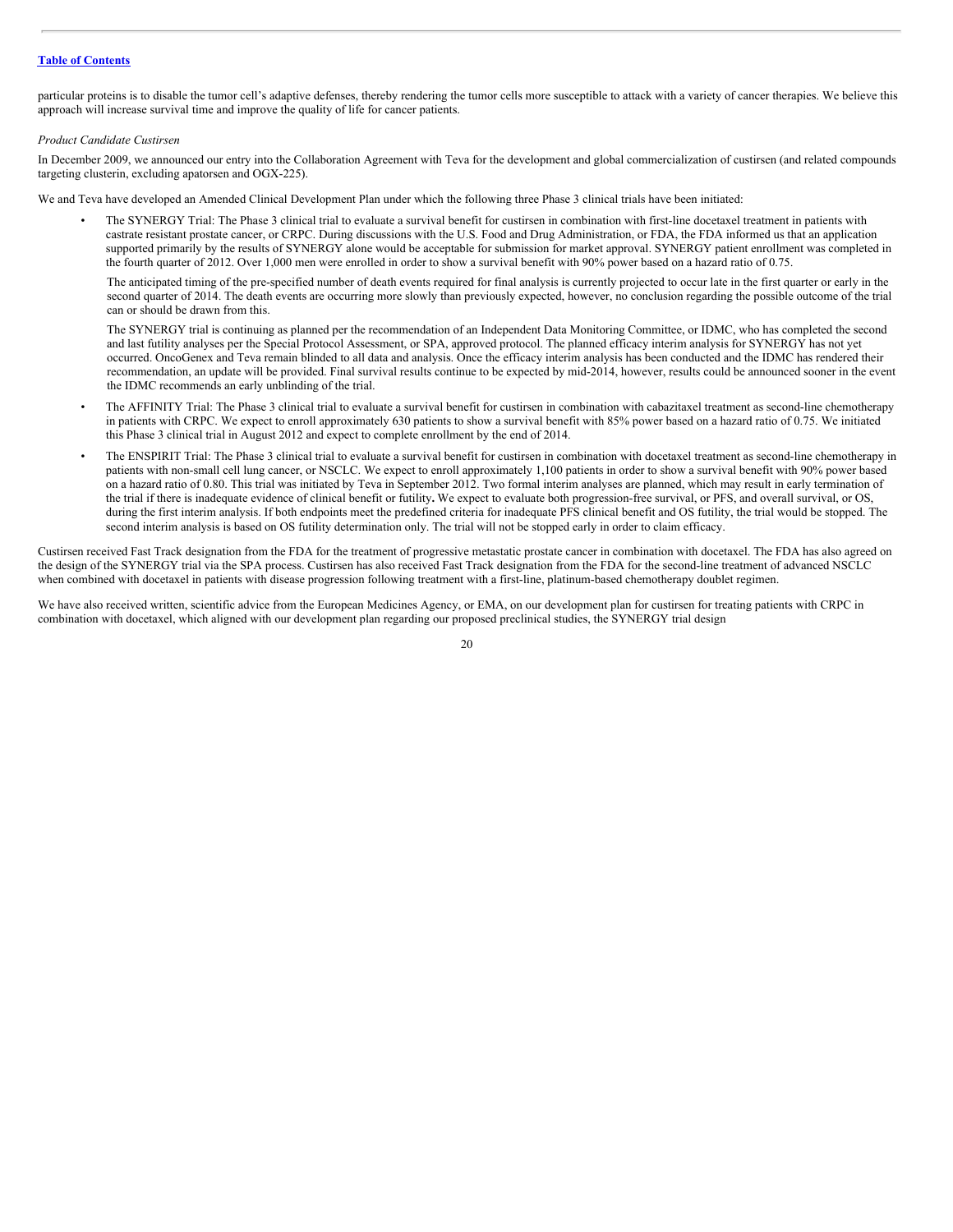particular proteins is to disable the tumor cell's adaptive defenses, thereby rendering the tumor cells more susceptible to attack with a variety of cancer therapies. We believe this approach will increase survival time and improve the quality of life for cancer patients.

*Product Candidate Custirsen*

In December 2009, we announced our entry into the Collaboration Agreement with Teva for the development and global commercialization of custirsen (and related compounds targeting clusterin, excluding apatorsen and OGX-225).

We and Teva have developed an Amended Clinical Development Plan under which the following three Phase 3 clinical trials have been initiated:

- The SYNERGY Trial: The Phase 3 clinical trial to evaluate a survival benefit for custirsen in combination with first-line docetaxel treatment in patients with castrate resistant prostate cancer, or CRPC. During discussions with the U.S. Food and Drug Administration, or FDA, the FDA informed us that an application supported primarily by the results of SYNERGY alone would be acceptable for submission for market approval. SYNERGY patient enrollment was completed in the fourth quarter of 2012. Over 1,000 men were enrolled in order to show a survival benefit with 90% power based on a hazard ratio of 0.75.

  The anticipated timing of the pre-specified number of death events required for final analysis is currently projected to occur late in the first quarter or early in the second quarter of 2014. The death events are occurring more slowly than previously expected, however, no conclusion regarding the possible outcome of the trial can or should be drawn from this.

  The SYNERGY trial is continuing as planned per the recommendation of an Independent Data Monitoring Committee, or IDMC, who has completed the second and last futility analyses per the Special Protocol Assessment, or SPA, approved protocol. The planned efficacy interim analysis for SYNERGY has not yet occurred. OncoGenex and Teva remain blinded to all data and analysis. Once the efficacy interim analysis has been conducted and the IDMC has rendered their recommendation, an update will be provided. Final survival results continue to be expected by mid-2014, however, results could be announced sooner in the event the IDMC recommends an early unblinding of the trial.

- The AFFINITY Trial: The Phase 3 clinical trial to evaluate a survival benefit for custirsen in combination with cabazitaxel treatment as second-line chemotherapy in patients with CRPC. We expect to enroll approximately 630 patients to show a survival benefit with 85% power based on a hazard ratio of 0.75. We initiated this Phase 3 clinical trial in August 2012 and expect to complete enrollment by the end of 2014.

- The ENSPIRIT Trial: The Phase 3 clinical trial to evaluate a survival benefit for custirsen in combination with docetaxel treatment as second-line chemotherapy in patients with non-small cell lung cancer, or NSCLC. We expect to enroll approximately 1,100 patients in order to show a survival benefit with 90% power based on a hazard ratio of 0.80. This trial was initiated by Teva in September 2012. Two formal interim analyses are planned, which may result in early termination of the trial if there is inadequate evidence of clinical benefit or futility**.** We expect to evaluate both progression-free survival, or PFS, and overall survival, or OS, during the first interim analysis. If both endpoints meet the predefined criteria for inadequate PFS clinical benefit and OS futility, the trial would be stopped. The second interim analysis is based on OS futility determination only. The trial will not be stopped early in order to claim efficacy.

Custirsen received Fast Track designation from the FDA for the treatment of progressive metastatic prostate cancer in combination with docetaxel. The FDA has also agreed on the design of the SYNERGY trial via the SPA process. Custirsen has also received Fast Track designation from the FDA for the second-line treatment of advanced NSCLC when combined with docetaxel in patients with disease progression following treatment with a first-line, platinum-based chemotherapy doublet regimen.

We have also received written, scientific advice from the European Medicines Agency, or EMA, on our development plan for custirsen for treating patients with CRPC in combination with docetaxel, which aligned with our development plan regarding our proposed preclinical studies, the SYNERGY trial design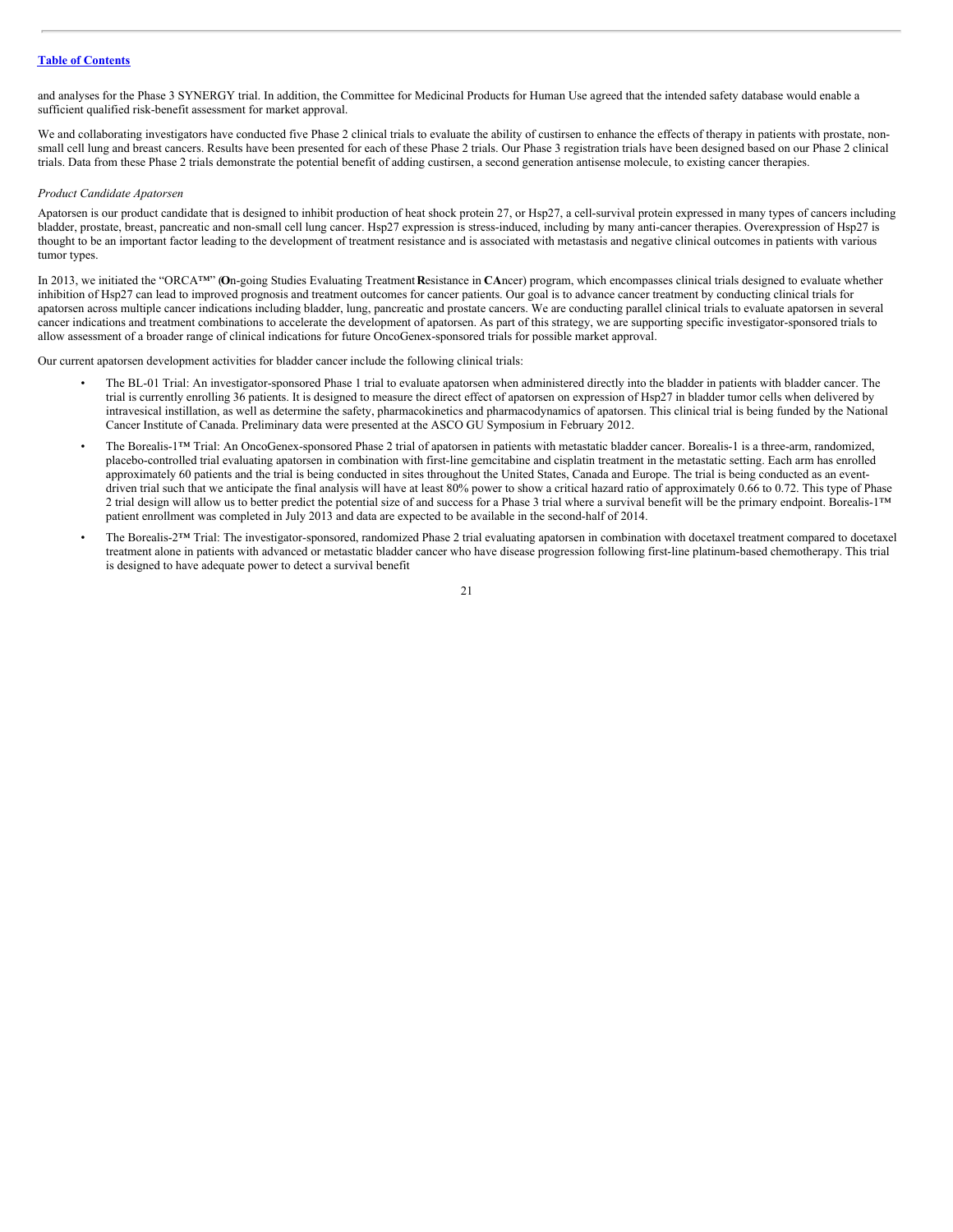and analyses for the Phase 3 SYNERGY trial. In addition, the Committee for Medicinal Products for Human Use agreed that the intended safety database would enable a sufficient qualified risk-benefit assessment for market approval.

We and collaborating investigators have conducted five Phase 2 clinical trials to evaluate the ability of custirsen to enhance the effects of therapy in patients with prostate, non-small cell lung and breast cancers. Results have been presented for each of these Phase 2 trials. Our Phase 3 registration trials have been designed based on our Phase 2 clinical trials. Data from these Phase 2 trials demonstrate the potential benefit of adding custirsen, a second generation antisense molecule, to existing cancer therapies.

*Product Candidate Apatorsen*

Apatorsen is our product candidate that is designed to inhibit production of heat shock protein 27, or Hsp27, a cell-survival protein expressed in many types of cancers including bladder, prostate, breast, pancreatic and non-small cell lung cancer. Hsp27 expression is stress-induced, including by many anti-cancer therapies. Overexpression of Hsp27 is thought to be an important factor leading to the development of treatment resistance and is associated with metastasis and negative clinical outcomes in patients with various tumor types.

In 2013, we initiated the "ORCA™" (**O**n-going Studies Evaluating Treatment **R**esistance in **CA**ncer) program, which encompasses clinical trials designed to evaluate whether inhibition of Hsp27 can lead to improved prognosis and treatment outcomes for cancer patients. Our goal is to advance cancer treatment by conducting clinical trials for apatorsen across multiple cancer indications including bladder, lung, pancreatic and prostate cancers. We are conducting parallel clinical trials to evaluate apatorsen in several cancer indications and treatment combinations to accelerate the development of apatorsen. As part of this strategy, we are supporting specific investigator-sponsored trials to allow assessment of a broader range of clinical indications for future OncoGenex-sponsored trials for possible market approval.

Our current apatorsen development activities for bladder cancer include the following clinical trials:

- The BL-01 Trial: An investigator-sponsored Phase 1 trial to evaluate apatorsen when administered directly into the bladder in patients with bladder cancer. The trial is currently enrolling 36 patients. It is designed to measure the direct effect of apatorsen on expression of Hsp27 in bladder tumor cells when delivered by intravesical instillation, as well as determine the safety, pharmacokinetics and pharmacodynamics of apatorsen. This clinical trial is being funded by the National Cancer Institute of Canada. Preliminary data were presented at the ASCO GU Symposium in February 2012.
- The Borealis-1™ Trial: An OncoGenex-sponsored Phase 2 trial of apatorsen in patients with metastatic bladder cancer. Borealis-1 is a three-arm, randomized, placebo-controlled trial evaluating apatorsen in combination with first-line gemcitabine and cisplatin treatment in the metastatic setting. Each arm has enrolled approximately 60 patients and the trial is being conducted in sites throughout the United States, Canada and Europe. The trial is being conducted as an event-driven trial such that we anticipate the final analysis will have at least 80% power to show a critical hazard ratio of approximately 0.66 to 0.72. This type of Phase 2 trial design will allow us to better predict the potential size of and success for a Phase 3 trial where a survival benefit will be the primary endpoint. Borealis-1™ patient enrollment was completed in July 2013 and data are expected to be available in the second-half of 2014.
- The Borealis-2™ Trial: The investigator-sponsored, randomized Phase 2 trial evaluating apatorsen in combination with docetaxel treatment compared to docetaxel treatment alone in patients with advanced or metastatic bladder cancer who have disease progression following first-line platinum-based chemotherapy. This trial is designed to have adequate power to detect a survival benefit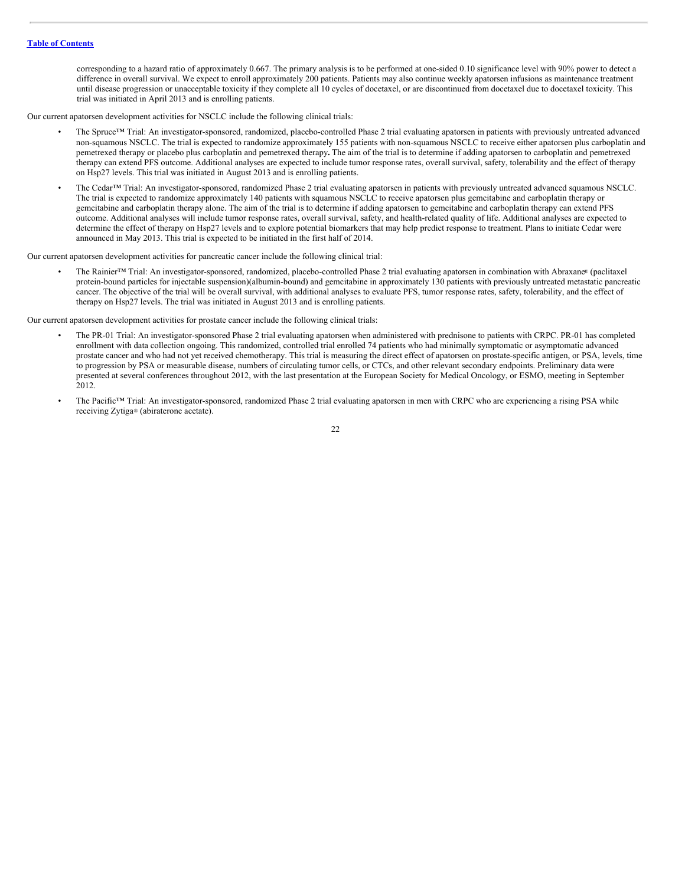corresponding to a hazard ratio of approximately 0.667. The primary analysis is to be performed at one-sided 0.10 significance level with 90% power to detect a difference in overall survival. We expect to enroll approximately 200 patients. Patients may also continue weekly apatorsen infusions as maintenance treatment until disease progression or unacceptable toxicity if they complete all 10 cycles of docetaxel, or are discontinued from docetaxel due to docetaxel toxicity. This trial was initiated in April 2013 and is enrolling patients.

Our current apatorsen development activities for NSCLC include the following clinical trials:

- The Spruce™ Trial: An investigator-sponsored, randomized, placebo-controlled Phase 2 trial evaluating apatorsen in patients with previously untreated advanced non-squamous NSCLC. The trial is expected to randomize approximately 155 patients with non-squamous NSCLC to receive either apatorsen plus carboplatin and pemetrexed therapy or placebo plus carboplatin and pemetrexed therapy**.** The aim of the trial is to determine if adding apatorsen to carboplatin and pemetrexed therapy can extend PFS outcome. Additional analyses are expected to include tumor response rates, overall survival, safety, tolerability and the effect of therapy on Hsp27 levels. This trial was initiated in August 2013 and is enrolling patients.
- The Cedar™ Trial: An investigator-sponsored, randomized Phase 2 trial evaluating apatorsen in patients with previously untreated advanced squamous NSCLC. The trial is expected to randomize approximately 140 patients with squamous NSCLC to receive apatorsen plus gemcitabine and carboplatin therapy or gemcitabine and carboplatin therapy alone. The aim of the trial is to determine if adding apatorsen to gemcitabine and carboplatin therapy can extend PFS outcome. Additional analyses will include tumor response rates, overall survival, safety, and health-related quality of life. Additional analyses are expected to determine the effect of therapy on Hsp27 levels and to explore potential biomarkers that may help predict response to treatment. Plans to initiate Cedar were announced in May 2013. This trial is expected to be initiated in the first half of 2014.

Our current apatorsen development activities for pancreatic cancer include the following clinical trial:

- The Rainier™ Trial: An investigator-sponsored, randomized, placebo-controlled Phase 2 trial evaluating apatorsen in combination with Abraxane® (paclitaxel protein-bound particles for injectable suspension)(albumin-bound) and gemcitabine in approximately 130 patients with previously untreated metastatic pancreatic cancer. The objective of the trial will be overall survival, with additional analyses to evaluate PFS, tumor response rates, safety, tolerability, and the effect of therapy on Hsp27 levels. The trial was initiated in August 2013 and is enrolling patients.

Our current apatorsen development activities for prostate cancer include the following clinical trials:

- The PR-01 Trial: An investigator-sponsored Phase 2 trial evaluating apatorsen when administered with prednisone to patients with CRPC. PR-01 has completed enrollment with data collection ongoing. This randomized, controlled trial enrolled 74 patients who had minimally symptomatic or asymptomatic advanced prostate cancer and who had not yet received chemotherapy. This trial is measuring the direct effect of apatorsen on prostate-specific antigen, or PSA, levels, time to progression by PSA or measurable disease, numbers of circulating tumor cells, or CTCs, and other relevant secondary endpoints. Preliminary data were presented at several conferences throughout 2012, with the last presentation at the European Society for Medical Oncology, or ESMO, meeting in September 2012.
- The Pacific™ Trial: An investigator-sponsored, randomized Phase 2 trial evaluating apatorsen in men with CRPC who are experiencing a rising PSA while receiving Zytiga® (abiraterone acetate).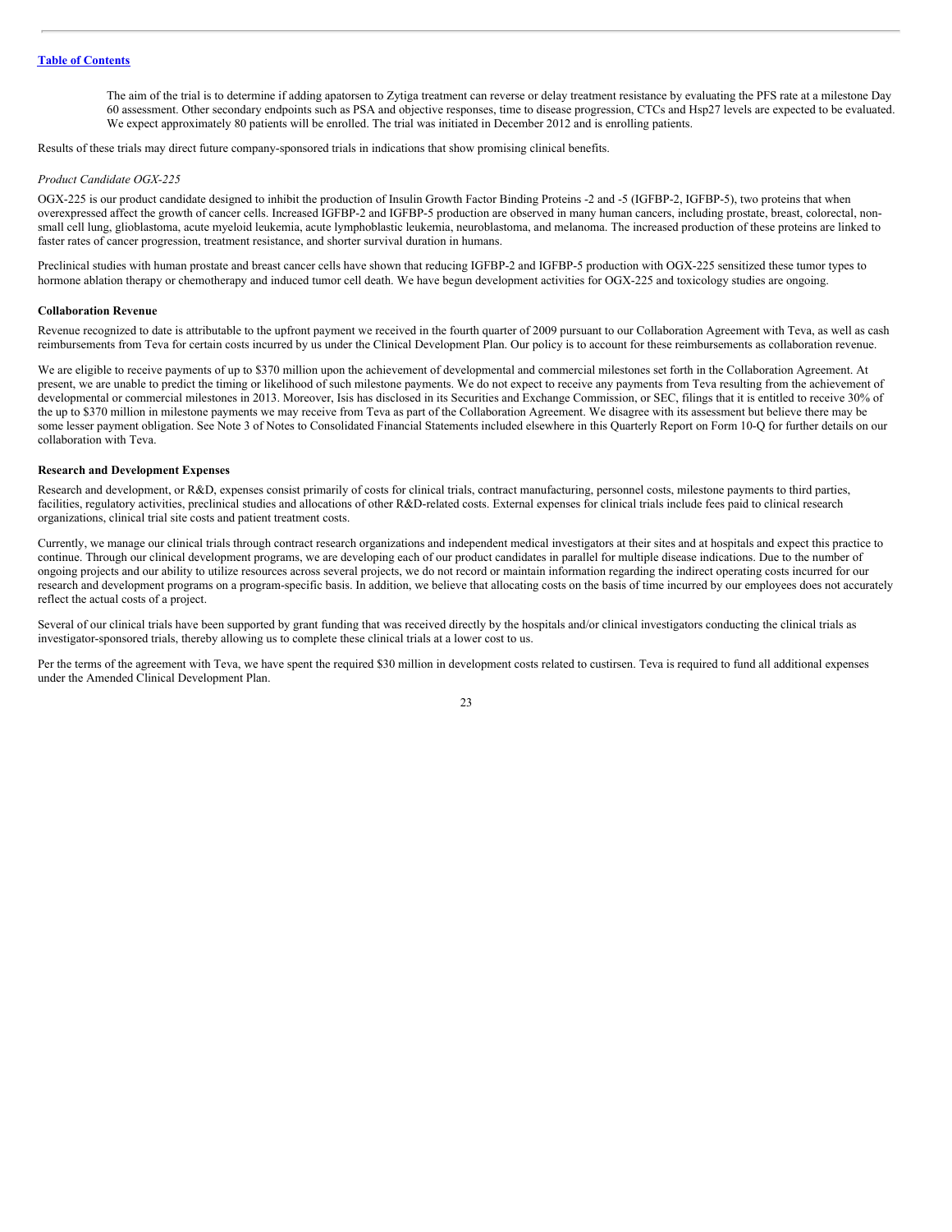The aim of the trial is to determine if adding apatorsen to Zytiga treatment can reverse or delay treatment resistance by evaluating the PFS rate at a milestone Day 60 assessment. Other secondary endpoints such as PSA and objective responses, time to disease progression, CTCs and Hsp27 levels are expected to be evaluated. We expect approximately 80 patients will be enrolled. The trial was initiated in December 2012 and is enrolling patients.

Results of these trials may direct future company-sponsored trials in indications that show promising clinical benefits.

*Product Candidate OGX-225*

OGX-225 is our product candidate designed to inhibit the production of Insulin Growth Factor Binding Proteins -2 and -5 (IGFBP-2, IGFBP-5), two proteins that when overexpressed affect the growth of cancer cells. Increased IGFBP-2 and IGFBP-5 production are observed in many human cancers, including prostate, breast, colorectal, non-small cell lung, glioblastoma, acute myeloid leukemia, acute lymphoblastic leukemia, neuroblastoma, and melanoma. The increased production of these proteins are linked to faster rates of cancer progression, treatment resistance, and shorter survival duration in humans.

Preclinical studies with human prostate and breast cancer cells have shown that reducing IGFBP-2 and IGFBP-5 production with OGX-225 sensitized these tumor types to hormone ablation therapy or chemotherapy and induced tumor cell death. We have begun development activities for OGX-225 and toxicology studies are ongoing.

**Collaboration Revenue**

Revenue recognized to date is attributable to the upfront payment we received in the fourth quarter of 2009 pursuant to our Collaboration Agreement with Teva, as well as cash reimbursements from Teva for certain costs incurred by us under the Clinical Development Plan. Our policy is to account for these reimbursements as collaboration revenue.

We are eligible to receive payments of up to $370 million upon the achievement of developmental and commercial milestones set forth in the Collaboration Agreement. At present, we are unable to predict the timing or likelihood of such milestone payments. We do not expect to receive any payments from Teva resulting from the achievement of developmental or commercial milestones in 2013. Moreover, Isis has disclosed in its Securities and Exchange Commission, or SEC, filings that it is entitled to receive 30% of the up to $370 million in milestone payments we may receive from Teva as part of the Collaboration Agreement. We disagree with its assessment but believe there may be some lesser payment obligation. See Note 3 of Notes to Consolidated Financial Statements included elsewhere in this Quarterly Report on Form 10-Q for further details on our collaboration with Teva.

**Research and Development Expenses**

Research and development, or R&D, expenses consist primarily of costs for clinical trials, contract manufacturing, personnel costs, milestone payments to third parties, facilities, regulatory activities, preclinical studies and allocations of other R&D-related costs. External expenses for clinical trials include fees paid to clinical research organizations, clinical trial site costs and patient treatment costs.

Currently, we manage our clinical trials through contract research organizations and independent medical investigators at their sites and at hospitals and expect this practice to continue. Through our clinical development programs, we are developing each of our product candidates in parallel for multiple disease indications. Due to the number of ongoing projects and our ability to utilize resources across several projects, we do not record or maintain information regarding the indirect operating costs incurred for our research and development programs on a program-specific basis. In addition, we believe that allocating costs on the basis of time incurred by our employees does not accurately reflect the actual costs of a project.

Several of our clinical trials have been supported by grant funding that was received directly by the hospitals and/or clinical investigators conducting the clinical trials as investigator-sponsored trials, thereby allowing us to complete these clinical trials at a lower cost to us.

Per the terms of the agreement with Teva, we have spent the required $30 million in development costs related to custirsen. Teva is required to fund all additional expenses under the Amended Clinical Development Plan.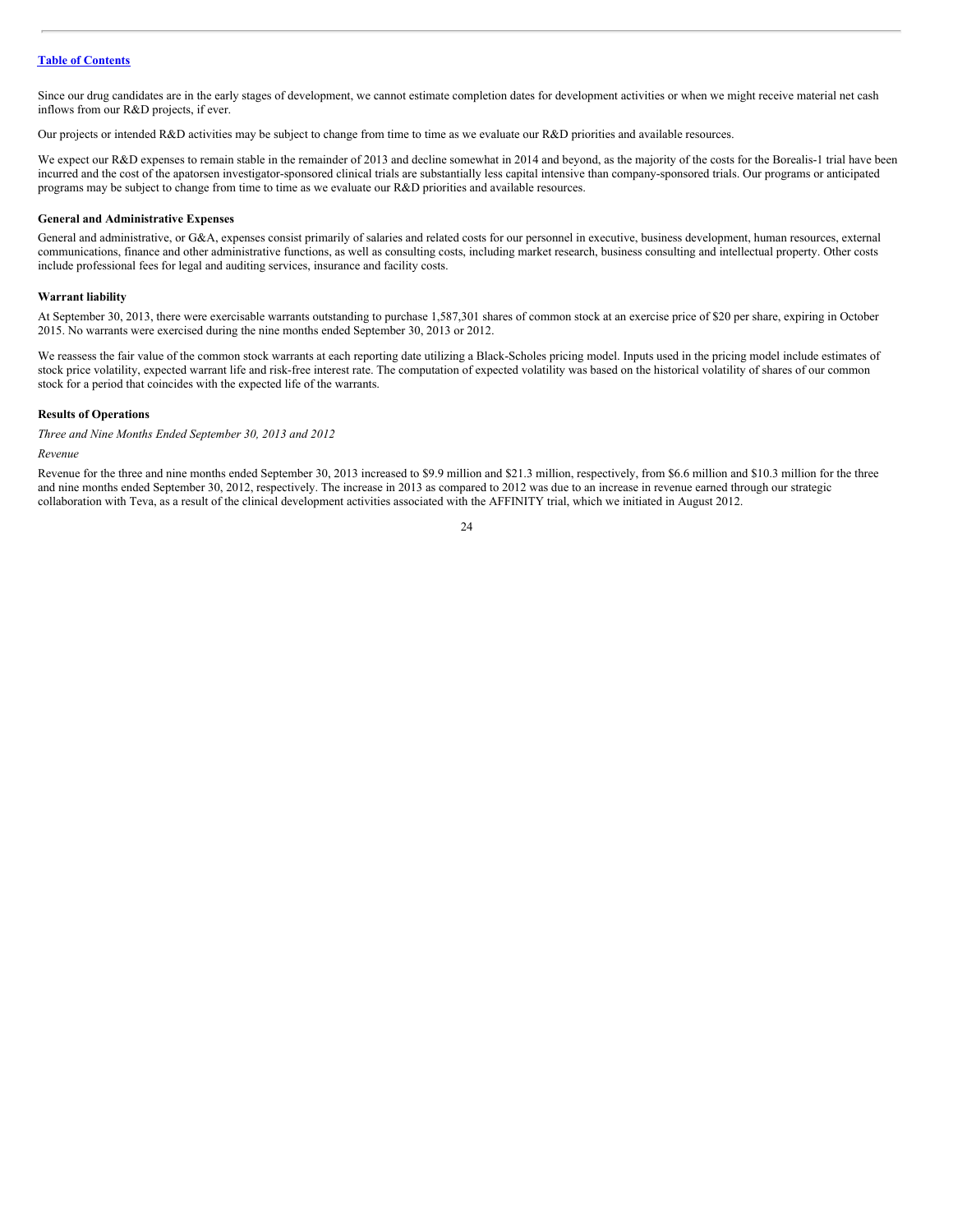Since our drug candidates are in the early stages of development, we cannot estimate completion dates for development activities or when we might receive material net cash inflows from our R&D projects, if ever.

Our projects or intended R&D activities may be subject to change from time to time as we evaluate our R&D priorities and available resources.

We expect our R&D expenses to remain stable in the remainder of 2013 and decline somewhat in 2014 and beyond, as the majority of the costs for the Borealis-1 trial have been incurred and the cost of the apatorsen investigator-sponsored clinical trials are substantially less capital intensive than company-sponsored trials. Our programs or anticipated programs may be subject to change from time to time as we evaluate our R&D priorities and available resources.

**General and Administrative Expenses**

General and administrative, or G&A, expenses consist primarily of salaries and related costs for our personnel in executive, business development, human resources, external communications, finance and other administrative functions, as well as consulting costs, including market research, business consulting and intellectual property. Other costs include professional fees for legal and auditing services, insurance and facility costs.

**Warrant liability**

At September 30, 2013, there were exercisable warrants outstanding to purchase 1,587,301 shares of common stock at an exercise price of $20 per share, expiring in October 2015. No warrants were exercised during the nine months ended September 30, 2013 or 2012.

We reassess the fair value of the common stock warrants at each reporting date utilizing a Black-Scholes pricing model. Inputs used in the pricing model include estimates of stock price volatility, expected warrant life and risk-free interest rate. The computation of expected volatility was based on the historical volatility of shares of our common stock for a period that coincides with the expected life of the warrants.

**Results of Operations**

*Three and Nine Months Ended September 30, 2013 and 2012*

*Revenue*

Revenue for the three and nine months ended September 30, 2013 increased to $9.9 million and $21.3 million, respectively, from $6.6 million and $10.3 million for the three and nine months ended September 30, 2012, respectively. The increase in 2013 as compared to 2012 was due to an increase in revenue earned through our strategic collaboration with Teva, as a result of the clinical development activities associated with the AFFINITY trial, which we initiated in August 2012.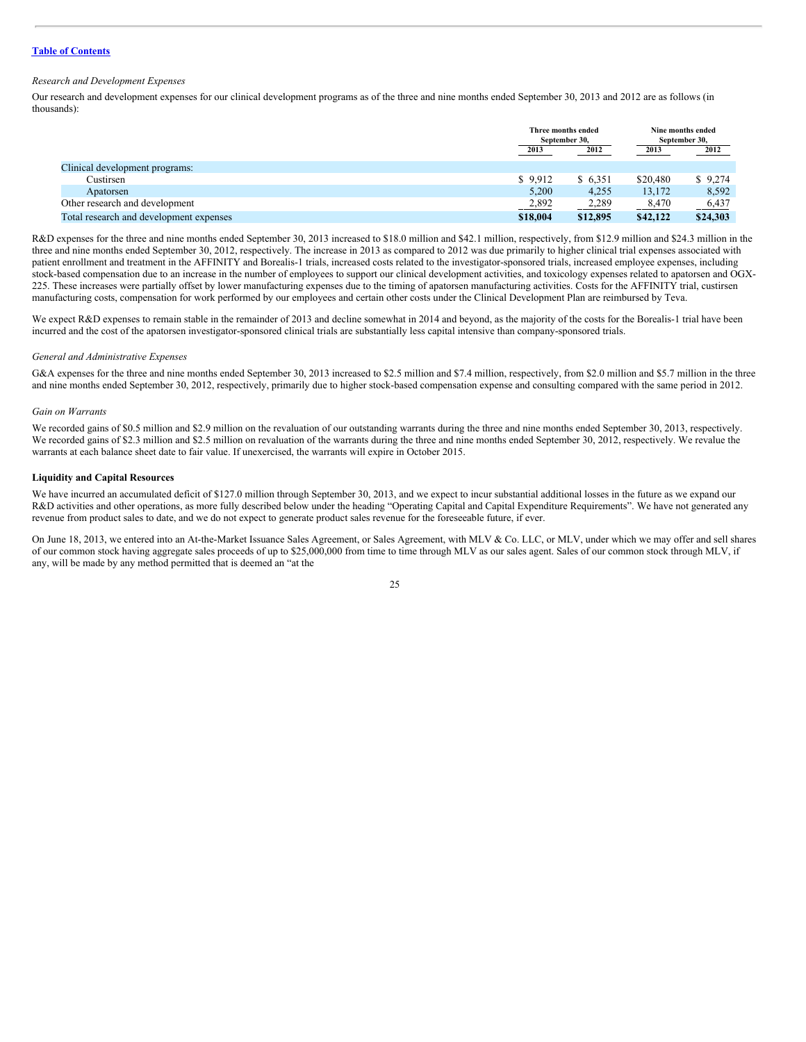*Research and Development Expenses*

Our research and development expenses for our clinical development programs as of the three and nine months ended September 30, 2013 and 2012 are as follows (in thousands):

| | Three months ended September 30, | | Nine months ended September 30, | |
|---|---|---|---|---|
| | 2013 | 2012 | 2013 | 2012 |
| Clinical development programs: | | | | |
| Custirsen | $ 9,912 | $ 6,351 | $20,480 | $ 9,274 |
| Apatorsen | 5,200 | 4,255 | 13,172 | 8,592 |
| Other research and development | 2,892 | 2,289 | 8,470 | 6,437 |
| Total research and development expenses | **$18,004** | **$12,895** | **$42,122** | **$24,303** |

R&D expenses for the three and nine months ended September 30, 2013 increased to $18.0 million and $42.1 million, respectively, from $12.9 million and $24.3 million in the three and nine months ended September 30, 2012, respectively. The increase in 2013 as compared to 2012 was due primarily to higher clinical trial expenses associated with patient enrollment and treatment in the AFFINITY and Borealis-1 trials, increased costs related to the investigator-sponsored trials, increased employee expenses, including stock-based compensation due to an increase in the number of employees to support our clinical development activities, and toxicology expenses related to apatorsen and OGX-225. These increases were partially offset by lower manufacturing expenses due to the timing of apatorsen manufacturing activities. Costs for the AFFINITY trial, custirsen manufacturing costs, compensation for work performed by our employees and certain other costs under the Clinical Development Plan are reimbursed by Teva.

We expect R&D expenses to remain stable in the remainder of 2013 and decline somewhat in 2014 and beyond, as the majority of the costs for the Borealis-1 trial have been incurred and the cost of the apatorsen investigator-sponsored clinical trials are substantially less capital intensive than company-sponsored trials.

*General and Administrative Expenses*

G&A expenses for the three and nine months ended September 30, 2013 increased to $2.5 million and $7.4 million, respectively, from $2.0 million and $5.7 million in the three and nine months ended September 30, 2012, respectively, primarily due to higher stock-based compensation expense and consulting compared with the same period in 2012.

*Gain on Warrants*

We recorded gains of $0.5 million and $2.9 million on the revaluation of our outstanding warrants during the three and nine months ended September 30, 2013, respectively. We recorded gains of $2.3 million and $2.5 million on revaluation of the warrants during the three and nine months ended September 30, 2012, respectively. We revalue the warrants at each balance sheet date to fair value. If unexercised, the warrants will expire in October 2015.

**Liquidity and Capital Resources**

We have incurred an accumulated deficit of $127.0 million through September 30, 2013, and we expect to incur substantial additional losses in the future as we expand our R&D activities and other operations, as more fully described below under the heading "Operating Capital and Capital Expenditure Requirements". We have not generated any revenue from product sales to date, and we do not expect to generate product sales revenue for the foreseeable future, if ever.

On June 18, 2013, we entered into an At-the-Market Issuance Sales Agreement, or Sales Agreement, with MLV & Co. LLC, or MLV, under which we may offer and sell shares of our common stock having aggregate sales proceeds of up to $25,000,000 from time to time through MLV as our sales agent. Sales of our common stock through MLV, if any, will be made by any method permitted that is deemed an "at the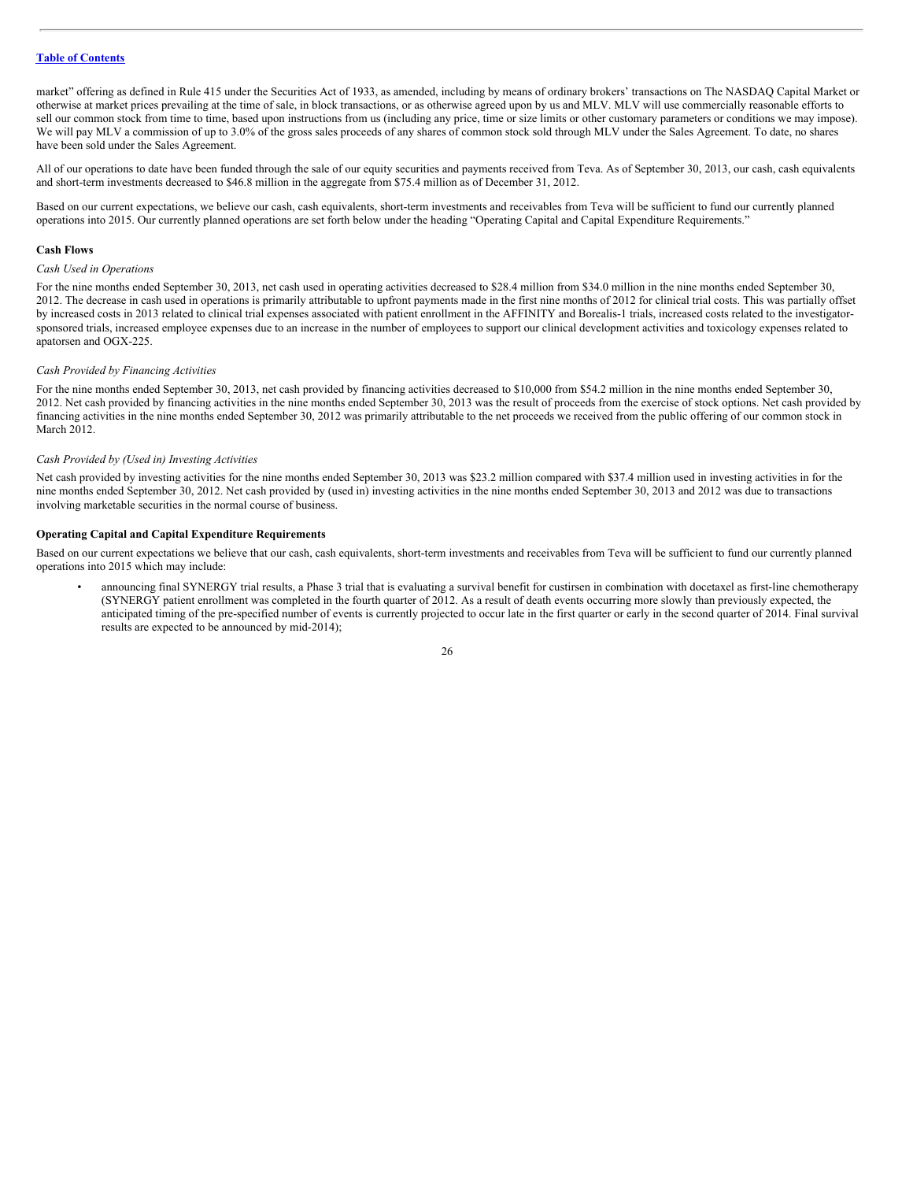market" offering as defined in Rule 415 under the Securities Act of 1933, as amended, including by means of ordinary brokers' transactions on The NASDAQ Capital Market or otherwise at market prices prevailing at the time of sale, in block transactions, or as otherwise agreed upon by us and MLV. MLV will use commercially reasonable efforts to sell our common stock from time to time, based upon instructions from us (including any price, time or size limits or other customary parameters or conditions we may impose). We will pay MLV a commission of up to 3.0% of the gross sales proceeds of any shares of common stock sold through MLV under the Sales Agreement. To date, no shares have been sold under the Sales Agreement.

All of our operations to date have been funded through the sale of our equity securities and payments received from Teva. As of September 30, 2013, our cash, cash equivalents and short-term investments decreased to $46.8 million in the aggregate from $75.4 million as of December 31, 2012.

Based on our current expectations, we believe our cash, cash equivalents, short-term investments and receivables from Teva will be sufficient to fund our currently planned operations into 2015. Our currently planned operations are set forth below under the heading "Operating Capital and Capital Expenditure Requirements."

**Cash Flows**

*Cash Used in Operations*

For the nine months ended September 30, 2013, net cash used in operating activities decreased to $28.4 million from $34.0 million in the nine months ended September 30, 2012. The decrease in cash used in operations is primarily attributable to upfront payments made in the first nine months of 2012 for clinical trial costs. This was partially offset by increased costs in 2013 related to clinical trial expenses associated with patient enrollment in the AFFINITY and Borealis-1 trials, increased costs related to the investigator-sponsored trials, increased employee expenses due to an increase in the number of employees to support our clinical development activities and toxicology expenses related to apatorsen and OGX-225.

*Cash Provided by Financing Activities*

For the nine months ended September 30, 2013, net cash provided by financing activities decreased to $10,000 from $54.2 million in the nine months ended September 30, 2012. Net cash provided by financing activities in the nine months ended September 30, 2013 was the result of proceeds from the exercise of stock options. Net cash provided by financing activities in the nine months ended September 30, 2012 was primarily attributable to the net proceeds we received from the public offering of our common stock in March 2012.

*Cash Provided by (Used in) Investing Activities*

Net cash provided by investing activities for the nine months ended September 30, 2013 was $23.2 million compared with $37.4 million used in investing activities in for the nine months ended September 30, 2012. Net cash provided by (used in) investing activities in the nine months ended September 30, 2013 and 2012 was due to transactions involving marketable securities in the normal course of business.

**Operating Capital and Capital Expenditure Requirements**

Based on our current expectations we believe that our cash, cash equivalents, short-term investments and receivables from Teva will be sufficient to fund our currently planned operations into 2015 which may include:

- announcing final SYNERGY trial results, a Phase 3 trial that is evaluating a survival benefit for custirsen in combination with docetaxel as first-line chemotherapy (SYNERGY patient enrollment was completed in the fourth quarter of 2012. As a result of death events occurring more slowly than previously expected, the anticipated timing of the pre-specified number of events is currently projected to occur late in the first quarter or early in the second quarter of 2014. Final survival results are expected to be announced by mid-2014);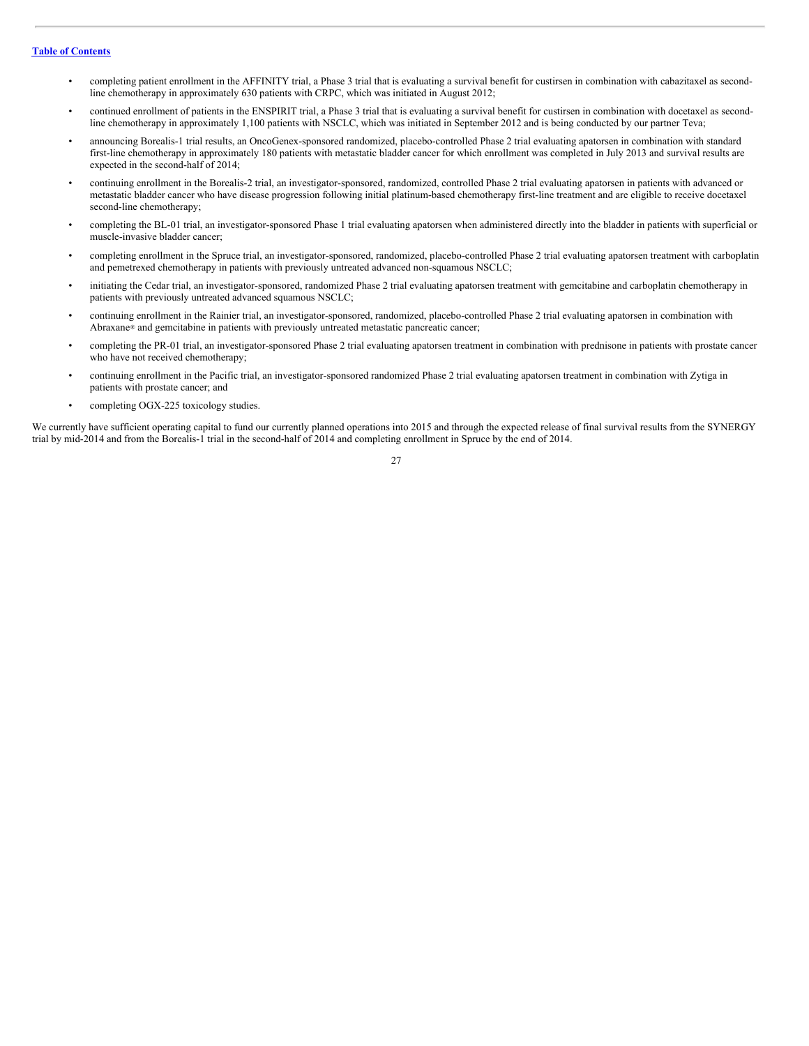- completing patient enrollment in the AFFINITY trial, a Phase 3 trial that is evaluating a survival benefit for custirsen in combination with cabazitaxel as second-line chemotherapy in approximately 630 patients with CRPC, which was initiated in August 2012;
- continued enrollment of patients in the ENSPIRIT trial, a Phase 3 trial that is evaluating a survival benefit for custirsen in combination with docetaxel as second-line chemotherapy in approximately 1,100 patients with NSCLC, which was initiated in September 2012 and is being conducted by our partner Teva;
- announcing Borealis-1 trial results, an OncoGenex-sponsored randomized, placebo-controlled Phase 2 trial evaluating apatorsen in combination with standard first-line chemotherapy in approximately 180 patients with metastatic bladder cancer for which enrollment was completed in July 2013 and survival results are expected in the second-half of 2014;
- continuing enrollment in the Borealis-2 trial, an investigator-sponsored, randomized, controlled Phase 2 trial evaluating apatorsen in patients with advanced or metastatic bladder cancer who have disease progression following initial platinum-based chemotherapy first-line treatment and are eligible to receive docetaxel second-line chemotherapy;
- completing the BL-01 trial, an investigator-sponsored Phase 1 trial evaluating apatorsen when administered directly into the bladder in patients with superficial or muscle-invasive bladder cancer;
- completing enrollment in the Spruce trial, an investigator-sponsored, randomized, placebo-controlled Phase 2 trial evaluating apatorsen treatment with carboplatin and pemetrexed chemotherapy in patients with previously untreated advanced non-squamous NSCLC;
- initiating the Cedar trial, an investigator-sponsored, randomized Phase 2 trial evaluating apatorsen treatment with gemcitabine and carboplatin chemotherapy in patients with previously untreated advanced squamous NSCLC;
- continuing enrollment in the Rainier trial, an investigator-sponsored, randomized, placebo-controlled Phase 2 trial evaluating apatorsen in combination with Abraxane® and gemcitabine in patients with previously untreated metastatic pancreatic cancer;
- completing the PR-01 trial, an investigator-sponsored Phase 2 trial evaluating apatorsen treatment in combination with prednisone in patients with prostate cancer who have not received chemotherapy;
- continuing enrollment in the Pacific trial, an investigator-sponsored randomized Phase 2 trial evaluating apatorsen treatment in combination with Zytiga in patients with prostate cancer; and
- completing OGX-225 toxicology studies.

We currently have sufficient operating capital to fund our currently planned operations into 2015 and through the expected release of final survival results from the SYNERGY trial by mid-2014 and from the Borealis-1 trial in the second-half of 2014 and completing enrollment in Spruce by the end of 2014.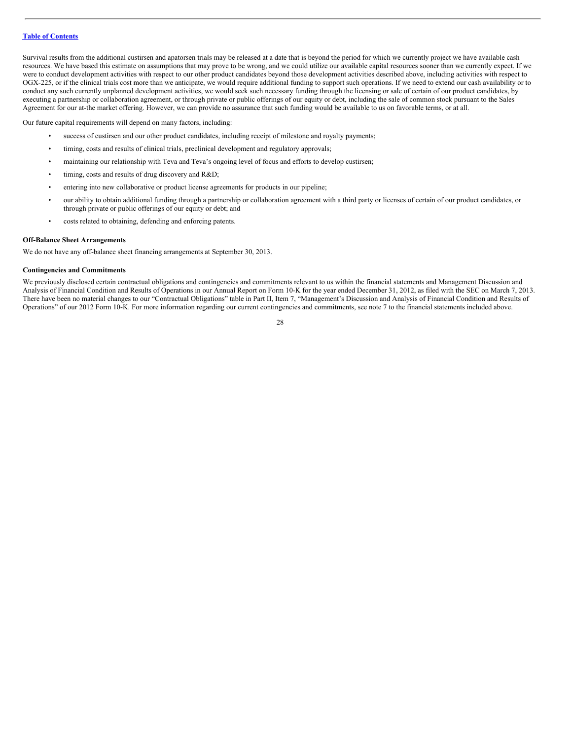Survival results from the additional custirsen and apatorsen trials may be released at a date that is beyond the period for which we currently project we have available cash resources. We have based this estimate on assumptions that may prove to be wrong, and we could utilize our available capital resources sooner than we currently expect. If we were to conduct development activities with respect to our other product candidates beyond those development activities described above, including activities with respect to OGX-225, or if the clinical trials cost more than we anticipate, we would require additional funding to support such operations. If we need to extend our cash availability or to conduct any such currently unplanned development activities, we would seek such necessary funding through the licensing or sale of certain of our product candidates, by executing a partnership or collaboration agreement, or through private or public offerings of our equity or debt, including the sale of common stock pursuant to the Sales Agreement for our at-the market offering. However, we can provide no assurance that such funding would be available to us on favorable terms, or at all.

Our future capital requirements will depend on many factors, including:

- success of custirsen and our other product candidates, including receipt of milestone and royalty payments;
- timing, costs and results of clinical trials, preclinical development and regulatory approvals;
- maintaining our relationship with Teva and Teva's ongoing level of focus and efforts to develop custirsen;
- timing, costs and results of drug discovery and R&D;
- entering into new collaborative or product license agreements for products in our pipeline;
- our ability to obtain additional funding through a partnership or collaboration agreement with a third party or licenses of certain of our product candidates, or through private or public offerings of our equity or debt; and
- costs related to obtaining, defending and enforcing patents.

**Off-Balance Sheet Arrangements**

We do not have any off-balance sheet financing arrangements at September 30, 2013.

**Contingencies and Commitments**

We previously disclosed certain contractual obligations and contingencies and commitments relevant to us within the financial statements and Management Discussion and Analysis of Financial Condition and Results of Operations in our Annual Report on Form 10-K for the year ended December 31, 2012, as filed with the SEC on March 7, 2013. There have been no material changes to our "Contractual Obligations" table in Part II, Item 7, "Management's Discussion and Analysis of Financial Condition and Results of Operations" of our 2012 Form 10-K. For more information regarding our current contingencies and commitments, see note 7 to the financial statements included above.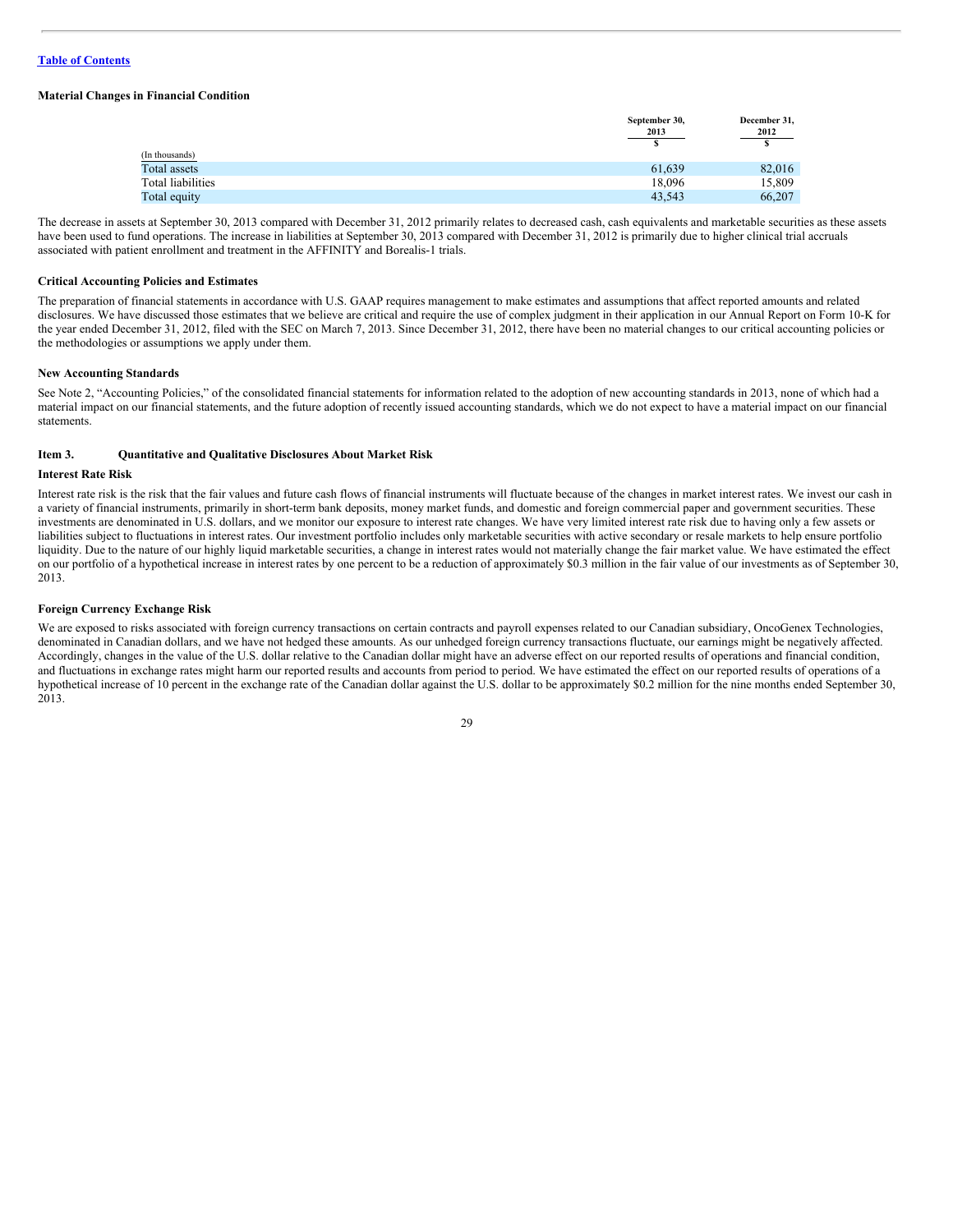Table of Contents

**Material Changes in Financial Condition**

| (In thousands) | September 30, 2013 $ | December 31, 2012 $ |
|---|---|---|
| Total assets | 61,639 | 82,016 |
| Total liabilities | 18,096 | 15,809 |
| Total equity | 43,543 | 66,207 |

The decrease in assets at September 30, 2013 compared with December 31, 2012 primarily relates to decreased cash, cash equivalents and marketable securities as these assets have been used to fund operations. The increase in liabilities at September 30, 2013 compared with December 31, 2012 is primarily due to higher clinical trial accruals associated with patient enrollment and treatment in the AFFINITY and Borealis-1 trials.

**Critical Accounting Policies and Estimates**

The preparation of financial statements in accordance with U.S. GAAP requires management to make estimates and assumptions that affect reported amounts and related disclosures. We have discussed those estimates that we believe are critical and require the use of complex judgment in their application in our Annual Report on Form 10-K for the year ended December 31, 2012, filed with the SEC on March 7, 2013. Since December 31, 2012, there have been no material changes to our critical accounting policies or the methodologies or assumptions we apply under them.

**New Accounting Standards**

See Note 2, "Accounting Policies," of the consolidated financial statements for information related to the adoption of new accounting standards in 2013, none of which had a material impact on our financial statements, and the future adoption of recently issued accounting standards, which we do not expect to have a material impact on our financial statements.

## Item 3. Quantitative and Qualitative Disclosures About Market Risk

**Interest Rate Risk**

Interest rate risk is the risk that the fair values and future cash flows of financial instruments will fluctuate because of the changes in market interest rates. We invest our cash in a variety of financial instruments, primarily in short-term bank deposits, money market funds, and domestic and foreign commercial paper and government securities. These investments are denominated in U.S. dollars, and we monitor our exposure to interest rate changes. We have very limited interest rate risk due to having only a few assets or liabilities subject to fluctuations in interest rates. Our investment portfolio includes only marketable securities with active secondary or resale markets to help ensure portfolio liquidity. Due to the nature of our highly liquid marketable securities, a change in interest rates would not materially change the fair market value. We have estimated the effect on our portfolio of a hypothetical increase in interest rates by one percent to be a reduction of approximately $0.3 million in the fair value of our investments as of September 30, 2013.

**Foreign Currency Exchange Risk**

We are exposed to risks associated with foreign currency transactions on certain contracts and payroll expenses related to our Canadian subsidiary, OncoGenex Technologies, denominated in Canadian dollars, and we have not hedged these amounts. As our unhedged foreign currency transactions fluctuate, our earnings might be negatively affected. Accordingly, changes in the value of the U.S. dollar relative to the Canadian dollar might have an adverse effect on our reported results of operations and financial condition, and fluctuations in exchange rates might harm our reported results and accounts from period to period. We have estimated the effect on our reported results of operations of a hypothetical increase of 10 percent in the exchange rate of the Canadian dollar against the U.S. dollar to be approximately $0.2 million for the nine months ended September 30, 2013.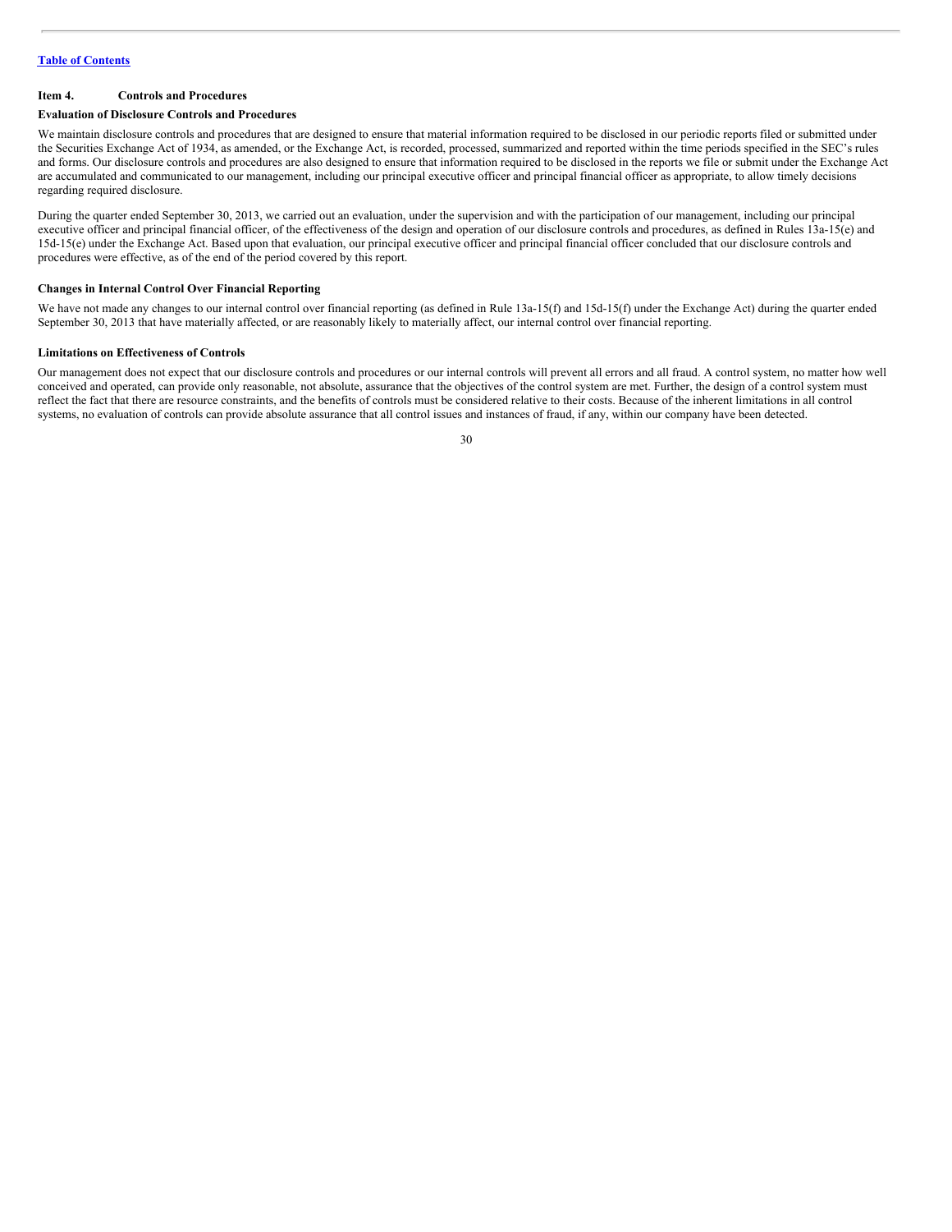## Item 4. Controls and Procedures

### Evaluation of Disclosure Controls and Procedures

We maintain disclosure controls and procedures that are designed to ensure that material information required to be disclosed in our periodic reports filed or submitted under the Securities Exchange Act of 1934, as amended, or the Exchange Act, is recorded, processed, summarized and reported within the time periods specified in the SEC's rules and forms. Our disclosure controls and procedures are also designed to ensure that information required to be disclosed in the reports we file or submit under the Exchange Act are accumulated and communicated to our management, including our principal executive officer and principal financial officer as appropriate, to allow timely decisions regarding required disclosure.

During the quarter ended September 30, 2013, we carried out an evaluation, under the supervision and with the participation of our management, including our principal executive officer and principal financial officer, of the effectiveness of the design and operation of our disclosure controls and procedures, as defined in Rules 13a-15(e) and 15d-15(e) under the Exchange Act. Based upon that evaluation, our principal executive officer and principal financial officer concluded that our disclosure controls and procedures were effective, as of the end of the period covered by this report.

### Changes in Internal Control Over Financial Reporting

We have not made any changes to our internal control over financial reporting (as defined in Rule 13a-15(f) and 15d-15(f) under the Exchange Act) during the quarter ended September 30, 2013 that have materially affected, or are reasonably likely to materially affect, our internal control over financial reporting.

### Limitations on Effectiveness of Controls

Our management does not expect that our disclosure controls and procedures or our internal controls will prevent all errors and all fraud. A control system, no matter how well conceived and operated, can provide only reasonable, not absolute, assurance that the objectives of the control system are met. Further, the design of a control system must reflect the fact that there are resource constraints, and the benefits of controls must be considered relative to their costs. Because of the inherent limitations in all control systems, no evaluation of controls can provide absolute assurance that all control issues and instances of fraud, if any, within our company have been detected.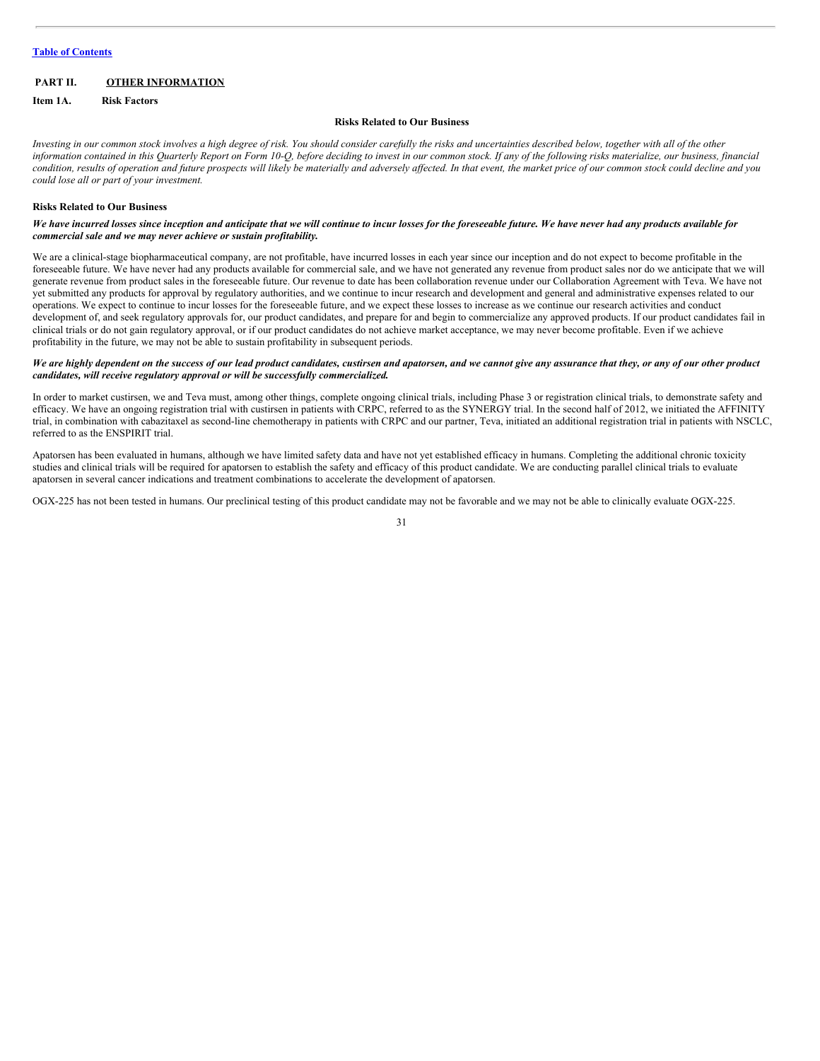[Table of Contents](#)

## PART II. OTHER INFORMATION

### Item 1A. Risk Factors

**Risks Related to Our Business**

*Investing in our common stock involves a high degree of risk. You should consider carefully the risks and uncertainties described below, together with all of the other information contained in this Quarterly Report on Form 10-Q, before deciding to invest in our common stock. If any of the following risks materialize, our business, financial condition, results of operation and future prospects will likely be materially and adversely affected. In that event, the market price of our common stock could decline and you could lose all or part of your investment.*

**Risks Related to Our Business**

***We have incurred losses since inception and anticipate that we will continue to incur losses for the foreseeable future. We have never had any products available for commercial sale and we may never achieve or sustain profitability.***

We are a clinical-stage biopharmaceutical company, are not profitable, have incurred losses in each year since our inception and do not expect to become profitable in the foreseeable future. We have never had any products available for commercial sale, and we have not generated any revenue from product sales nor do we anticipate that we will generate revenue from product sales in the foreseeable future. Our revenue to date has been collaboration revenue under our Collaboration Agreement with Teva. We have not yet submitted any products for approval by regulatory authorities, and we continue to incur research and development and general and administrative expenses related to our operations. We expect to continue to incur losses for the foreseeable future, and we expect these losses to increase as we continue our research activities and conduct development of, and seek regulatory approvals for, our product candidates, and prepare for and begin to commercialize any approved products. If our product candidates fail in clinical trials or do not gain regulatory approval, or if our product candidates do not achieve market acceptance, we may never become profitable. Even if we achieve profitability in the future, we may not be able to sustain profitability in subsequent periods.

***We are highly dependent on the success of our lead product candidates, custirsen and apatorsen, and we cannot give any assurance that they, or any of our other product candidates, will receive regulatory approval or will be successfully commercialized.***

In order to market custirsen, we and Teva must, among other things, complete ongoing clinical trials, including Phase 3 or registration clinical trials, to demonstrate safety and efficacy. We have an ongoing registration trial with custirsen in patients with CRPC, referred to as the SYNERGY trial. In the second half of 2012, we initiated the AFFINITY trial, in combination with cabazitaxel as second-line chemotherapy in patients with CRPC and our partner, Teva, initiated an additional registration trial in patients with NSCLC, referred to as the ENSPIRIT trial.

Apatorsen has been evaluated in humans, although we have limited safety data and have not yet established efficacy in humans. Completing the additional chronic toxicity studies and clinical trials will be required for apatorsen to establish the safety and efficacy of this product candidate. We are conducting parallel clinical trials to evaluate apatorsen in several cancer indications and treatment combinations to accelerate the development of apatorsen.

OGX-225 has not been tested in humans. Our preclinical testing of this product candidate may not be favorable and we may not be able to clinically evaluate OGX-225.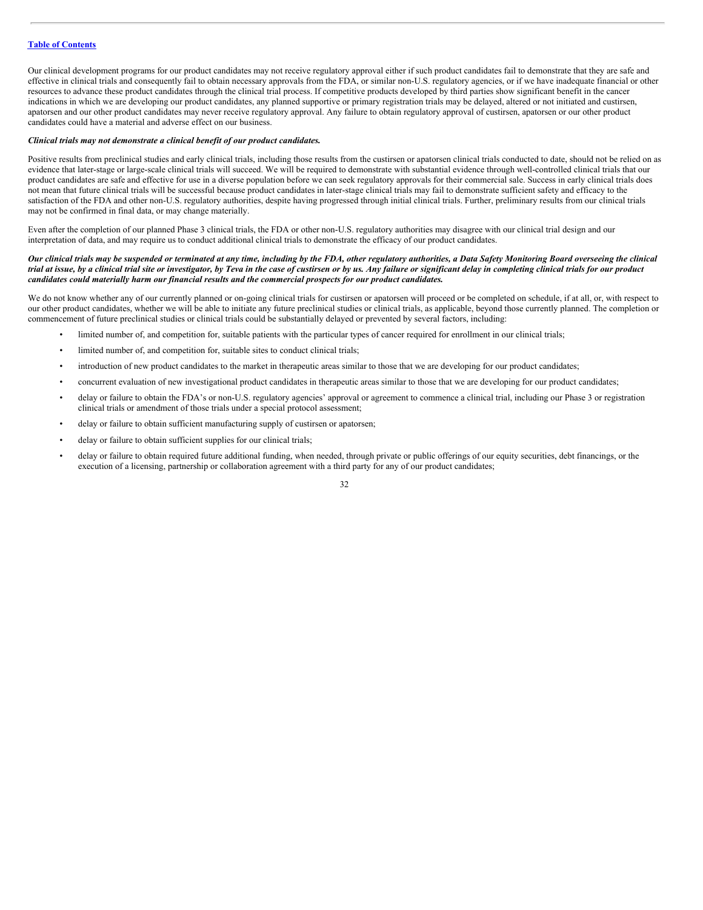Our clinical development programs for our product candidates may not receive regulatory approval either if such product candidates fail to demonstrate that they are safe and effective in clinical trials and consequently fail to obtain necessary approvals from the FDA, or similar non-U.S. regulatory agencies, or if we have inadequate financial or other resources to advance these product candidates through the clinical trial process. If competitive products developed by third parties show significant benefit in the cancer indications in which we are developing our product candidates, any planned supportive or primary registration trials may be delayed, altered or not initiated and custirsen, apatorsen and our other product candidates may never receive regulatory approval. Any failure to obtain regulatory approval of custirsen, apatorsen or our other product candidates could have a material and adverse effect on our business.

***Clinical trials may not demonstrate a clinical benefit of our product candidates.***

Positive results from preclinical studies and early clinical trials, including those results from the custirsen or apatorsen clinical trials conducted to date, should not be relied on as evidence that later-stage or large-scale clinical trials will succeed. We will be required to demonstrate with substantial evidence through well-controlled clinical trials that our product candidates are safe and effective for use in a diverse population before we can seek regulatory approvals for their commercial sale. Success in early clinical trials does not mean that future clinical trials will be successful because product candidates in later-stage clinical trials may fail to demonstrate sufficient safety and efficacy to the satisfaction of the FDA and other non-U.S. regulatory authorities, despite having progressed through initial clinical trials. Further, preliminary results from our clinical trials may not be confirmed in final data, or may change materially.

Even after the completion of our planned Phase 3 clinical trials, the FDA or other non-U.S. regulatory authorities may disagree with our clinical trial design and our interpretation of data, and may require us to conduct additional clinical trials to demonstrate the efficacy of our product candidates.

***Our clinical trials may be suspended or terminated at any time, including by the FDA, other regulatory authorities, a Data Safety Monitoring Board overseeing the clinical trial at issue, by a clinical trial site or investigator, by Teva in the case of custirsen or by us. Any failure or significant delay in completing clinical trials for our product candidates could materially harm our financial results and the commercial prospects for our product candidates.***

We do not know whether any of our currently planned or on-going clinical trials for custirsen or apatorsen will proceed or be completed on schedule, if at all, or, with respect to our other product candidates, whether we will be able to initiate any future preclinical studies or clinical trials, as applicable, beyond those currently planned. The completion or commencement of future preclinical studies or clinical trials could be substantially delayed or prevented by several factors, including:

- limited number of, and competition for, suitable patients with the particular types of cancer required for enrollment in our clinical trials;
- limited number of, and competition for, suitable sites to conduct clinical trials;
- introduction of new product candidates to the market in therapeutic areas similar to those that we are developing for our product candidates;
- concurrent evaluation of new investigational product candidates in therapeutic areas similar to those that we are developing for our product candidates;
- delay or failure to obtain the FDA's or non-U.S. regulatory agencies' approval or agreement to commence a clinical trial, including our Phase 3 or registration clinical trials or amendment of those trials under a special protocol assessment;
- delay or failure to obtain sufficient manufacturing supply of custirsen or apatorsen;
- delay or failure to obtain sufficient supplies for our clinical trials;
- delay or failure to obtain required future additional funding, when needed, through private or public offerings of our equity securities, debt financings, or the execution of a licensing, partnership or collaboration agreement with a third party for any of our product candidates;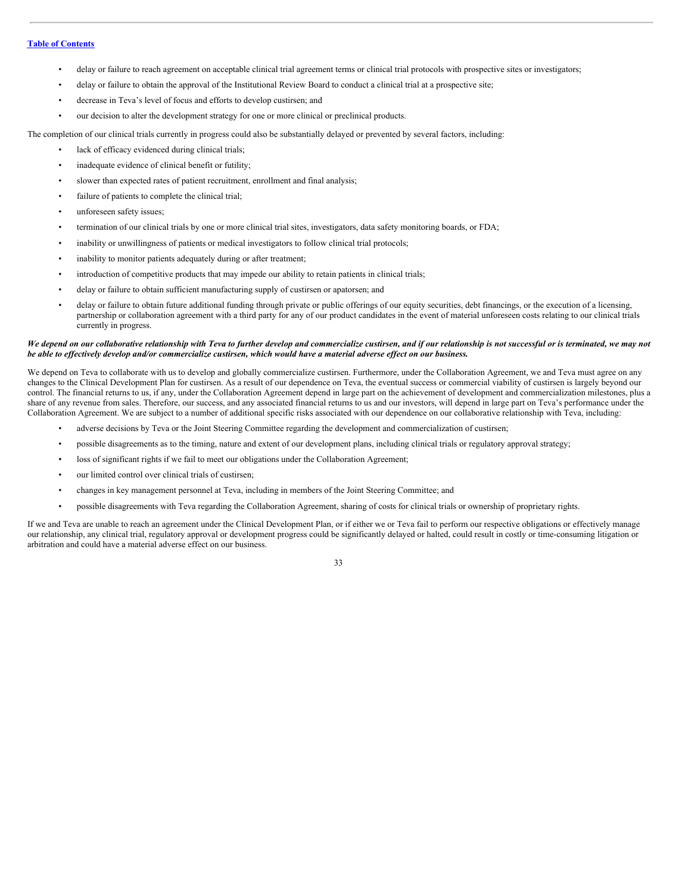- delay or failure to reach agreement on acceptable clinical trial agreement terms or clinical trial protocols with prospective sites or investigators;
- delay or failure to obtain the approval of the Institutional Review Board to conduct a clinical trial at a prospective site;
- decrease in Teva's level of focus and efforts to develop custirsen; and
- our decision to alter the development strategy for one or more clinical or preclinical products.

The completion of our clinical trials currently in progress could also be substantially delayed or prevented by several factors, including:

- lack of efficacy evidenced during clinical trials;
- inadequate evidence of clinical benefit or futility;
- slower than expected rates of patient recruitment, enrollment and final analysis;
- failure of patients to complete the clinical trial;
- unforeseen safety issues;
- termination of our clinical trials by one or more clinical trial sites, investigators, data safety monitoring boards, or FDA;
- inability or unwillingness of patients or medical investigators to follow clinical trial protocols;
- inability to monitor patients adequately during or after treatment;
- introduction of competitive products that may impede our ability to retain patients in clinical trials;
- delay or failure to obtain sufficient manufacturing supply of custirsen or apatorsen; and
- delay or failure to obtain future additional funding through private or public offerings of our equity securities, debt financings, or the execution of a licensing, partnership or collaboration agreement with a third party for any of our product candidates in the event of material unforeseen costs relating to our clinical trials currently in progress.

***We depend on our collaborative relationship with Teva to further develop and commercialize custirsen, and if our relationship is not successful or is terminated, we may not be able to effectively develop and/or commercialize custirsen, which would have a material adverse effect on our business.***

We depend on Teva to collaborate with us to develop and globally commercialize custirsen. Furthermore, under the Collaboration Agreement, we and Teva must agree on any changes to the Clinical Development Plan for custirsen. As a result of our dependence on Teva, the eventual success or commercial viability of custirsen is largely beyond our control. The financial returns to us, if any, under the Collaboration Agreement depend in large part on the achievement of development and commercialization milestones, plus a share of any revenue from sales. Therefore, our success, and any associated financial returns to us and our investors, will depend in large part on Teva's performance under the Collaboration Agreement. We are subject to a number of additional specific risks associated with our dependence on our collaborative relationship with Teva, including:

- adverse decisions by Teva or the Joint Steering Committee regarding the development and commercialization of custirsen;
- possible disagreements as to the timing, nature and extent of our development plans, including clinical trials or regulatory approval strategy;
- loss of significant rights if we fail to meet our obligations under the Collaboration Agreement;
- our limited control over clinical trials of custirsen;
- changes in key management personnel at Teva, including in members of the Joint Steering Committee; and
- possible disagreements with Teva regarding the Collaboration Agreement, sharing of costs for clinical trials or ownership of proprietary rights.

If we and Teva are unable to reach an agreement under the Clinical Development Plan, or if either we or Teva fail to perform our respective obligations or effectively manage our relationship, any clinical trial, regulatory approval or development progress could be significantly delayed or halted, could result in costly or time-consuming litigation or arbitration and could have a material adverse effect on our business.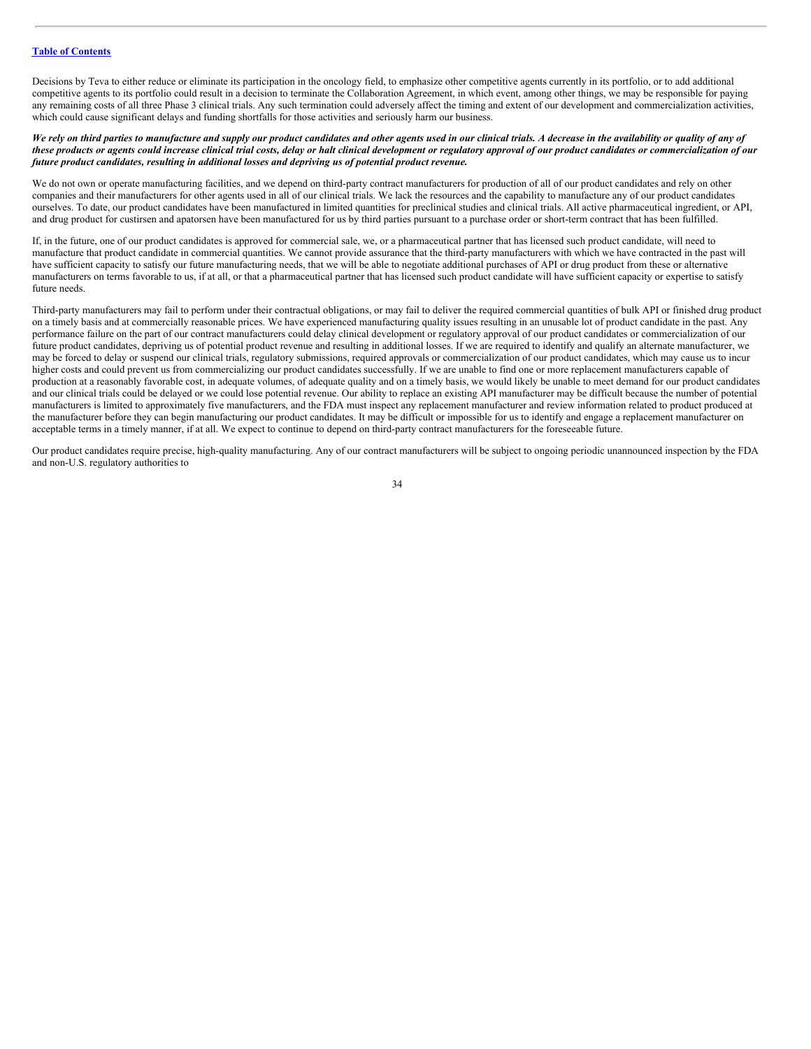Decisions by Teva to either reduce or eliminate its participation in the oncology field, to emphasize other competitive agents currently in its portfolio, or to add additional competitive agents to its portfolio could result in a decision to terminate the Collaboration Agreement, in which event, among other things, we may be responsible for paying any remaining costs of all three Phase 3 clinical trials. Any such termination could adversely affect the timing and extent of our development and commercialization activities, which could cause significant delays and funding shortfalls for those activities and seriously harm our business.

***We rely on third parties to manufacture and supply our product candidates and other agents used in our clinical trials. A decrease in the availability or quality of any of these products or agents could increase clinical trial costs, delay or halt clinical development or regulatory approval of our product candidates or commercialization of our future product candidates, resulting in additional losses and depriving us of potential product revenue.***

We do not own or operate manufacturing facilities, and we depend on third-party contract manufacturers for production of all of our product candidates and rely on other companies and their manufacturers for other agents used in all of our clinical trials. We lack the resources and the capability to manufacture any of our product candidates ourselves. To date, our product candidates have been manufactured in limited quantities for preclinical studies and clinical trials. All active pharmaceutical ingredient, or API, and drug product for custirsen and apatorsen have been manufactured for us by third parties pursuant to a purchase order or short-term contract that has been fulfilled.

If, in the future, one of our product candidates is approved for commercial sale, we, or a pharmaceutical partner that has licensed such product candidate, will need to manufacture that product candidate in commercial quantities. We cannot provide assurance that the third-party manufacturers with which we have contracted in the past will have sufficient capacity to satisfy our future manufacturing needs, that we will be able to negotiate additional purchases of API or drug product from these or alternative manufacturers on terms favorable to us, if at all, or that a pharmaceutical partner that has licensed such product candidate will have sufficient capacity or expertise to satisfy future needs.

Third-party manufacturers may fail to perform under their contractual obligations, or may fail to deliver the required commercial quantities of bulk API or finished drug product on a timely basis and at commercially reasonable prices. We have experienced manufacturing quality issues resulting in an unusable lot of product candidate in the past. Any performance failure on the part of our contract manufacturers could delay clinical development or regulatory approval of our product candidates or commercialization of our future product candidates, depriving us of potential product revenue and resulting in additional losses. If we are required to identify and qualify an alternate manufacturer, we may be forced to delay or suspend our clinical trials, regulatory submissions, required approvals or commercialization of our product candidates, which may cause us to incur higher costs and could prevent us from commercializing our product candidates successfully. If we are unable to find one or more replacement manufacturers capable of production at a reasonably favorable cost, in adequate volumes, of adequate quality and on a timely basis, we would likely be unable to meet demand for our product candidates and our clinical trials could be delayed or we could lose potential revenue. Our ability to replace an existing API manufacturer may be difficult because the number of potential manufacturers is limited to approximately five manufacturers, and the FDA must inspect any replacement manufacturer and review information related to product produced at the manufacturer before they can begin manufacturing our product candidates. It may be difficult or impossible for us to identify and engage a replacement manufacturer on acceptable terms in a timely manner, if at all. We expect to continue to depend on third-party contract manufacturers for the foreseeable future.

Our product candidates require precise, high-quality manufacturing. Any of our contract manufacturers will be subject to ongoing periodic unannounced inspection by the FDA and non-U.S. regulatory authorities to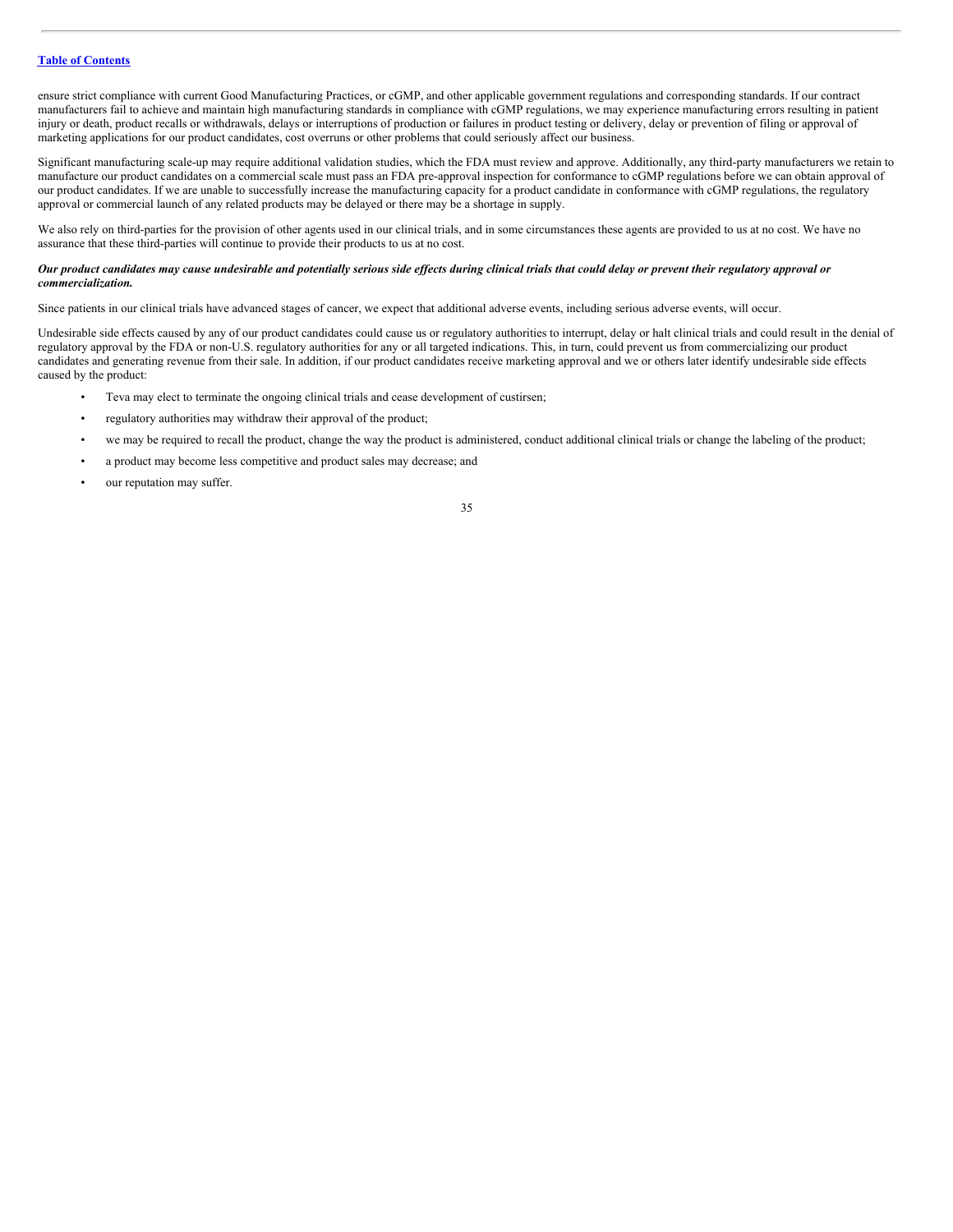ensure strict compliance with current Good Manufacturing Practices, or cGMP, and other applicable government regulations and corresponding standards. If our contract manufacturers fail to achieve and maintain high manufacturing standards in compliance with cGMP regulations, we may experience manufacturing errors resulting in patient injury or death, product recalls or withdrawals, delays or interruptions of production or failures in product testing or delivery, delay or prevention of filing or approval of marketing applications for our product candidates, cost overruns or other problems that could seriously affect our business.

Significant manufacturing scale-up may require additional validation studies, which the FDA must review and approve. Additionally, any third-party manufacturers we retain to manufacture our product candidates on a commercial scale must pass an FDA pre-approval inspection for conformance to cGMP regulations before we can obtain approval of our product candidates. If we are unable to successfully increase the manufacturing capacity for a product candidate in conformance with cGMP regulations, the regulatory approval or commercial launch of any related products may be delayed or there may be a shortage in supply.

We also rely on third-parties for the provision of other agents used in our clinical trials, and in some circumstances these agents are provided to us at no cost. We have no assurance that these third-parties will continue to provide their products to us at no cost.

***Our product candidates may cause undesirable and potentially serious side effects during clinical trials that could delay or prevent their regulatory approval or commercialization.***

Since patients in our clinical trials have advanced stages of cancer, we expect that additional adverse events, including serious adverse events, will occur.

Undesirable side effects caused by any of our product candidates could cause us or regulatory authorities to interrupt, delay or halt clinical trials and could result in the denial of regulatory approval by the FDA or non-U.S. regulatory authorities for any or all targeted indications. This, in turn, could prevent us from commercializing our product candidates and generating revenue from their sale. In addition, if our product candidates receive marketing approval and we or others later identify undesirable side effects caused by the product:

- Teva may elect to terminate the ongoing clinical trials and cease development of custirsen;
- regulatory authorities may withdraw their approval of the product;
- we may be required to recall the product, change the way the product is administered, conduct additional clinical trials or change the labeling of the product;
- a product may become less competitive and product sales may decrease; and
- our reputation may suffer.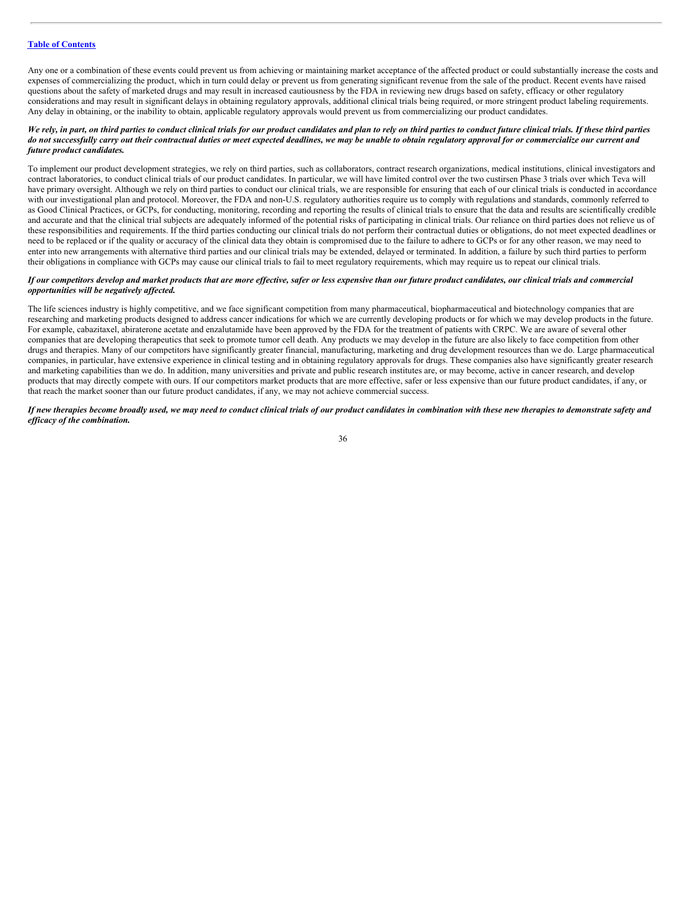Any one or a combination of these events could prevent us from achieving or maintaining market acceptance of the affected product or could substantially increase the costs and expenses of commercializing the product, which in turn could delay or prevent us from generating significant revenue from the sale of the product. Recent events have raised questions about the safety of marketed drugs and may result in increased cautiousness by the FDA in reviewing new drugs based on safety, efficacy or other regulatory considerations and may result in significant delays in obtaining regulatory approvals, additional clinical trials being required, or more stringent product labeling requirements. Any delay in obtaining, or the inability to obtain, applicable regulatory approvals would prevent us from commercializing our product candidates.

***We rely, in part, on third parties to conduct clinical trials for our product candidates and plan to rely on third parties to conduct future clinical trials. If these third parties do not successfully carry out their contractual duties or meet expected deadlines, we may be unable to obtain regulatory approval for or commercialize our current and future product candidates.***

To implement our product development strategies, we rely on third parties, such as collaborators, contract research organizations, medical institutions, clinical investigators and contract laboratories, to conduct clinical trials of our product candidates. In particular, we will have limited control over the two custirsen Phase 3 trials over which Teva will have primary oversight. Although we rely on third parties to conduct our clinical trials, we are responsible for ensuring that each of our clinical trials is conducted in accordance with our investigational plan and protocol. Moreover, the FDA and non-U.S. regulatory authorities require us to comply with regulations and standards, commonly referred to as Good Clinical Practices, or GCPs, for conducting, monitoring, recording and reporting the results of clinical trials to ensure that the data and results are scientifically credible and accurate and that the clinical trial subjects are adequately informed of the potential risks of participating in clinical trials. Our reliance on third parties does not relieve us of these responsibilities and requirements. If the third parties conducting our clinical trials do not perform their contractual duties or obligations, do not meet expected deadlines or need to be replaced or if the quality or accuracy of the clinical data they obtain is compromised due to the failure to adhere to GCPs or for any other reason, we may need to enter into new arrangements with alternative third parties and our clinical trials may be extended, delayed or terminated. In addition, a failure by such third parties to perform their obligations in compliance with GCPs may cause our clinical trials to fail to meet regulatory requirements, which may require us to repeat our clinical trials.

***If our competitors develop and market products that are more effective, safer or less expensive than our future product candidates, our clinical trials and commercial opportunities will be negatively affected.***

The life sciences industry is highly competitive, and we face significant competition from many pharmaceutical, biopharmaceutical and biotechnology companies that are researching and marketing products designed to address cancer indications for which we are currently developing products or for which we may develop products in the future. For example, cabazitaxel, abiraterone acetate and enzalutamide have been approved by the FDA for the treatment of patients with CRPC. We are aware of several other companies that are developing therapeutics that seek to promote tumor cell death. Any products we may develop in the future are also likely to face competition from other drugs and therapies. Many of our competitors have significantly greater financial, manufacturing, marketing and drug development resources than we do. Large pharmaceutical companies, in particular, have extensive experience in clinical testing and in obtaining regulatory approvals for drugs. These companies also have significantly greater research and marketing capabilities than we do. In addition, many universities and private and public research institutes are, or may become, active in cancer research, and develop products that may directly compete with ours. If our competitors market products that are more effective, safer or less expensive than our future product candidates, if any, or that reach the market sooner than our future product candidates, if any, we may not achieve commercial success.

***If new therapies become broadly used, we may need to conduct clinical trials of our product candidates in combination with these new therapies to demonstrate safety and efficacy of the combination.***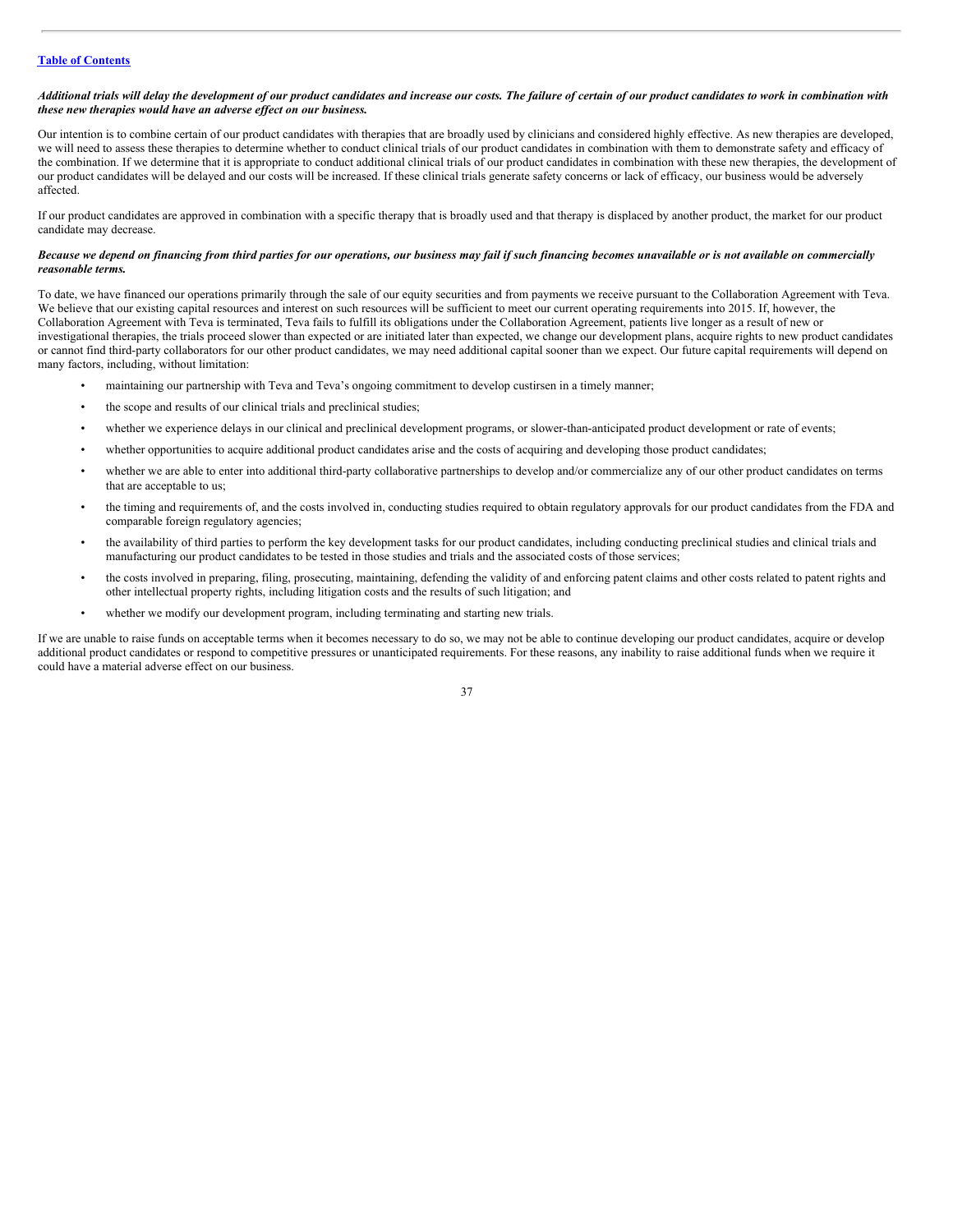***Additional trials will delay the development of our product candidates and increase our costs. The failure of certain of our product candidates to work in combination with these new therapies would have an adverse effect on our business.***

Our intention is to combine certain of our product candidates with therapies that are broadly used by clinicians and considered highly effective. As new therapies are developed, we will need to assess these therapies to determine whether to conduct clinical trials of our product candidates in combination with them to demonstrate safety and efficacy of the combination. If we determine that it is appropriate to conduct additional clinical trials of our product candidates in combination with these new therapies, the development of our product candidates will be delayed and our costs will be increased. If these clinical trials generate safety concerns or lack of efficacy, our business would be adversely affected.

If our product candidates are approved in combination with a specific therapy that is broadly used and that therapy is displaced by another product, the market for our product candidate may decrease.

***Because we depend on financing from third parties for our operations, our business may fail if such financing becomes unavailable or is not available on commercially reasonable terms.***

To date, we have financed our operations primarily through the sale of our equity securities and from payments we receive pursuant to the Collaboration Agreement with Teva. We believe that our existing capital resources and interest on such resources will be sufficient to meet our current operating requirements into 2015. If, however, the Collaboration Agreement with Teva is terminated, Teva fails to fulfill its obligations under the Collaboration Agreement, patients live longer as a result of new or investigational therapies, the trials proceed slower than expected or are initiated later than expected, we change our development plans, acquire rights to new product candidates or cannot find third-party collaborators for our other product candidates, we may need additional capital sooner than we expect. Our future capital requirements will depend on many factors, including, without limitation:

- maintaining our partnership with Teva and Teva's ongoing commitment to develop custirsen in a timely manner;
- the scope and results of our clinical trials and preclinical studies;
- whether we experience delays in our clinical and preclinical development programs, or slower-than-anticipated product development or rate of events;
- whether opportunities to acquire additional product candidates arise and the costs of acquiring and developing those product candidates;
- whether we are able to enter into additional third-party collaborative partnerships to develop and/or commercialize any of our other product candidates on terms that are acceptable to us;
- the timing and requirements of, and the costs involved in, conducting studies required to obtain regulatory approvals for our product candidates from the FDA and comparable foreign regulatory agencies;
- the availability of third parties to perform the key development tasks for our product candidates, including conducting preclinical studies and clinical trials and manufacturing our product candidates to be tested in those studies and trials and the associated costs of those services;
- the costs involved in preparing, filing, prosecuting, maintaining, defending the validity of and enforcing patent claims and other costs related to patent rights and other intellectual property rights, including litigation costs and the results of such litigation; and
- whether we modify our development program, including terminating and starting new trials.

If we are unable to raise funds on acceptable terms when it becomes necessary to do so, we may not be able to continue developing our product candidates, acquire or develop additional product candidates or respond to competitive pressures or unanticipated requirements. For these reasons, any inability to raise additional funds when we require it could have a material adverse effect on our business.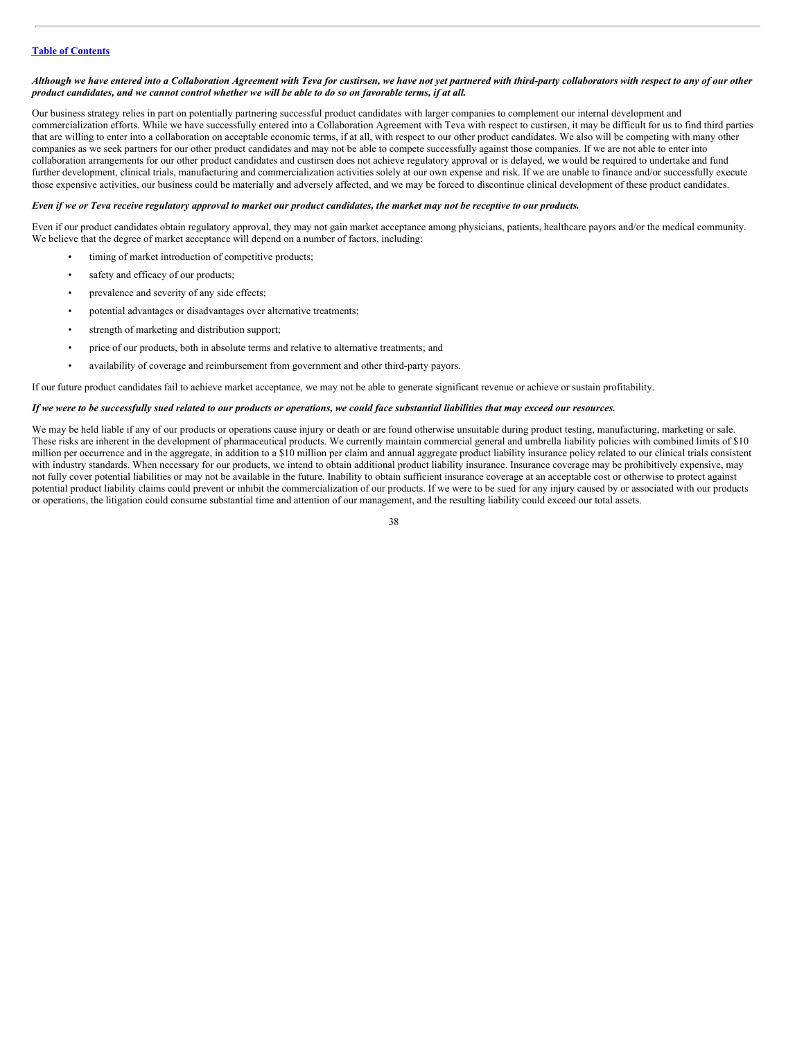***Although we have entered into a Collaboration Agreement with Teva for custirsen, we have not yet partnered with third-party collaborators with respect to any of our other product candidates, and we cannot control whether we will be able to do so on favorable terms, if at all.***

Our business strategy relies in part on potentially partnering successful product candidates with larger companies to complement our internal development and commercialization efforts. While we have successfully entered into a Collaboration Agreement with Teva with respect to custirsen, it may be difficult for us to find third parties that are willing to enter into a collaboration on acceptable economic terms, if at all, with respect to our other product candidates. We also will be competing with many other companies as we seek partners for our other product candidates and may not be able to compete successfully against those companies. If we are not able to enter into collaboration arrangements for our other product candidates and custirsen does not achieve regulatory approval or is delayed, we would be required to undertake and fund further development, clinical trials, manufacturing and commercialization activities solely at our own expense and risk. If we are unable to finance and/or successfully execute those expensive activities, our business could be materially and adversely affected, and we may be forced to discontinue clinical development of these product candidates.

***Even if we or Teva receive regulatory approval to market our product candidates, the market may not be receptive to our products.***

Even if our product candidates obtain regulatory approval, they may not gain market acceptance among physicians, patients, healthcare payors and/or the medical community. We believe that the degree of market acceptance will depend on a number of factors, including:

- timing of market introduction of competitive products;
- safety and efficacy of our products;
- prevalence and severity of any side effects;
- potential advantages or disadvantages over alternative treatments;
- strength of marketing and distribution support;
- price of our products, both in absolute terms and relative to alternative treatments; and
- availability of coverage and reimbursement from government and other third-party payors.

If our future product candidates fail to achieve market acceptance, we may not be able to generate significant revenue or achieve or sustain profitability.

***If we were to be successfully sued related to our products or operations, we could face substantial liabilities that may exceed our resources.***

We may be held liable if any of our products or operations cause injury or death or are found otherwise unsuitable during product testing, manufacturing, marketing or sale. These risks are inherent in the development of pharmaceutical products. We currently maintain commercial general and umbrella liability policies with combined limits of $10 million per occurrence and in the aggregate, in addition to a $10 million per claim and annual aggregate product liability insurance policy related to our clinical trials consistent with industry standards. When necessary for our products, we intend to obtain additional product liability insurance. Insurance coverage may be prohibitively expensive, may not fully cover potential liabilities or may not be available in the future. Inability to obtain sufficient insurance coverage at an acceptable cost or otherwise to protect against potential product liability claims could prevent or inhibit the commercialization of our products. If we were to be sued for any injury caused by or associated with our products or operations, the litigation could consume substantial time and attention of our management, and the resulting liability could exceed our total assets.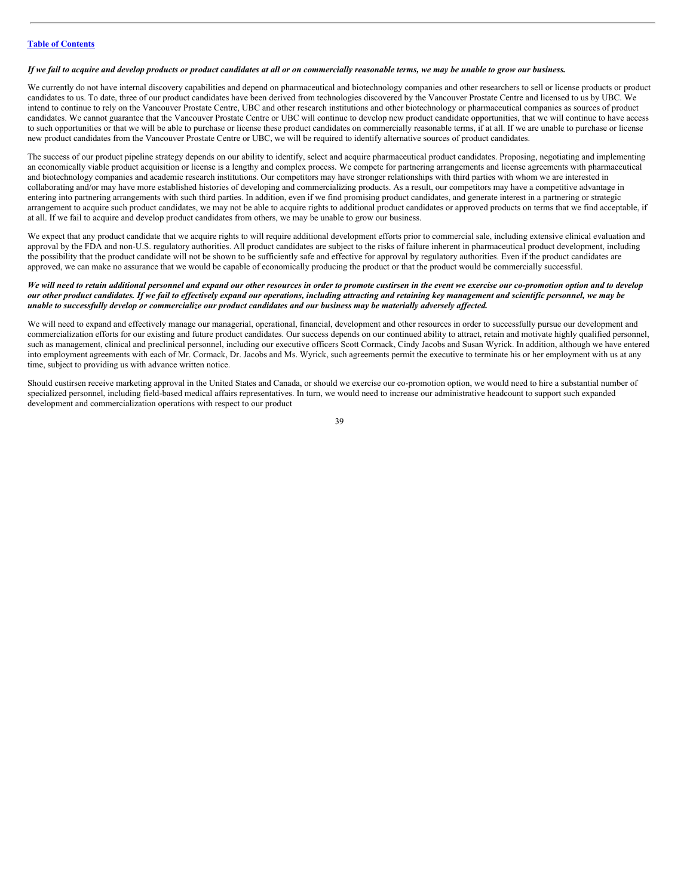***If we fail to acquire and develop products or product candidates at all or on commercially reasonable terms, we may be unable to grow our business.***

We currently do not have internal discovery capabilities and depend on pharmaceutical and biotechnology companies and other researchers to sell or license products or product candidates to us. To date, three of our product candidates have been derived from technologies discovered by the Vancouver Prostate Centre and licensed to us by UBC. We intend to continue to rely on the Vancouver Prostate Centre, UBC and other research institutions and other biotechnology or pharmaceutical companies as sources of product candidates. We cannot guarantee that the Vancouver Prostate Centre or UBC will continue to develop new product candidate opportunities, that we will continue to have access to such opportunities or that we will be able to purchase or license these product candidates on commercially reasonable terms, if at all. If we are unable to purchase or license new product candidates from the Vancouver Prostate Centre or UBC, we will be required to identify alternative sources of product candidates.

The success of our product pipeline strategy depends on our ability to identify, select and acquire pharmaceutical product candidates. Proposing, negotiating and implementing an economically viable product acquisition or license is a lengthy and complex process. We compete for partnering arrangements and license agreements with pharmaceutical and biotechnology companies and academic research institutions. Our competitors may have stronger relationships with third parties with whom we are interested in collaborating and/or may have more established histories of developing and commercializing products. As a result, our competitors may have a competitive advantage in entering into partnering arrangements with such third parties. In addition, even if we find promising product candidates, and generate interest in a partnering or strategic arrangement to acquire such product candidates, we may not be able to acquire rights to additional product candidates or approved products on terms that we find acceptable, if at all. If we fail to acquire and develop product candidates from others, we may be unable to grow our business.

We expect that any product candidate that we acquire rights to will require additional development efforts prior to commercial sale, including extensive clinical evaluation and approval by the FDA and non-U.S. regulatory authorities. All product candidates are subject to the risks of failure inherent in pharmaceutical product development, including the possibility that the product candidate will not be shown to be sufficiently safe and effective for approval by regulatory authorities. Even if the product candidates are approved, we can make no assurance that we would be capable of economically producing the product or that the product would be commercially successful.

***We will need to retain additional personnel and expand our other resources in order to promote custirsen in the event we exercise our co-promotion option and to develop our other product candidates. If we fail to effectively expand our operations, including attracting and retaining key management and scientific personnel, we may be unable to successfully develop or commercialize our product candidates and our business may be materially adversely affected.***

We will need to expand and effectively manage our managerial, operational, financial, development and other resources in order to successfully pursue our development and commercialization efforts for our existing and future product candidates. Our success depends on our continued ability to attract, retain and motivate highly qualified personnel, such as management, clinical and preclinical personnel, including our executive officers Scott Cormack, Cindy Jacobs and Susan Wyrick. In addition, although we have entered into employment agreements with each of Mr. Cormack, Dr. Jacobs and Ms. Wyrick, such agreements permit the executive to terminate his or her employment with us at any time, subject to providing us with advance written notice.

Should custirsen receive marketing approval in the United States and Canada, or should we exercise our co-promotion option, we would need to hire a substantial number of specialized personnel, including field-based medical affairs representatives. In turn, we would need to increase our administrative headcount to support such expanded development and commercialization operations with respect to our product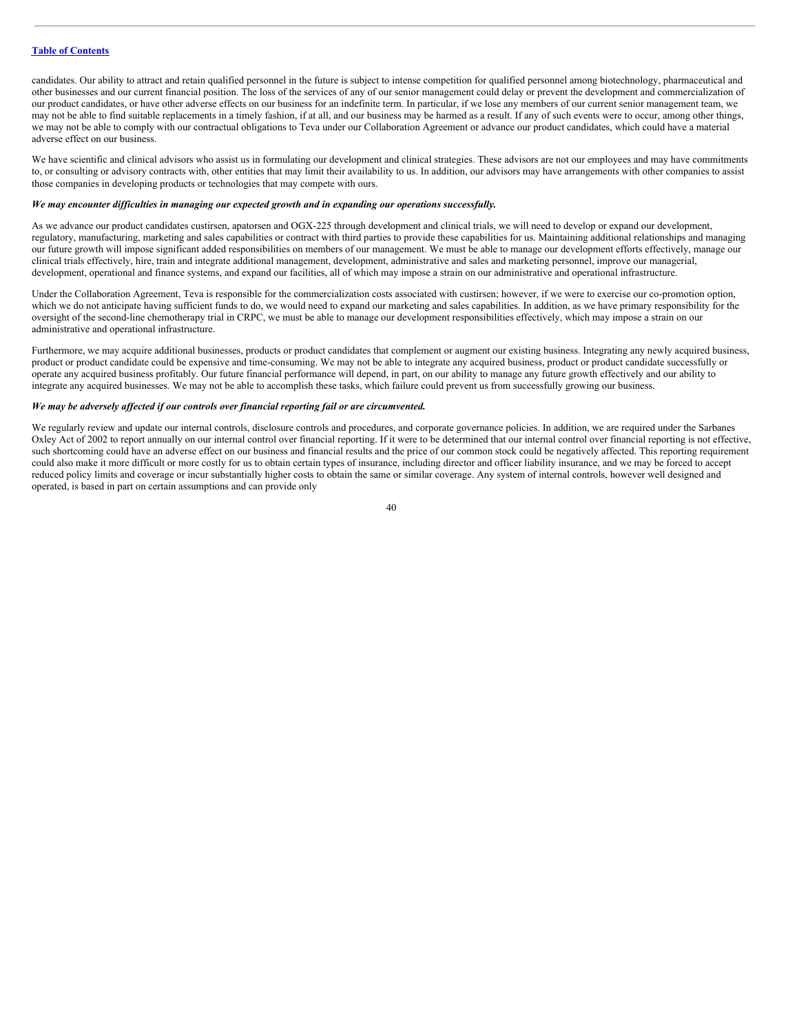candidates. Our ability to attract and retain qualified personnel in the future is subject to intense competition for qualified personnel among biotechnology, pharmaceutical and other businesses and our current financial position. The loss of the services of any of our senior management could delay or prevent the development and commercialization of our product candidates, or have other adverse effects on our business for an indefinite term. In particular, if we lose any members of our current senior management team, we may not be able to find suitable replacements in a timely fashion, if at all, and our business may be harmed as a result. If any of such events were to occur, among other things, we may not be able to comply with our contractual obligations to Teva under our Collaboration Agreement or advance our product candidates, which could have a material adverse effect on our business.

We have scientific and clinical advisors who assist us in formulating our development and clinical strategies. These advisors are not our employees and may have commitments to, or consulting or advisory contracts with, other entities that may limit their availability to us. In addition, our advisors may have arrangements with other companies to assist those companies in developing products or technologies that may compete with ours.

***We may encounter difficulties in managing our expected growth and in expanding our operations successfully.***

As we advance our product candidates custirsen, apatorsen and OGX-225 through development and clinical trials, we will need to develop or expand our development, regulatory, manufacturing, marketing and sales capabilities or contract with third parties to provide these capabilities for us. Maintaining additional relationships and managing our future growth will impose significant added responsibilities on members of our management. We must be able to manage our development efforts effectively, manage our clinical trials effectively, hire, train and integrate additional management, development, administrative and sales and marketing personnel, improve our managerial, development, operational and finance systems, and expand our facilities, all of which may impose a strain on our administrative and operational infrastructure.

Under the Collaboration Agreement, Teva is responsible for the commercialization costs associated with custirsen; however, if we were to exercise our co-promotion option, which we do not anticipate having sufficient funds to do, we would need to expand our marketing and sales capabilities. In addition, as we have primary responsibility for the oversight of the second-line chemotherapy trial in CRPC, we must be able to manage our development responsibilities effectively, which may impose a strain on our administrative and operational infrastructure.

Furthermore, we may acquire additional businesses, products or product candidates that complement or augment our existing business. Integrating any newly acquired business, product or product candidate could be expensive and time-consuming. We may not be able to integrate any acquired business, product or product candidate successfully or operate any acquired business profitably. Our future financial performance will depend, in part, on our ability to manage any future growth effectively and our ability to integrate any acquired businesses. We may not be able to accomplish these tasks, which failure could prevent us from successfully growing our business.

***We may be adversely affected if our controls over financial reporting fail or are circumvented.***

We regularly review and update our internal controls, disclosure controls and procedures, and corporate governance policies. In addition, we are required under the Sarbanes Oxley Act of 2002 to report annually on our internal control over financial reporting. If it were to be determined that our internal control over financial reporting is not effective, such shortcoming could have an adverse effect on our business and financial results and the price of our common stock could be negatively affected. This reporting requirement could also make it more difficult or more costly for us to obtain certain types of insurance, including director and officer liability insurance, and we may be forced to accept reduced policy limits and coverage or incur substantially higher costs to obtain the same or similar coverage. Any system of internal controls, however well designed and operated, is based in part on certain assumptions and can provide only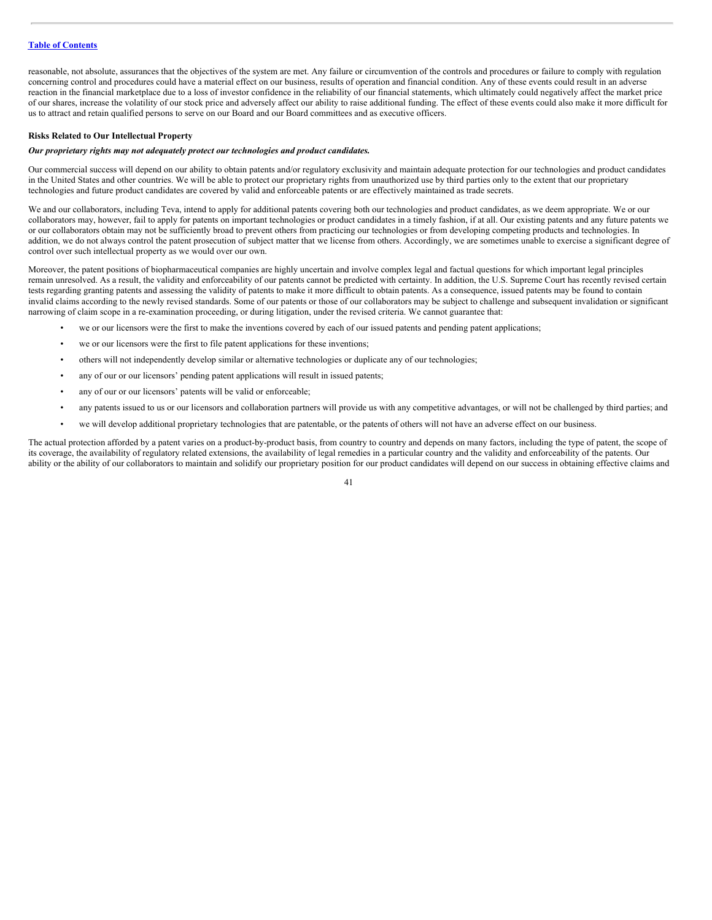reasonable, not absolute, assurances that the objectives of the system are met. Any failure or circumvention of the controls and procedures or failure to comply with regulation concerning control and procedures could have a material effect on our business, results of operation and financial condition. Any of these events could result in an adverse reaction in the financial marketplace due to a loss of investor confidence in the reliability of our financial statements, which ultimately could negatively affect the market price of our shares, increase the volatility of our stock price and adversely affect our ability to raise additional funding. The effect of these events could also make it more difficult for us to attract and retain qualified persons to serve on our Board and our Board committees and as executive officers.

**Risks Related to Our Intellectual Property**

***Our proprietary rights may not adequately protect our technologies and product candidates.***

Our commercial success will depend on our ability to obtain patents and/or regulatory exclusivity and maintain adequate protection for our technologies and product candidates in the United States and other countries. We will be able to protect our proprietary rights from unauthorized use by third parties only to the extent that our proprietary technologies and future product candidates are covered by valid and enforceable patents or are effectively maintained as trade secrets.

We and our collaborators, including Teva, intend to apply for additional patents covering both our technologies and product candidates, as we deem appropriate. We or our collaborators may, however, fail to apply for patents on important technologies or product candidates in a timely fashion, if at all. Our existing patents and any future patents we or our collaborators obtain may not be sufficiently broad to prevent others from practicing our technologies or from developing competing products and technologies. In addition, we do not always control the patent prosecution of subject matter that we license from others. Accordingly, we are sometimes unable to exercise a significant degree of control over such intellectual property as we would over our own.

Moreover, the patent positions of biopharmaceutical companies are highly uncertain and involve complex legal and factual questions for which important legal principles remain unresolved. As a result, the validity and enforceability of our patents cannot be predicted with certainty. In addition, the U.S. Supreme Court has recently revised certain tests regarding granting patents and assessing the validity of patents to make it more difficult to obtain patents. As a consequence, issued patents may be found to contain invalid claims according to the newly revised standards. Some of our patents or those of our collaborators may be subject to challenge and subsequent invalidation or significant narrowing of claim scope in a re-examination proceeding, or during litigation, under the revised criteria. We cannot guarantee that:

- we or our licensors were the first to make the inventions covered by each of our issued patents and pending patent applications;
- we or our licensors were the first to file patent applications for these inventions;
- others will not independently develop similar or alternative technologies or duplicate any of our technologies;
- any of our or our licensors' pending patent applications will result in issued patents;
- any of our or our licensors' patents will be valid or enforceable;
- any patents issued to us or our licensors and collaboration partners will provide us with any competitive advantages, or will not be challenged by third parties; and
- we will develop additional proprietary technologies that are patentable, or the patents of others will not have an adverse effect on our business.

The actual protection afforded by a patent varies on a product-by-product basis, from country to country and depends on many factors, including the type of patent, the scope of its coverage, the availability of regulatory related extensions, the availability of legal remedies in a particular country and the validity and enforceability of the patents. Our ability or the ability of our collaborators to maintain and solidify our proprietary position for our product candidates will depend on our success in obtaining effective claims and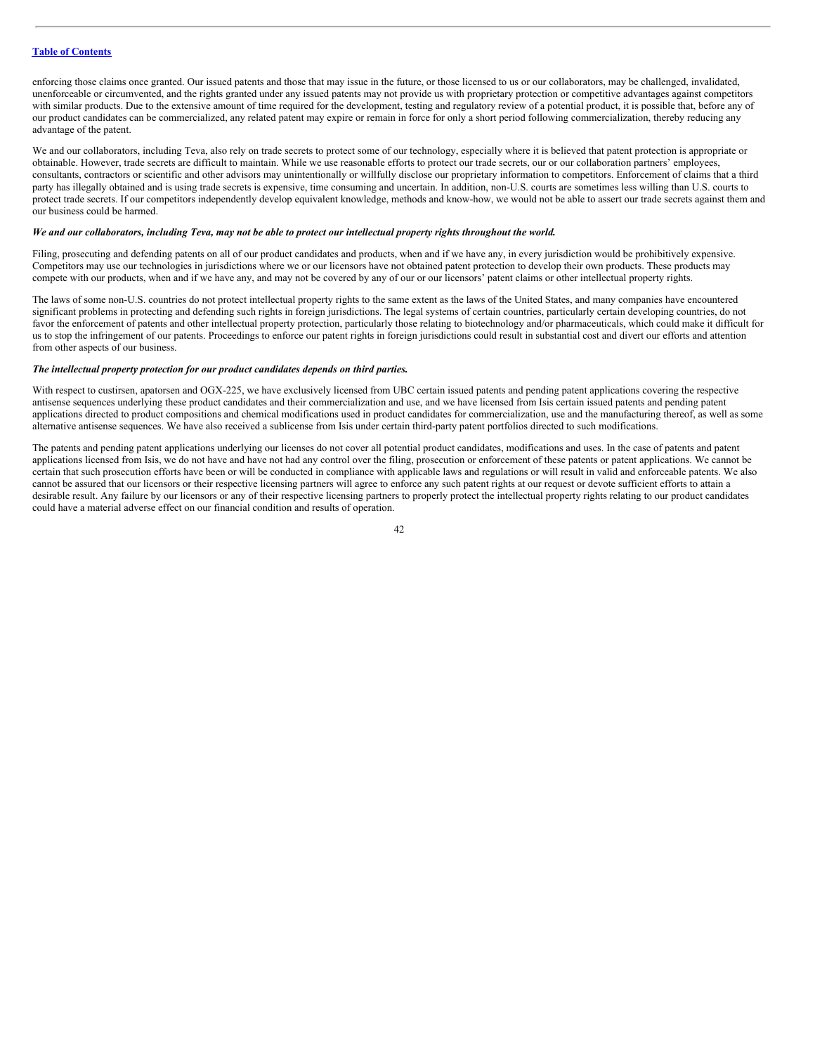enforcing those claims once granted. Our issued patents and those that may issue in the future, or those licensed to us or our collaborators, may be challenged, invalidated, unenforceable or circumvented, and the rights granted under any issued patents may not provide us with proprietary protection or competitive advantages against competitors with similar products. Due to the extensive amount of time required for the development, testing and regulatory review of a potential product, it is possible that, before any of our product candidates can be commercialized, any related patent may expire or remain in force for only a short period following commercialization, thereby reducing any advantage of the patent.

We and our collaborators, including Teva, also rely on trade secrets to protect some of our technology, especially where it is believed that patent protection is appropriate or obtainable. However, trade secrets are difficult to maintain. While we use reasonable efforts to protect our trade secrets, our or our collaboration partners' employees, consultants, contractors or scientific and other advisors may unintentionally or willfully disclose our proprietary information to competitors. Enforcement of claims that a third party has illegally obtained and is using trade secrets is expensive, time consuming and uncertain. In addition, non-U.S. courts are sometimes less willing than U.S. courts to protect trade secrets. If our competitors independently develop equivalent knowledge, methods and know-how, we would not be able to assert our trade secrets against them and our business could be harmed.

***We and our collaborators, including Teva, may not be able to protect our intellectual property rights throughout the world.***

Filing, prosecuting and defending patents on all of our product candidates and products, when and if we have any, in every jurisdiction would be prohibitively expensive. Competitors may use our technologies in jurisdictions where we or our licensors have not obtained patent protection to develop their own products. These products may compete with our products, when and if we have any, and may not be covered by any of our or our licensors' patent claims or other intellectual property rights.

The laws of some non-U.S. countries do not protect intellectual property rights to the same extent as the laws of the United States, and many companies have encountered significant problems in protecting and defending such rights in foreign jurisdictions. The legal systems of certain countries, particularly certain developing countries, do not favor the enforcement of patents and other intellectual property protection, particularly those relating to biotechnology and/or pharmaceuticals, which could make it difficult for us to stop the infringement of our patents. Proceedings to enforce our patent rights in foreign jurisdictions could result in substantial cost and divert our efforts and attention from other aspects of our business.

***The intellectual property protection for our product candidates depends on third parties.***

With respect to custirsen, apatorsen and OGX-225, we have exclusively licensed from UBC certain issued patents and pending patent applications covering the respective antisense sequences underlying these product candidates and their commercialization and use, and we have licensed from Isis certain issued patents and pending patent applications directed to product compositions and chemical modifications used in product candidates for commercialization, use and the manufacturing thereof, as well as some alternative antisense sequences. We have also received a sublicense from Isis under certain third-party patent portfolios directed to such modifications.

The patents and pending patent applications underlying our licenses do not cover all potential product candidates, modifications and uses. In the case of patents and patent applications licensed from Isis, we do not have and have not had any control over the filing, prosecution or enforcement of these patents or patent applications. We cannot be certain that such prosecution efforts have been or will be conducted in compliance with applicable laws and regulations or will result in valid and enforceable patents. We also cannot be assured that our licensors or their respective licensing partners will agree to enforce any such patent rights at our request or devote sufficient efforts to attain a desirable result. Any failure by our licensors or any of their respective licensing partners to properly protect the intellectual property rights relating to our product candidates could have a material adverse effect on our financial condition and results of operation.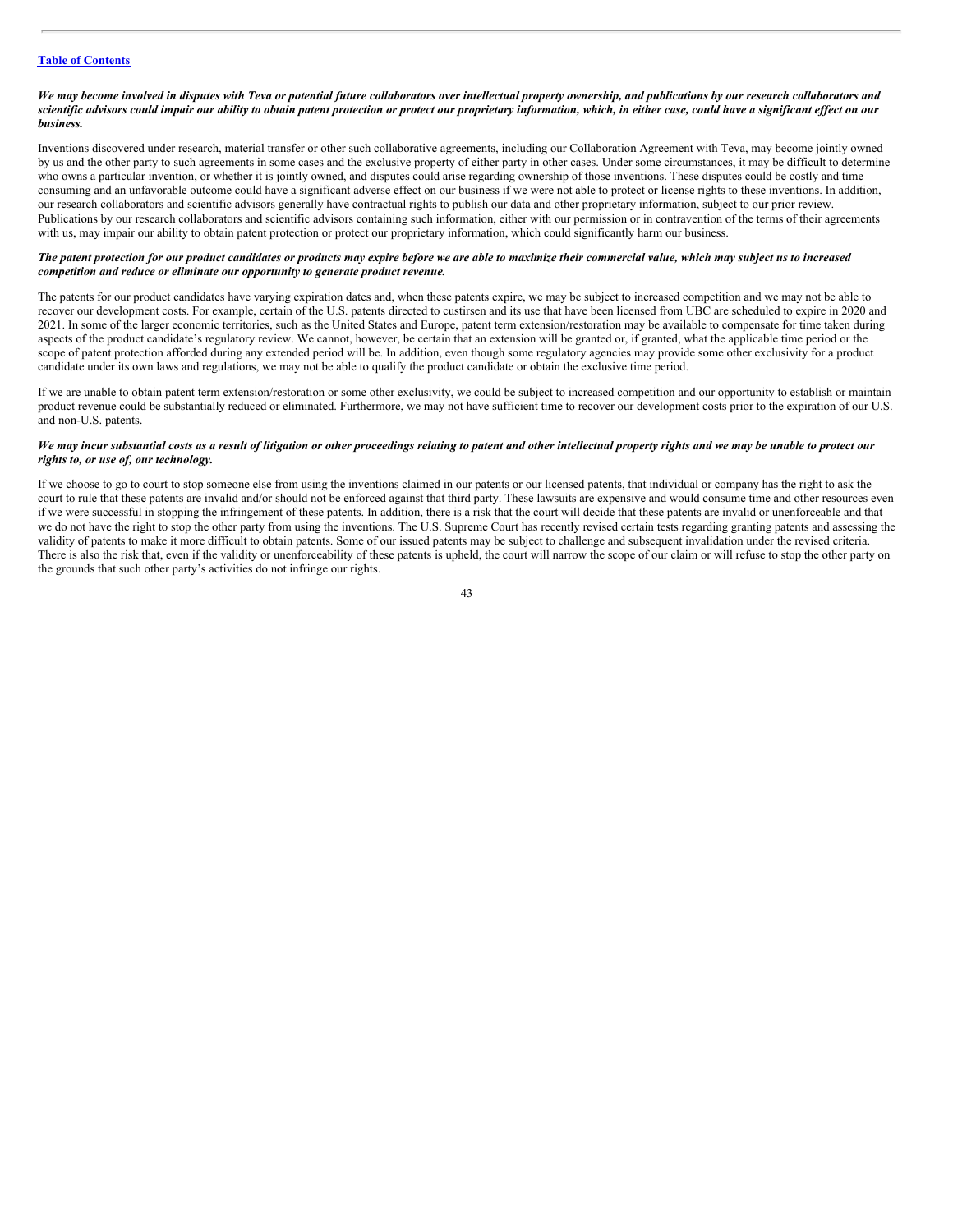***We may become involved in disputes with Teva or potential future collaborators over intellectual property ownership, and publications by our research collaborators and scientific advisors could impair our ability to obtain patent protection or protect our proprietary information, which, in either case, could have a significant effect on our business.***

Inventions discovered under research, material transfer or other such collaborative agreements, including our Collaboration Agreement with Teva, may become jointly owned by us and the other party to such agreements in some cases and the exclusive property of either party in other cases. Under some circumstances, it may be difficult to determine who owns a particular invention, or whether it is jointly owned, and disputes could arise regarding ownership of those inventions. These disputes could be costly and time consuming and an unfavorable outcome could have a significant adverse effect on our business if we were not able to protect or license rights to these inventions. In addition, our research collaborators and scientific advisors generally have contractual rights to publish our data and other proprietary information, subject to our prior review. Publications by our research collaborators and scientific advisors containing such information, either with our permission or in contravention of the terms of their agreements with us, may impair our ability to obtain patent protection or protect our proprietary information, which could significantly harm our business.

***The patent protection for our product candidates or products may expire before we are able to maximize their commercial value, which may subject us to increased competition and reduce or eliminate our opportunity to generate product revenue.***

The patents for our product candidates have varying expiration dates and, when these patents expire, we may be subject to increased competition and we may not be able to recover our development costs. For example, certain of the U.S. patents directed to custirsen and its use that have been licensed from UBC are scheduled to expire in 2020 and 2021. In some of the larger economic territories, such as the United States and Europe, patent term extension/restoration may be available to compensate for time taken during aspects of the product candidate's regulatory review. We cannot, however, be certain that an extension will be granted or, if granted, what the applicable time period or the scope of patent protection afforded during any extended period will be. In addition, even though some regulatory agencies may provide some other exclusivity for a product candidate under its own laws and regulations, we may not be able to qualify the product candidate or obtain the exclusive time period.

If we are unable to obtain patent term extension/restoration or some other exclusivity, we could be subject to increased competition and our opportunity to establish or maintain product revenue could be substantially reduced or eliminated. Furthermore, we may not have sufficient time to recover our development costs prior to the expiration of our U.S. and non-U.S. patents.

***We may incur substantial costs as a result of litigation or other proceedings relating to patent and other intellectual property rights and we may be unable to protect our rights to, or use of, our technology.***

If we choose to go to court to stop someone else from using the inventions claimed in our patents or our licensed patents, that individual or company has the right to ask the court to rule that these patents are invalid and/or should not be enforced against that third party. These lawsuits are expensive and would consume time and other resources even if we were successful in stopping the infringement of these patents. In addition, there is a risk that the court will decide that these patents are invalid or unenforceable and that we do not have the right to stop the other party from using the inventions. The U.S. Supreme Court has recently revised certain tests regarding granting patents and assessing the validity of patents to make it more difficult to obtain patents. Some of our issued patents may be subject to challenge and subsequent invalidation under the revised criteria. There is also the risk that, even if the validity or unenforceability of these patents is upheld, the court will narrow the scope of our claim or will refuse to stop the other party on the grounds that such other party's activities do not infringe our rights.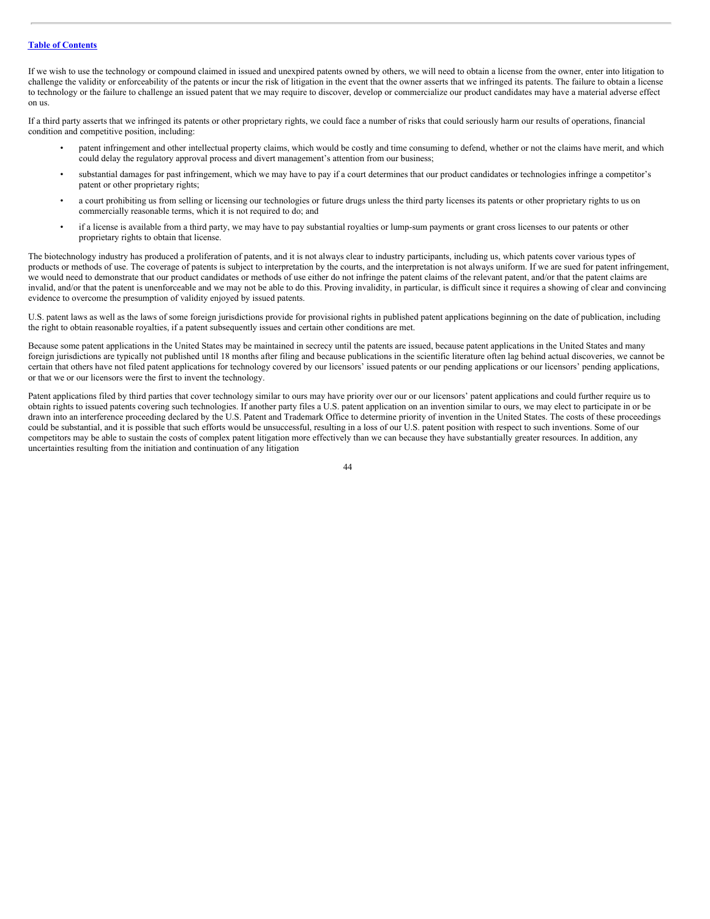If we wish to use the technology or compound claimed in issued and unexpired patents owned by others, we will need to obtain a license from the owner, enter into litigation to challenge the validity or enforceability of the patents or incur the risk of litigation in the event that the owner asserts that we infringed its patents. The failure to obtain a license to technology or the failure to challenge an issued patent that we may require to discover, develop or commercialize our product candidates may have a material adverse effect on us.

If a third party asserts that we infringed its patents or other proprietary rights, we could face a number of risks that could seriously harm our results of operations, financial condition and competitive position, including:

- patent infringement and other intellectual property claims, which would be costly and time consuming to defend, whether or not the claims have merit, and which could delay the regulatory approval process and divert management's attention from our business;
- substantial damages for past infringement, which we may have to pay if a court determines that our product candidates or technologies infringe a competitor's patent or other proprietary rights;
- a court prohibiting us from selling or licensing our technologies or future drugs unless the third party licenses its patents or other proprietary rights to us on commercially reasonable terms, which it is not required to do; and
- if a license is available from a third party, we may have to pay substantial royalties or lump-sum payments or grant cross licenses to our patents or other proprietary rights to obtain that license.

The biotechnology industry has produced a proliferation of patents, and it is not always clear to industry participants, including us, which patents cover various types of products or methods of use. The coverage of patents is subject to interpretation by the courts, and the interpretation is not always uniform. If we are sued for patent infringement, we would need to demonstrate that our product candidates or methods of use either do not infringe the patent claims of the relevant patent, and/or that the patent claims are invalid, and/or that the patent is unenforceable and we may not be able to do this. Proving invalidity, in particular, is difficult since it requires a showing of clear and convincing evidence to overcome the presumption of validity enjoyed by issued patents.

U.S. patent laws as well as the laws of some foreign jurisdictions provide for provisional rights in published patent applications beginning on the date of publication, including the right to obtain reasonable royalties, if a patent subsequently issues and certain other conditions are met.

Because some patent applications in the United States may be maintained in secrecy until the patents are issued, because patent applications in the United States and many foreign jurisdictions are typically not published until 18 months after filing and because publications in the scientific literature often lag behind actual discoveries, we cannot be certain that others have not filed patent applications for technology covered by our licensors' issued patents or our pending applications or our licensors' pending applications, or that we or our licensors were the first to invent the technology.

Patent applications filed by third parties that cover technology similar to ours may have priority over our or our licensors' patent applications and could further require us to obtain rights to issued patents covering such technologies. If another party files a U.S. patent application on an invention similar to ours, we may elect to participate in or be drawn into an interference proceeding declared by the U.S. Patent and Trademark Office to determine priority of invention in the United States. The costs of these proceedings could be substantial, and it is possible that such efforts would be unsuccessful, resulting in a loss of our U.S. patent position with respect to such inventions. Some of our competitors may be able to sustain the costs of complex patent litigation more effectively than we can because they have substantially greater resources. In addition, any uncertainties resulting from the initiation and continuation of any litigation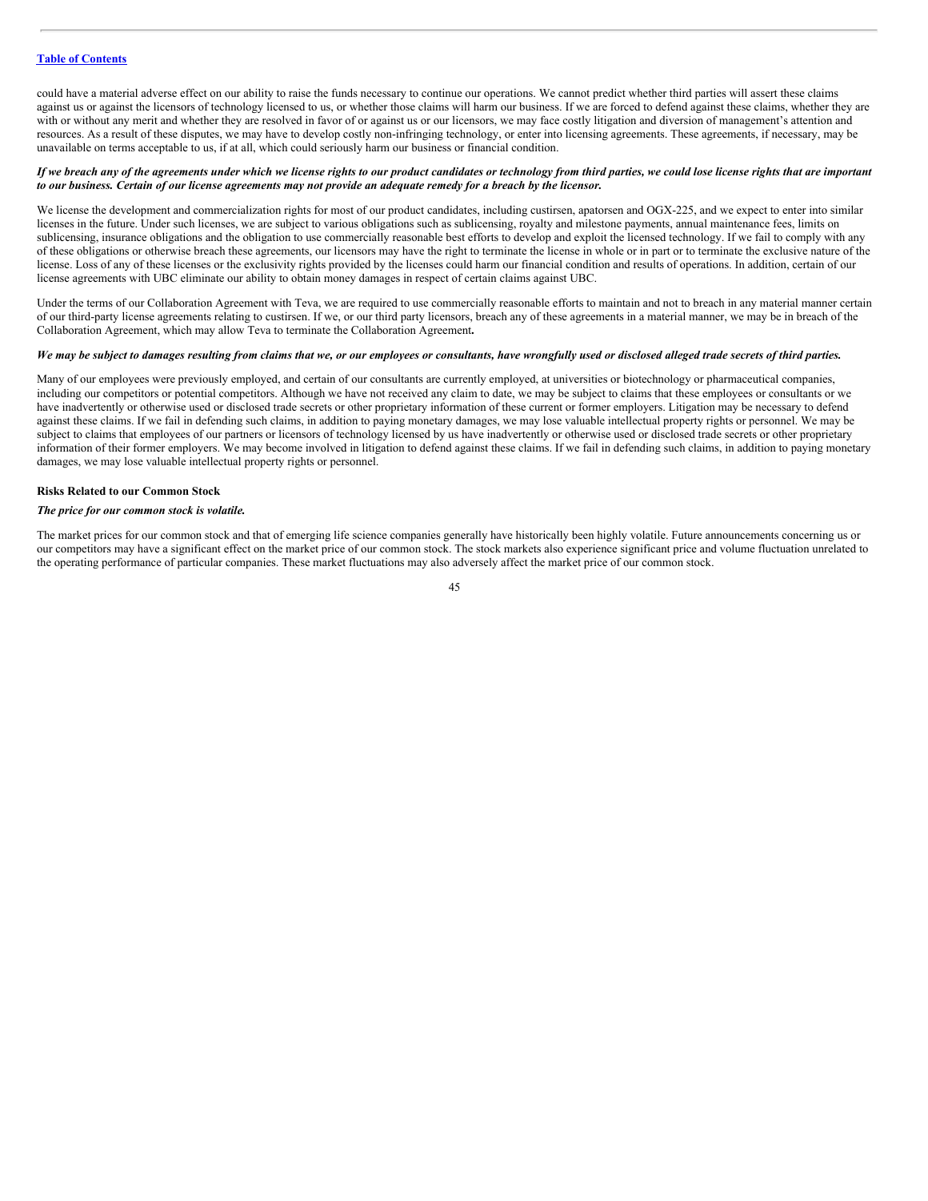could have a material adverse effect on our ability to raise the funds necessary to continue our operations. We cannot predict whether third parties will assert these claims against us or against the licensors of technology licensed to us, or whether those claims will harm our business. If we are forced to defend against these claims, whether they are with or without any merit and whether they are resolved in favor of or against us or our licensors, we may face costly litigation and diversion of management's attention and resources. As a result of these disputes, we may have to develop costly non-infringing technology, or enter into licensing agreements. These agreements, if necessary, may be unavailable on terms acceptable to us, if at all, which could seriously harm our business or financial condition.

***If we breach any of the agreements under which we license rights to our product candidates or technology from third parties, we could lose license rights that are important to our business. Certain of our license agreements may not provide an adequate remedy for a breach by the licensor.***

We license the development and commercialization rights for most of our product candidates, including custirsen, apatorsen and OGX-225, and we expect to enter into similar licenses in the future. Under such licenses, we are subject to various obligations such as sublicensing, royalty and milestone payments, annual maintenance fees, limits on sublicensing, insurance obligations and the obligation to use commercially reasonable best efforts to develop and exploit the licensed technology. If we fail to comply with any of these obligations or otherwise breach these agreements, our licensors may have the right to terminate the license in whole or in part or to terminate the exclusive nature of the license. Loss of any of these licenses or the exclusivity rights provided by the licenses could harm our financial condition and results of operations. In addition, certain of our license agreements with UBC eliminate our ability to obtain money damages in respect of certain claims against UBC.

Under the terms of our Collaboration Agreement with Teva, we are required to use commercially reasonable efforts to maintain and not to breach in any material manner certain of our third-party license agreements relating to custirsen. If we, or our third party licensors, breach any of these agreements in a material manner, we may be in breach of the Collaboration Agreement, which may allow Teva to terminate the Collaboration Agreement**.**

***We may be subject to damages resulting from claims that we, or our employees or consultants, have wrongfully used or disclosed alleged trade secrets of third parties.***

Many of our employees were previously employed, and certain of our consultants are currently employed, at universities or biotechnology or pharmaceutical companies, including our competitors or potential competitors. Although we have not received any claim to date, we may be subject to claims that these employees or consultants or we have inadvertently or otherwise used or disclosed trade secrets or other proprietary information of these current or former employers. Litigation may be necessary to defend against these claims. If we fail in defending such claims, in addition to paying monetary damages, we may lose valuable intellectual property rights or personnel. We may be subject to claims that employees of our partners or licensors of technology licensed by us have inadvertently or otherwise used or disclosed trade secrets or other proprietary information of their former employers. We may become involved in litigation to defend against these claims. If we fail in defending such claims, in addition to paying monetary damages, we may lose valuable intellectual property rights or personnel.

**Risks Related to our Common Stock**

***The price for our common stock is volatile.***

The market prices for our common stock and that of emerging life science companies generally have historically been highly volatile. Future announcements concerning us or our competitors may have a significant effect on the market price of our common stock. The stock markets also experience significant price and volume fluctuation unrelated to the operating performance of particular companies. These market fluctuations may also adversely affect the market price of our common stock.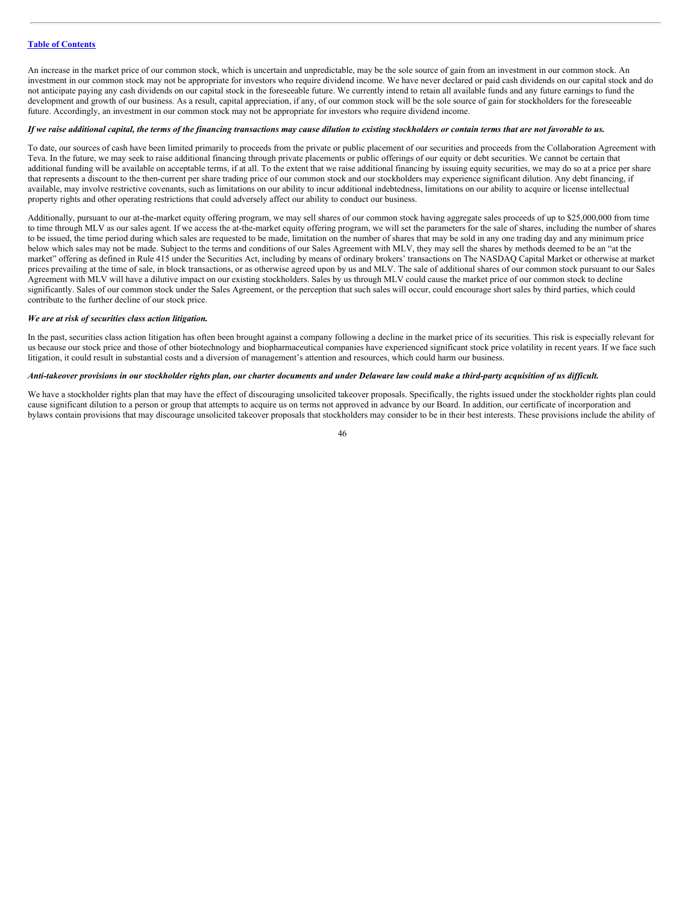An increase in the market price of our common stock, which is uncertain and unpredictable, may be the sole source of gain from an investment in our common stock. An investment in our common stock may not be appropriate for investors who require dividend income. We have never declared or paid cash dividends on our capital stock and do not anticipate paying any cash dividends on our capital stock in the foreseeable future. We currently intend to retain all available funds and any future earnings to fund the development and growth of our business. As a result, capital appreciation, if any, of our common stock will be the sole source of gain for stockholders for the foreseeable future. Accordingly, an investment in our common stock may not be appropriate for investors who require dividend income.

***If we raise additional capital, the terms of the financing transactions may cause dilution to existing stockholders or contain terms that are not favorable to us.***

To date, our sources of cash have been limited primarily to proceeds from the private or public placement of our securities and proceeds from the Collaboration Agreement with Teva. In the future, we may seek to raise additional financing through private placements or public offerings of our equity or debt securities. We cannot be certain that additional funding will be available on acceptable terms, if at all. To the extent that we raise additional financing by issuing equity securities, we may do so at a price per share that represents a discount to the then-current per share trading price of our common stock and our stockholders may experience significant dilution. Any debt financing, if available, may involve restrictive covenants, such as limitations on our ability to incur additional indebtedness, limitations on our ability to acquire or license intellectual property rights and other operating restrictions that could adversely affect our ability to conduct our business.

Additionally, pursuant to our at-the-market equity offering program, we may sell shares of our common stock having aggregate sales proceeds of up to $25,000,000 from time to time through MLV as our sales agent. If we access the at-the-market equity offering program, we will set the parameters for the sale of shares, including the number of shares to be issued, the time period during which sales are requested to be made, limitation on the number of shares that may be sold in any one trading day and any minimum price below which sales may not be made. Subject to the terms and conditions of our Sales Agreement with MLV, they may sell the shares by methods deemed to be an "at the market" offering as defined in Rule 415 under the Securities Act, including by means of ordinary brokers' transactions on The NASDAQ Capital Market or otherwise at market prices prevailing at the time of sale, in block transactions, or as otherwise agreed upon by us and MLV. The sale of additional shares of our common stock pursuant to our Sales Agreement with MLV will have a dilutive impact on our existing stockholders. Sales by us through MLV could cause the market price of our common stock to decline significantly. Sales of our common stock under the Sales Agreement, or the perception that such sales will occur, could encourage short sales by third parties, which could contribute to the further decline of our stock price.

***We are at risk of securities class action litigation.***

In the past, securities class action litigation has often been brought against a company following a decline in the market price of its securities. This risk is especially relevant for us because our stock price and those of other biotechnology and biopharmaceutical companies have experienced significant stock price volatility in recent years. If we face such litigation, it could result in substantial costs and a diversion of management's attention and resources, which could harm our business.

***Anti-takeover provisions in our stockholder rights plan, our charter documents and under Delaware law could make a third-party acquisition of us difficult.***

We have a stockholder rights plan that may have the effect of discouraging unsolicited takeover proposals. Specifically, the rights issued under the stockholder rights plan could cause significant dilution to a person or group that attempts to acquire us on terms not approved in advance by our Board. In addition, our certificate of incorporation and bylaws contain provisions that may discourage unsolicited takeover proposals that stockholders may consider to be in their best interests. These provisions include the ability of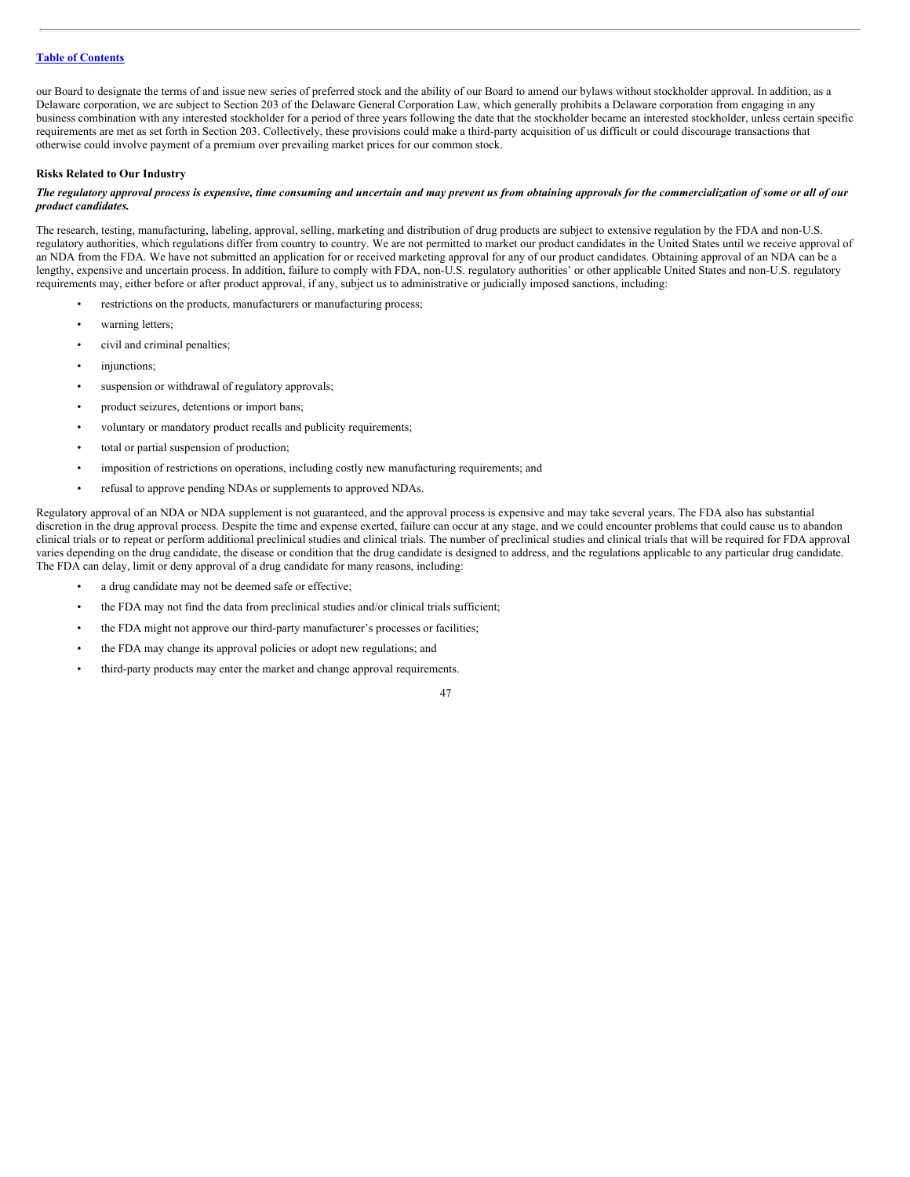our Board to designate the terms of and issue new series of preferred stock and the ability of our Board to amend our bylaws without stockholder approval. In addition, as a Delaware corporation, we are subject to Section 203 of the Delaware General Corporation Law, which generally prohibits a Delaware corporation from engaging in any business combination with any interested stockholder for a period of three years following the date that the stockholder became an interested stockholder, unless certain specific requirements are met as set forth in Section 203. Collectively, these provisions could make a third-party acquisition of us difficult or could discourage transactions that otherwise could involve payment of a premium over prevailing market prices for our common stock.

**Risks Related to Our Industry**

***The regulatory approval process is expensive, time consuming and uncertain and may prevent us from obtaining approvals for the commercialization of some or all of our product candidates.***

The research, testing, manufacturing, labeling, approval, selling, marketing and distribution of drug products are subject to extensive regulation by the FDA and non-U.S. regulatory authorities, which regulations differ from country to country. We are not permitted to market our product candidates in the United States until we receive approval of an NDA from the FDA. We have not submitted an application for or received marketing approval for any of our product candidates. Obtaining approval of an NDA can be a lengthy, expensive and uncertain process. In addition, failure to comply with FDA, non-U.S. regulatory authorities' or other applicable United States and non-U.S. regulatory requirements may, either before or after product approval, if any, subject us to administrative or judicially imposed sanctions, including:

- restrictions on the products, manufacturers or manufacturing process;
- warning letters;
- civil and criminal penalties;
- injunctions;
- suspension or withdrawal of regulatory approvals;
- product seizures, detentions or import bans;
- voluntary or mandatory product recalls and publicity requirements;
- total or partial suspension of production;
- imposition of restrictions on operations, including costly new manufacturing requirements; and
- refusal to approve pending NDAs or supplements to approved NDAs.

Regulatory approval of an NDA or NDA supplement is not guaranteed, and the approval process is expensive and may take several years. The FDA also has substantial discretion in the drug approval process. Despite the time and expense exerted, failure can occur at any stage, and we could encounter problems that could cause us to abandon clinical trials or to repeat or perform additional preclinical studies and clinical trials. The number of preclinical studies and clinical trials that will be required for FDA approval varies depending on the drug candidate, the disease or condition that the drug candidate is designed to address, and the regulations applicable to any particular drug candidate. The FDA can delay, limit or deny approval of a drug candidate for many reasons, including:

- a drug candidate may not be deemed safe or effective;
- the FDA may not find the data from preclinical studies and/or clinical trials sufficient;
- the FDA might not approve our third-party manufacturer's processes or facilities;
- the FDA may change its approval policies or adopt new regulations; and
- third-party products may enter the market and change approval requirements.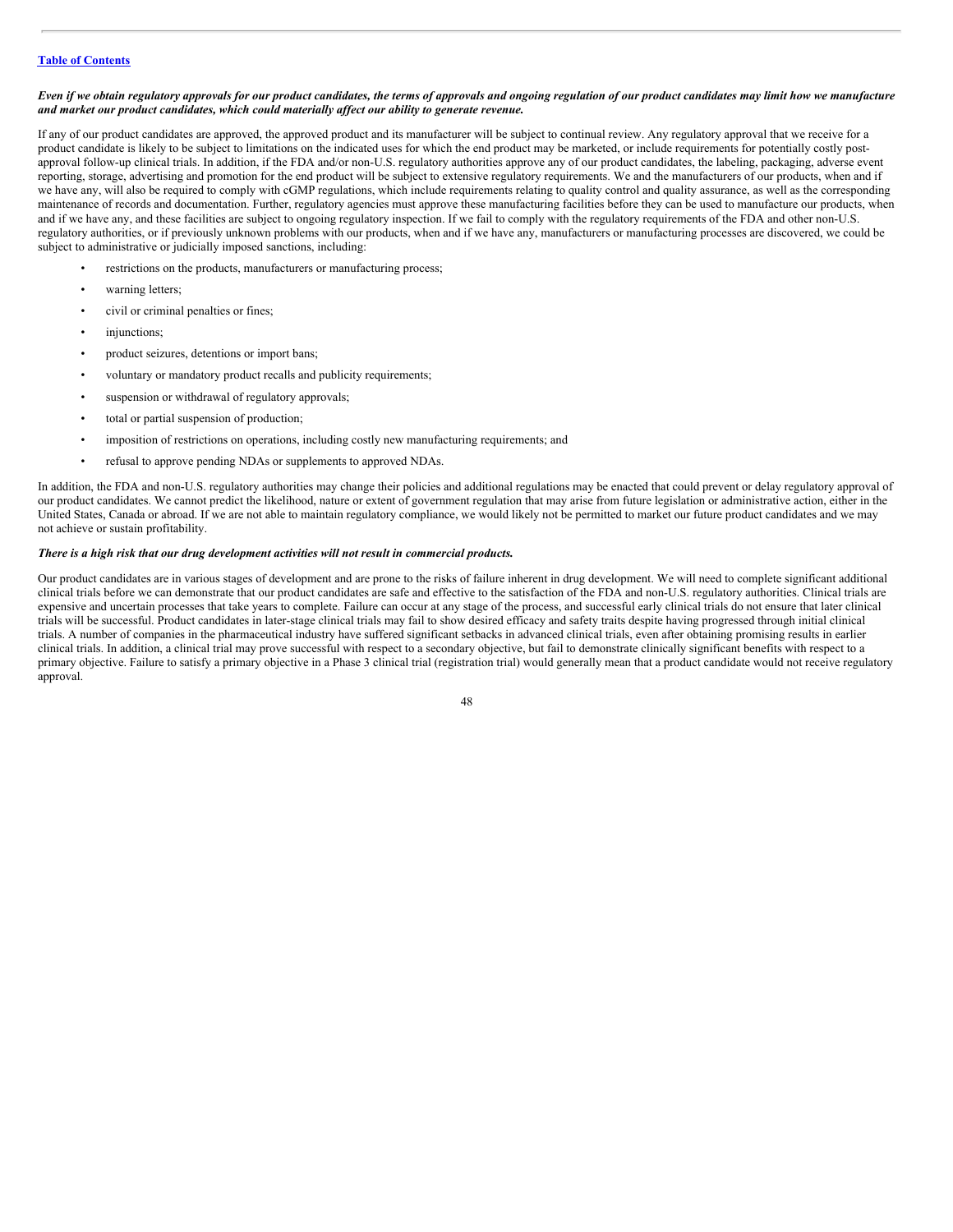***Even if we obtain regulatory approvals for our product candidates, the terms of approvals and ongoing regulation of our product candidates may limit how we manufacture and market our product candidates, which could materially affect our ability to generate revenue.***

If any of our product candidates are approved, the approved product and its manufacturer will be subject to continual review. Any regulatory approval that we receive for a product candidate is likely to be subject to limitations on the indicated uses for which the end product may be marketed, or include requirements for potentially costly post-approval follow-up clinical trials. In addition, if the FDA and/or non-U.S. regulatory authorities approve any of our product candidates, the labeling, packaging, adverse event reporting, storage, advertising and promotion for the end product will be subject to extensive regulatory requirements. We and the manufacturers of our products, when and if we have any, will also be required to comply with cGMP regulations, which include requirements relating to quality control and quality assurance, as well as the corresponding maintenance of records and documentation. Further, regulatory agencies must approve these manufacturing facilities before they can be used to manufacture our products, when and if we have any, and these facilities are subject to ongoing regulatory inspection. If we fail to comply with the regulatory requirements of the FDA and other non-U.S. regulatory authorities, or if previously unknown problems with our products, when and if we have any, manufacturers or manufacturing processes are discovered, we could be subject to administrative or judicially imposed sanctions, including:

- restrictions on the products, manufacturers or manufacturing process;
- warning letters;
- civil or criminal penalties or fines;
- injunctions;
- product seizures, detentions or import bans;
- voluntary or mandatory product recalls and publicity requirements;
- suspension or withdrawal of regulatory approvals;
- total or partial suspension of production;
- imposition of restrictions on operations, including costly new manufacturing requirements; and
- refusal to approve pending NDAs or supplements to approved NDAs.

In addition, the FDA and non-U.S. regulatory authorities may change their policies and additional regulations may be enacted that could prevent or delay regulatory approval of our product candidates. We cannot predict the likelihood, nature or extent of government regulation that may arise from future legislation or administrative action, either in the United States, Canada or abroad. If we are not able to maintain regulatory compliance, we would likely not be permitted to market our future product candidates and we may not achieve or sustain profitability.

***There is a high risk that our drug development activities will not result in commercial products.***

Our product candidates are in various stages of development and are prone to the risks of failure inherent in drug development. We will need to complete significant additional clinical trials before we can demonstrate that our product candidates are safe and effective to the satisfaction of the FDA and non-U.S. regulatory authorities. Clinical trials are expensive and uncertain processes that take years to complete. Failure can occur at any stage of the process, and successful early clinical trials do not ensure that later clinical trials will be successful. Product candidates in later-stage clinical trials may fail to show desired efficacy and safety traits despite having progressed through initial clinical trials. A number of companies in the pharmaceutical industry have suffered significant setbacks in advanced clinical trials, even after obtaining promising results in earlier clinical trials. In addition, a clinical trial may prove successful with respect to a secondary objective, but fail to demonstrate clinically significant benefits with respect to a primary objective. Failure to satisfy a primary objective in a Phase 3 clinical trial (registration trial) would generally mean that a product candidate would not receive regulatory approval.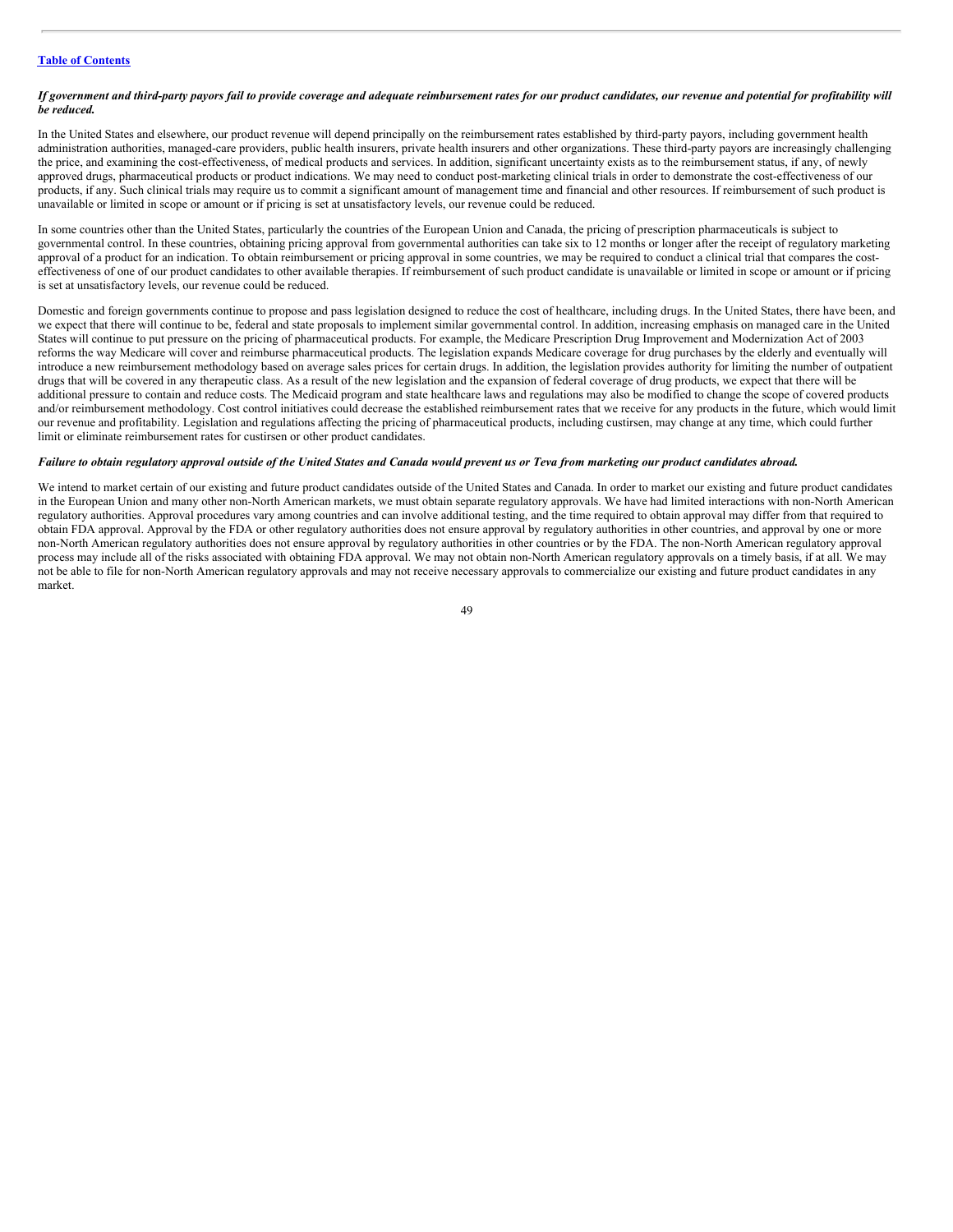*If government and third-party payors fail to provide coverage and adequate reimbursement rates for our product candidates, our revenue and potential for profitability will be reduced.*

In the United States and elsewhere, our product revenue will depend principally on the reimbursement rates established by third-party payors, including government health administration authorities, managed-care providers, public health insurers, private health insurers and other organizations. These third-party payors are increasingly challenging the price, and examining the cost-effectiveness, of medical products and services. In addition, significant uncertainty exists as to the reimbursement status, if any, of newly approved drugs, pharmaceutical products or product indications. We may need to conduct post-marketing clinical trials in order to demonstrate the cost-effectiveness of our products, if any. Such clinical trials may require us to commit a significant amount of management time and financial and other resources. If reimbursement of such product is unavailable or limited in scope or amount or if pricing is set at unsatisfactory levels, our revenue could be reduced.

In some countries other than the United States, particularly the countries of the European Union and Canada, the pricing of prescription pharmaceuticals is subject to governmental control. In these countries, obtaining pricing approval from governmental authorities can take six to 12 months or longer after the receipt of regulatory marketing approval of a product for an indication. To obtain reimbursement or pricing approval in some countries, we may be required to conduct a clinical trial that compares the cost-effectiveness of one of our product candidates to other available therapies. If reimbursement of such product candidate is unavailable or limited in scope or amount or if pricing is set at unsatisfactory levels, our revenue could be reduced.

Domestic and foreign governments continue to propose and pass legislation designed to reduce the cost of healthcare, including drugs. In the United States, there have been, and we expect that there will continue to be, federal and state proposals to implement similar governmental control. In addition, increasing emphasis on managed care in the United States will continue to put pressure on the pricing of pharmaceutical products. For example, the Medicare Prescription Drug Improvement and Modernization Act of 2003 reforms the way Medicare will cover and reimburse pharmaceutical products. The legislation expands Medicare coverage for drug purchases by the elderly and eventually will introduce a new reimbursement methodology based on average sales prices for certain drugs. In addition, the legislation provides authority for limiting the number of outpatient drugs that will be covered in any therapeutic class. As a result of the new legislation and the expansion of federal coverage of drug products, we expect that there will be additional pressure to contain and reduce costs. The Medicaid program and state healthcare laws and regulations may also be modified to change the scope of covered products and/or reimbursement methodology. Cost control initiatives could decrease the established reimbursement rates that we receive for any products in the future, which would limit our revenue and profitability. Legislation and regulations affecting the pricing of pharmaceutical products, including custirsen, may change at any time, which could further limit or eliminate reimbursement rates for custirsen or other product candidates.

*Failure to obtain regulatory approval outside of the United States and Canada would prevent us or Teva from marketing our product candidates abroad.*

We intend to market certain of our existing and future product candidates outside of the United States and Canada. In order to market our existing and future product candidates in the European Union and many other non-North American markets, we must obtain separate regulatory approvals. We have had limited interactions with non-North American regulatory authorities. Approval procedures vary among countries and can involve additional testing, and the time required to obtain approval may differ from that required to obtain FDA approval. Approval by the FDA or other regulatory authorities does not ensure approval by regulatory authorities in other countries, and approval by one or more non-North American regulatory authorities does not ensure approval by regulatory authorities in other countries or by the FDA. The non-North American regulatory approval process may include all of the risks associated with obtaining FDA approval. We may not obtain non-North American regulatory approvals on a timely basis, if at all. We may not be able to file for non-North American regulatory approvals and may not receive necessary approvals to commercialize our existing and future product candidates in any market.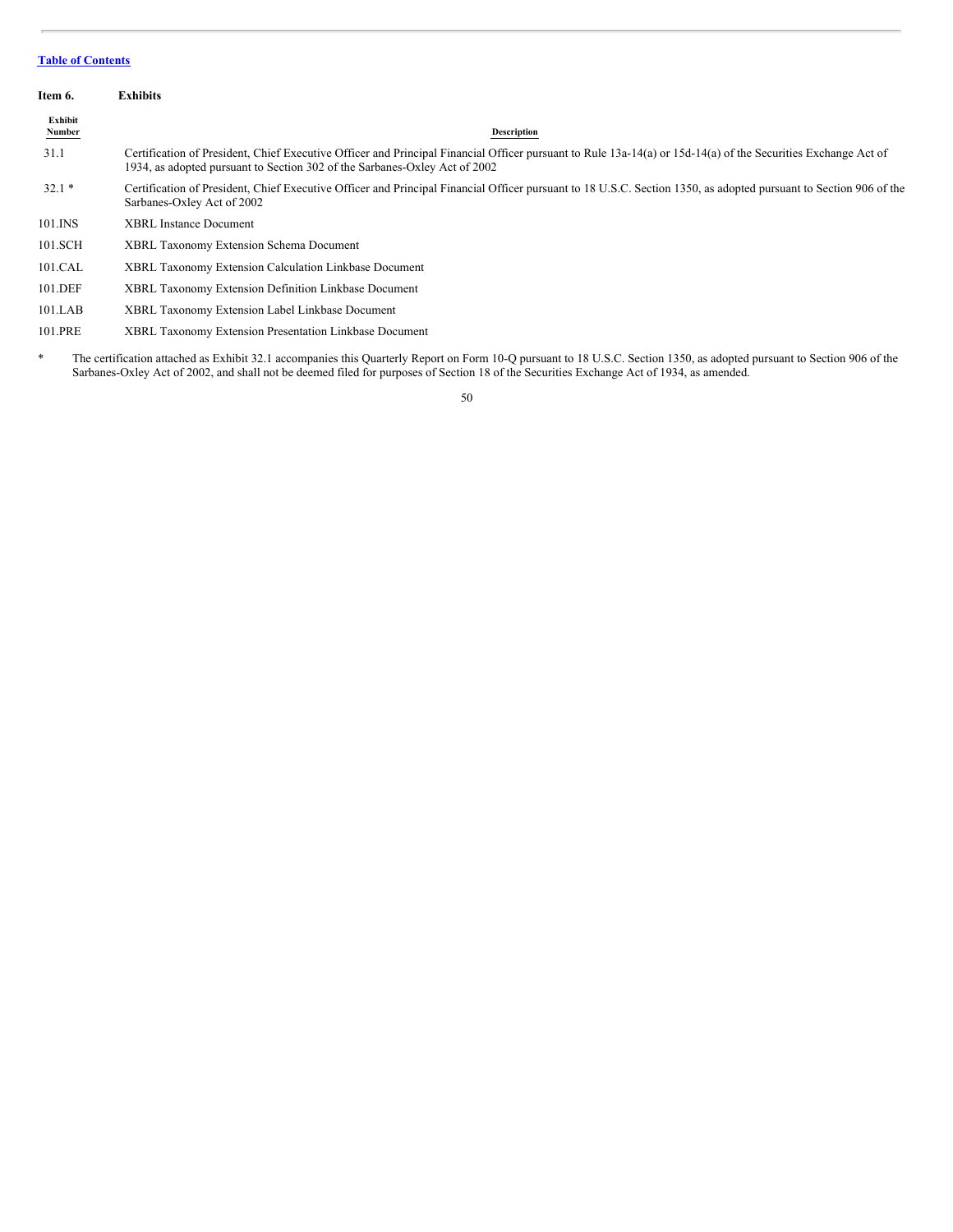[Table of Contents](#)

**Item 6. Exhibits**

| Exhibit Number | Description |
|---|---|
| 31.1 | Certification of President, Chief Executive Officer and Principal Financial Officer pursuant to Rule 13a-14(a) or 15d-14(a) of the Securities Exchange Act of 1934, as adopted pursuant to Section 302 of the Sarbanes-Oxley Act of 2002 |
| 32.1 * | Certification of President, Chief Executive Officer and Principal Financial Officer pursuant to 18 U.S.C. Section 1350, as adopted pursuant to Section 906 of the Sarbanes-Oxley Act of 2002 |
| 101.INS | XBRL Instance Document |
| 101.SCH | XBRL Taxonomy Extension Schema Document |
| 101.CAL | XBRL Taxonomy Extension Calculation Linkbase Document |
| 101.DEF | XBRL Taxonomy Extension Definition Linkbase Document |
| 101.LAB | XBRL Taxonomy Extension Label Linkbase Document |
| 101.PRE | XBRL Taxonomy Extension Presentation Linkbase Document |

\* The certification attached as Exhibit 32.1 accompanies this Quarterly Report on Form 10-Q pursuant to 18 U.S.C. Section 1350, as adopted pursuant to Section 906 of the Sarbanes-Oxley Act of 2002, and shall not be deemed filed for purposes of Section 18 of the Securities Exchange Act of 1934, as amended.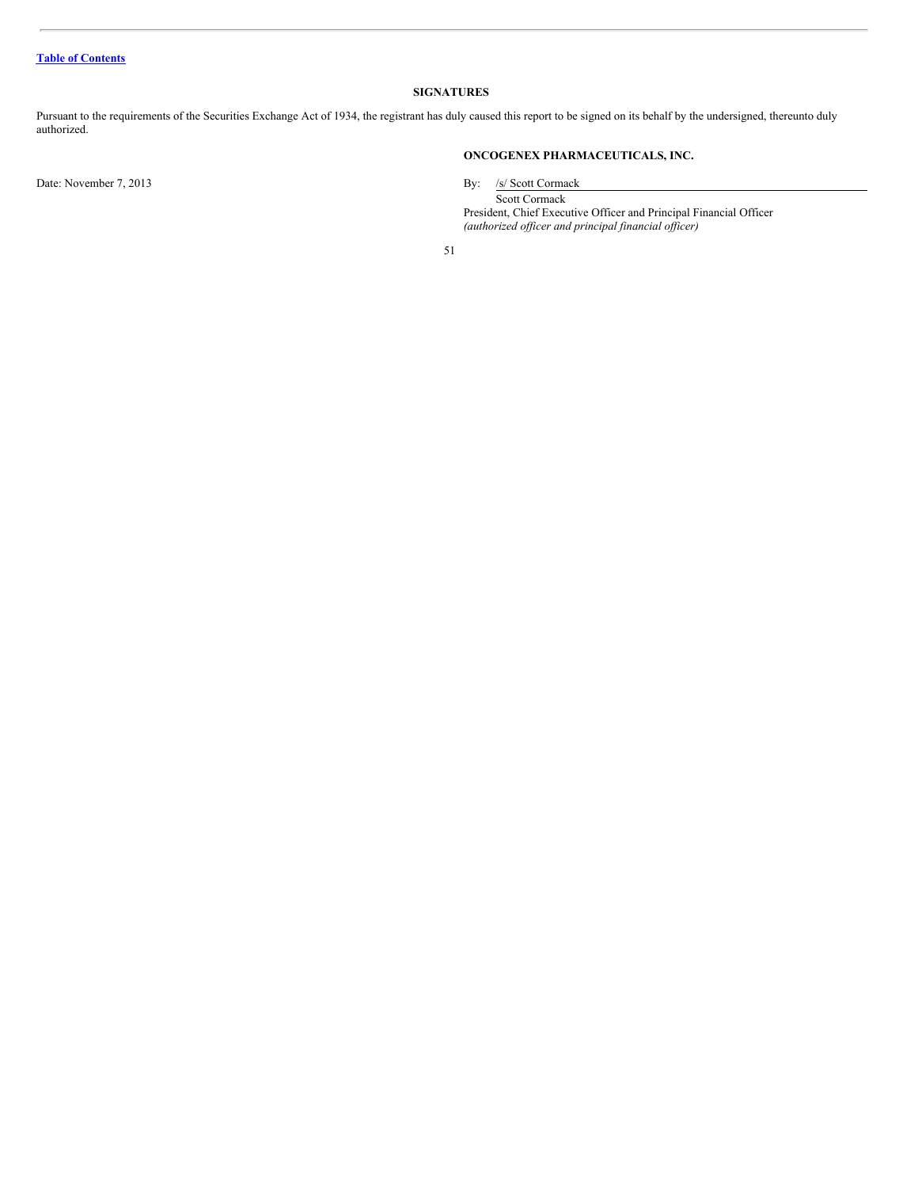[Table of Contents]

## SIGNATURES

Pursuant to the requirements of the Securities Exchange Act of 1934, the registrant has duly caused this report to be signed on its behalf by the undersigned, thereunto duly authorized.

**ONCOGENEX PHARMACEUTICALS, INC.**

Date: November 7, 2013

By: /s/ Scott Cormack

Scott Cormack
President, Chief Executive Officer and Principal Financial Officer
*(authorized officer and principal financial officer)*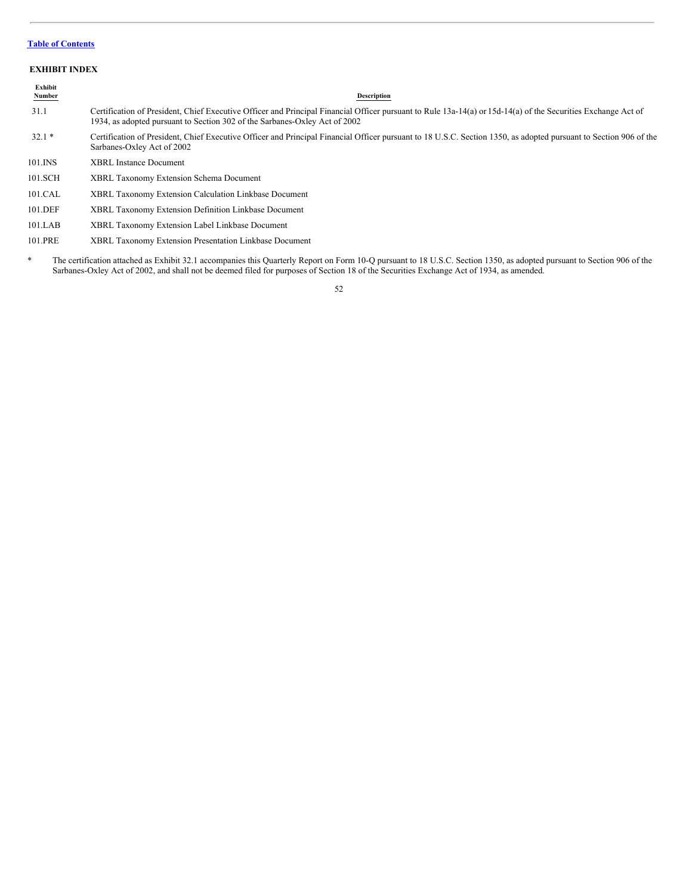[Table of Contents](#)

## EXHIBIT INDEX

| Exhibit Number | Description |
|---|---|
| 31.1 | Certification of President, Chief Executive Officer and Principal Financial Officer pursuant to Rule 13a-14(a) or 15d-14(a) of the Securities Exchange Act of 1934, as adopted pursuant to Section 302 of the Sarbanes-Oxley Act of 2002 |
| 32.1 * | Certification of President, Chief Executive Officer and Principal Financial Officer pursuant to 18 U.S.C. Section 1350, as adopted pursuant to Section 906 of the Sarbanes-Oxley Act of 2002 |
| 101.INS | XBRL Instance Document |
| 101.SCH | XBRL Taxonomy Extension Schema Document |
| 101.CAL | XBRL Taxonomy Extension Calculation Linkbase Document |
| 101.DEF | XBRL Taxonomy Extension Definition Linkbase Document |
| 101.LAB | XBRL Taxonomy Extension Label Linkbase Document |
| 101.PRE | XBRL Taxonomy Extension Presentation Linkbase Document |

\* The certification attached as Exhibit 32.1 accompanies this Quarterly Report on Form 10-Q pursuant to 18 U.S.C. Section 1350, as adopted pursuant to Section 906 of the Sarbanes-Oxley Act of 2002, and shall not be deemed filed for purposes of Section 18 of the Securities Exchange Act of 1934, as amended.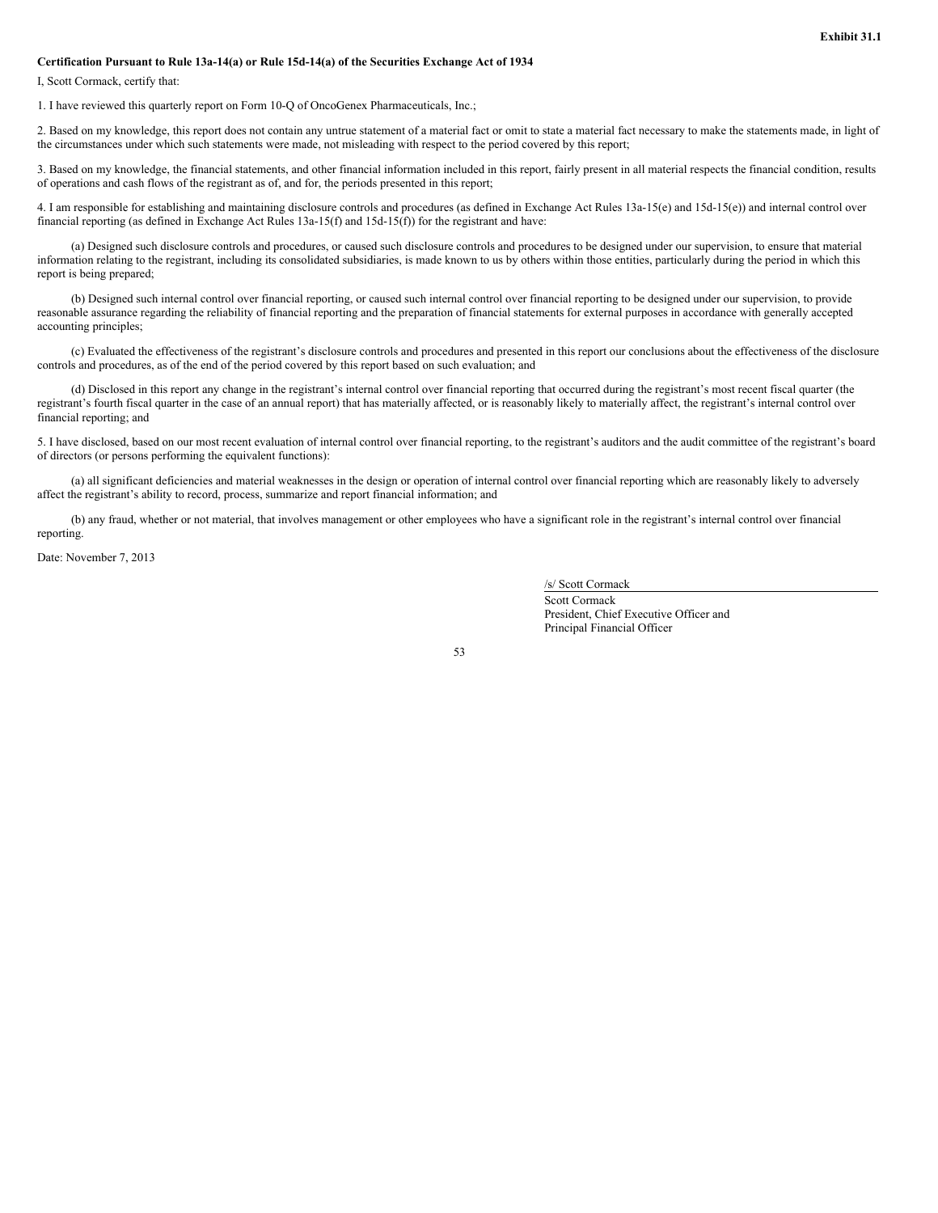**Exhibit 31.1**

**Certification Pursuant to Rule 13a-14(a) or Rule 15d-14(a) of the Securities Exchange Act of 1934**

I, Scott Cormack, certify that:

1. I have reviewed this quarterly report on Form 10-Q of OncoGenex Pharmaceuticals, Inc.;

2. Based on my knowledge, this report does not contain any untrue statement of a material fact or omit to state a material fact necessary to make the statements made, in light of the circumstances under which such statements were made, not misleading with respect to the period covered by this report;

3. Based on my knowledge, the financial statements, and other financial information included in this report, fairly present in all material respects the financial condition, results of operations and cash flows of the registrant as of, and for, the periods presented in this report;

4. I am responsible for establishing and maintaining disclosure controls and procedures (as defined in Exchange Act Rules 13a-15(e) and 15d-15(e)) and internal control over financial reporting (as defined in Exchange Act Rules 13a-15(f) and 15d-15(f)) for the registrant and have:

(a) Designed such disclosure controls and procedures, or caused such disclosure controls and procedures to be designed under our supervision, to ensure that material information relating to the registrant, including its consolidated subsidiaries, is made known to us by others within those entities, particularly during the period in which this report is being prepared;

(b) Designed such internal control over financial reporting, or caused such internal control over financial reporting to be designed under our supervision, to provide reasonable assurance regarding the reliability of financial reporting and the preparation of financial statements for external purposes in accordance with generally accepted accounting principles;

(c) Evaluated the effectiveness of the registrant's disclosure controls and procedures and presented in this report our conclusions about the effectiveness of the disclosure controls and procedures, as of the end of the period covered by this report based on such evaluation; and

(d) Disclosed in this report any change in the registrant's internal control over financial reporting that occurred during the registrant's most recent fiscal quarter (the registrant's fourth fiscal quarter in the case of an annual report) that has materially affected, or is reasonably likely to materially affect, the registrant's internal control over financial reporting; and

5. I have disclosed, based on our most recent evaluation of internal control over financial reporting, to the registrant's auditors and the audit committee of the registrant's board of directors (or persons performing the equivalent functions):

(a) all significant deficiencies and material weaknesses in the design or operation of internal control over financial reporting which are reasonably likely to adversely affect the registrant's ability to record, process, summarize and report financial information; and

(b) any fraud, whether or not material, that involves management or other employees who have a significant role in the registrant's internal control over financial reporting.

Date: November 7, 2013

/s/ Scott Cormack

Scott Cormack
President, Chief Executive Officer and
Principal Financial Officer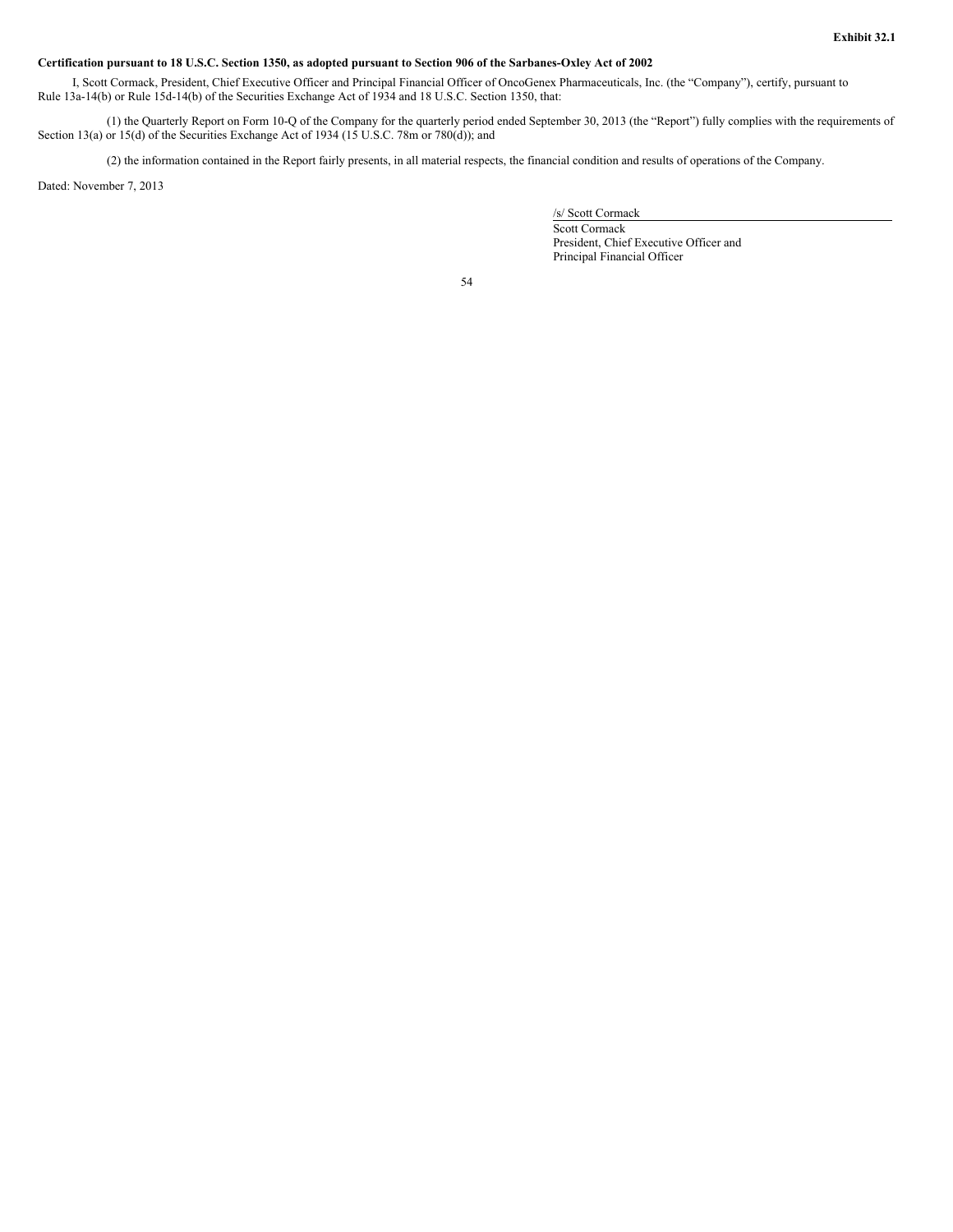**Exhibit 32.1**

**Certification pursuant to 18 U.S.C. Section 1350, as adopted pursuant to Section 906 of the Sarbanes-Oxley Act of 2002**

I, Scott Cormack, President, Chief Executive Officer and Principal Financial Officer of OncoGenex Pharmaceuticals, Inc. (the “Company”), certify, pursuant to Rule 13a-14(b) or Rule 15d-14(b) of the Securities Exchange Act of 1934 and 18 U.S.C. Section 1350, that:

(1) the Quarterly Report on Form 10-Q of the Company for the quarterly period ended September 30, 2013 (the “Report”) fully complies with the requirements of Section 13(a) or 15(d) of the Securities Exchange Act of 1934 (15 U.S.C. 78m or 780(d)); and

(2) the information contained in the Report fairly presents, in all material respects, the financial condition and results of operations of the Company.

Dated: November 7, 2013

/s/ Scott Cormack

Scott Cormack
President, Chief Executive Officer and
Principal Financial Officer